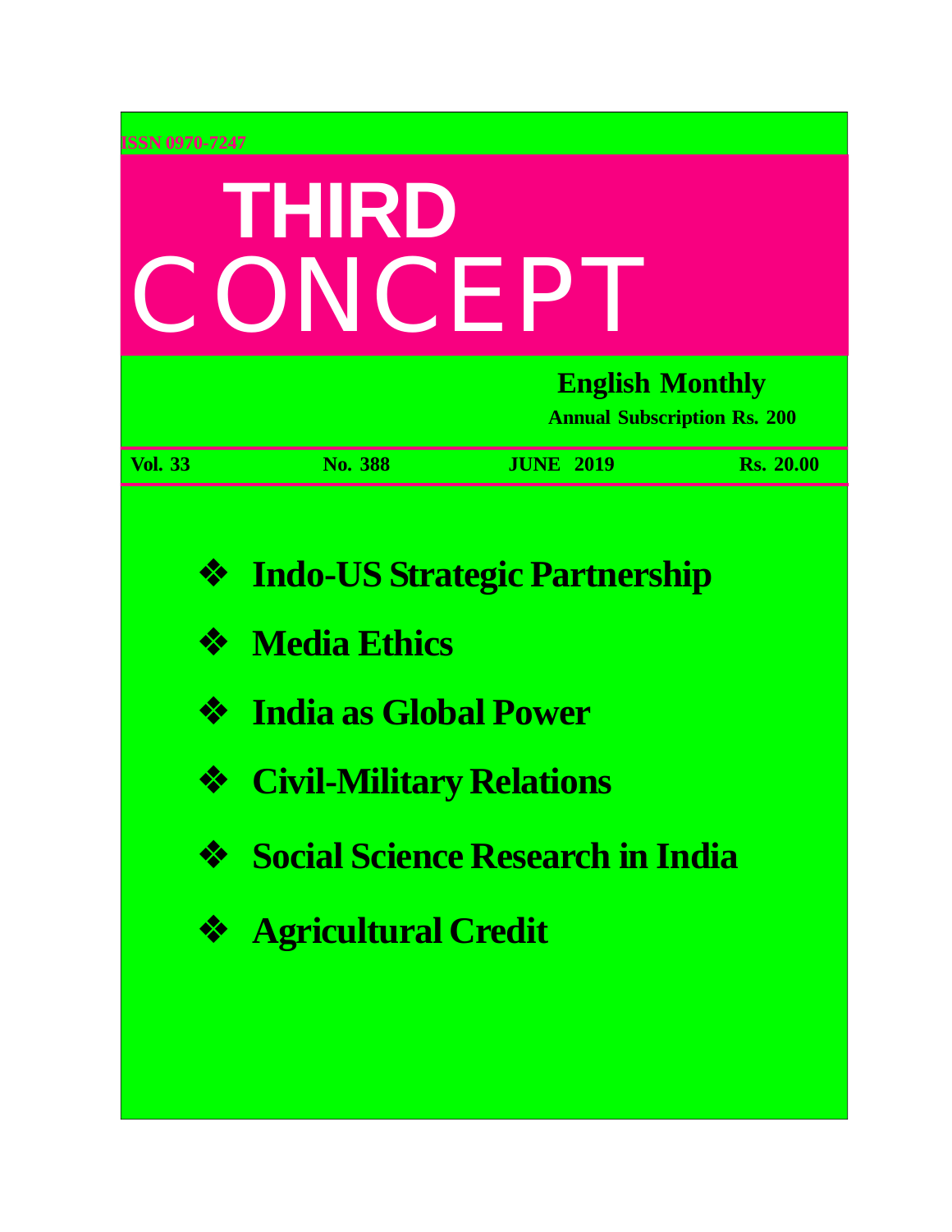ISSN 0970-7247

# THIRD CONCEPT

**English Monthly**

**Annual Subscription Rs. 200**

**Vol. 33** | **No. 388** | **JUNE 2019** | **Rs. 20.00**

- **Indo-US Strategic Partnership**
- **Media Ethics**
- **India as Global Power**
- **Civil-Military Relations**
- **Social Science Research in India**
- **Agricultural Credit**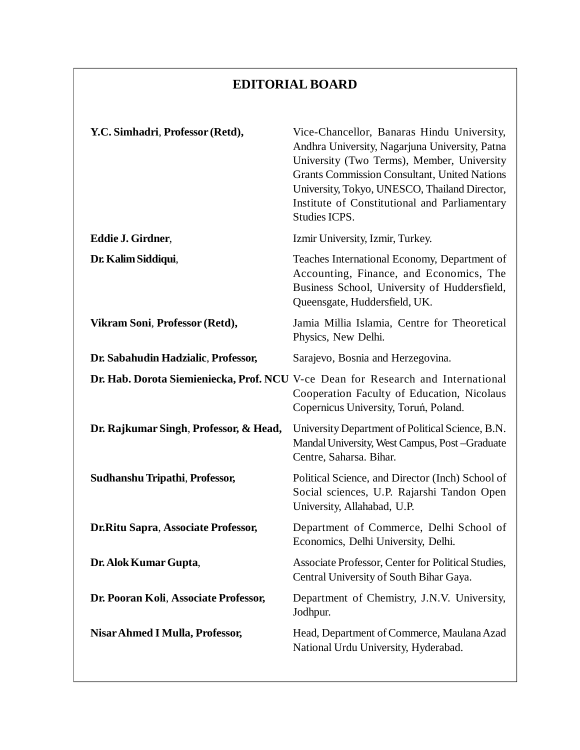## EDITORIAL BOARD

| | |
|---|---|
| **Y.C. Simhadri**, **Professor (Retd),** | Vice-Chancellor, Banaras Hindu University, Andhra University, Nagarjuna University, Patna University (Two Terms), Member, University Grants Commission Consultant, United Nations University, Tokyo, UNESCO, Thailand Director, Institute of Constitutional and Parliamentary Studies ICPS. |
| **Eddie J. Girdner**, | Izmir University, Izmir, Turkey. |
| **Dr. Kalim Siddiqui**, | Teaches International Economy, Department of Accounting, Finance, and Economics, The Business School, University of Huddersfield, Queensgate, Huddersfield, UK. |
| **Vikram Soni**, **Professor (Retd),** | Jamia Millia Islamia, Centre for Theoretical Physics, New Delhi. |
| **Dr. Sabahudin Hadzialic**, **Professor,** | Sarajevo, Bosnia and Herzegovina. |
| **Dr. Hab. Dorota Siemieniecka, Prof. NCU** | V-ce Dean for Research and International Cooperation Faculty of Education, Nicolaus Copernicus University, Toruń, Poland. |
| **Dr. Rajkumar Singh**, **Professor, & Head,** | University Department of Political Science, B.N. Mandal University, West Campus, Post –Graduate Centre, Saharsa. Bihar. |
| **Sudhanshu Tripathi**, **Professor,** | Political Science, and Director (Inch) School of Social sciences, U.P. Rajarshi Tandon Open University, Allahabad, U.P. |
| **Dr.Ritu Sapra**, **Associate Professor,** | Department of Commerce, Delhi School of Economics, Delhi University, Delhi. |
| **Dr. Alok Kumar Gupta**, | Associate Professor, Center for Political Studies, Central University of South Bihar Gaya. |
| **Dr. Pooran Koli**, **Associate Professor,** | Department of Chemistry, J.N.V. University, Jodhpur. |
| **Nisar Ahmed I Mulla, Professor,** | Head, Department of Commerce, Maulana Azad National Urdu University, Hyderabad. |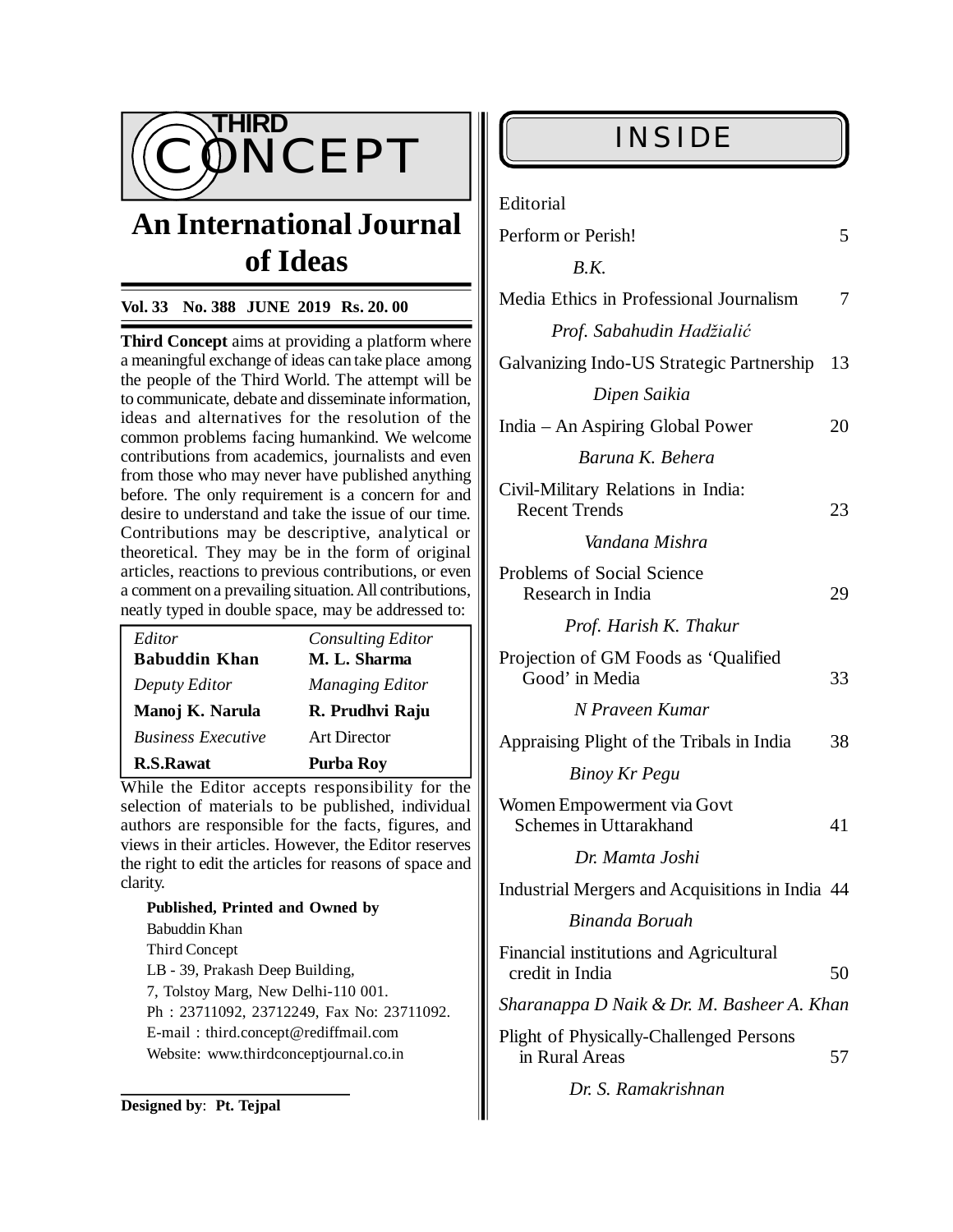# THIRD CONCEPT

## An International Journal of Ideas

**Vol. 33 No. 388 JUNE 2019 Rs. 20. 00**

**Third Concept** aims at providing a platform where a meaningful exchange of ideas can take place among the people of the Third World. The attempt will be to communicate, debate and disseminate information, ideas and alternatives for the resolution of the common problems facing humankind. We welcome contributions from academics, journalists and even from those who may never have published anything before. The only requirement is a concern for and desire to understand and take the issue of our time. Contributions may be descriptive, analytical or theoretical. They may be in the form of original articles, reactions to previous contributions, or even a comment on a prevailing situation. All contributions, neatly typed in double space, may be addressed to:

| | |
|---|---|
| *Editor* | *Consulting Editor* |
| **Babuddin Khan** | **M. L. Sharma** |
| *Deputy Editor* | *Managing Editor* |
| **Manoj K. Narula** | **R. Prudhvi Raju** |
| *Business Executive* | Art Director |
| **R.S.Rawat** | **Purba Roy** |

While the Editor accepts responsibility for the selection of materials to be published, individual authors are responsible for the facts, figures, and views in their articles. However, the Editor reserves the right to edit the articles for reasons of space and clarity.

**Published, Printed and Owned by**
Babuddin Khan
Third Concept
LB - 39, Prakash Deep Building,
7, Tolstoy Marg, New Delhi-110 001.
Ph : 23711092, 23712249, Fax No: 23711092.
E-mail : third.concept@rediffmail.com
Website: www.thirdconceptjournal.co.in

**Designed by**: **Pt. Tejpal**

## INSIDE

Editorial

Perform or Perish! — 5
*B.K.*

Media Ethics in Professional Journalism — 7
*Prof. Sabahudin Hadžialić*

Galvanizing Indo-US Strategic Partnership — 13
*Dipen Saikia*

India – An Aspiring Global Power — 20
*Baruna K. Behera*

Civil-Military Relations in India: Recent Trends — 23
*Vandana Mishra*

Problems of Social Science Research in India — 29
*Prof. Harish K. Thakur*

Projection of GM Foods as 'Qualified Good' in Media — 33
*N Praveen Kumar*

Appraising Plight of the Tribals in India — 38
*Binoy Kr Pegu*

Women Empowerment via Govt Schemes in Uttarakhand — 41
*Dr. Mamta Joshi*

Industrial Mergers and Acquisitions in India — 44
*Binanda Boruah*

Financial institutions and Agricultural credit in India — 50
*Sharanappa D Naik & Dr. M. Basheer A. Khan*

Plight of Physically-Challenged Persons in Rural Areas — 57
*Dr. S. Ramakrishnan*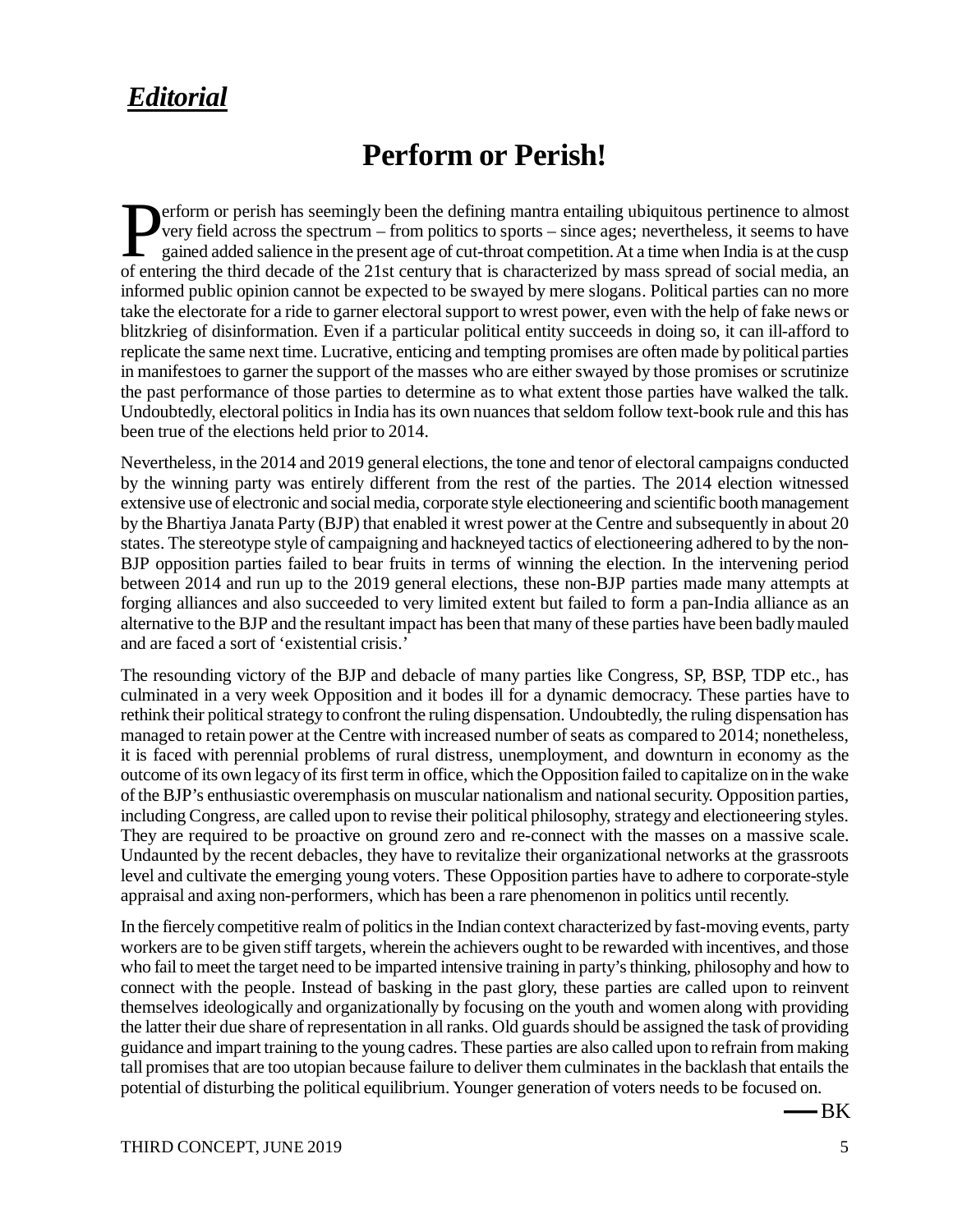## *Editorial*

# Perform or Perish!

Perform or perish has seemingly been the defining mantra entailing ubiquitous pertinence to almost very field across the spectrum – from politics to sports – since ages; nevertheless, it seems to have gained added salience in the present age of cut-throat competition. At a time when India is at the cusp of entering the third decade of the 21st century that is characterized by mass spread of social media, an informed public opinion cannot be expected to be swayed by mere slogans. Political parties can no more take the electorate for a ride to garner electoral support to wrest power, even with the help of fake news or blitzkrieg of disinformation. Even if a particular political entity succeeds in doing so, it can ill-afford to replicate the same next time. Lucrative, enticing and tempting promises are often made by political parties in manifestoes to garner the support of the masses who are either swayed by those promises or scrutinize the past performance of those parties to determine as to what extent those parties have walked the talk. Undoubtedly, electoral politics in India has its own nuances that seldom follow text-book rule and this has been true of the elections held prior to 2014.

Nevertheless, in the 2014 and 2019 general elections, the tone and tenor of electoral campaigns conducted by the winning party was entirely different from the rest of the parties. The 2014 election witnessed extensive use of electronic and social media, corporate style electioneering and scientific booth management by the Bhartiya Janata Party (BJP) that enabled it wrest power at the Centre and subsequently in about 20 states. The stereotype style of campaigning and hackneyed tactics of electioneering adhered to by the non-BJP opposition parties failed to bear fruits in terms of winning the election. In the intervening period between 2014 and run up to the 2019 general elections, these non-BJP parties made many attempts at forging alliances and also succeeded to very limited extent but failed to form a pan-India alliance as an alternative to the BJP and the resultant impact has been that many of these parties have been badly mauled and are faced a sort of 'existential crisis.'

The resounding victory of the BJP and debacle of many parties like Congress, SP, BSP, TDP etc., has culminated in a very week Opposition and it bodes ill for a dynamic democracy. These parties have to rethink their political strategy to confront the ruling dispensation. Undoubtedly, the ruling dispensation has managed to retain power at the Centre with increased number of seats as compared to 2014; nonetheless, it is faced with perennial problems of rural distress, unemployment, and downturn in economy as the outcome of its own legacy of its first term in office, which the Opposition failed to capitalize on in the wake of the BJP's enthusiastic overemphasis on muscular nationalism and national security. Opposition parties, including Congress, are called upon to revise their political philosophy, strategy and electioneering styles. They are required to be proactive on ground zero and re-connect with the masses on a massive scale. Undaunted by the recent debacles, they have to revitalize their organizational networks at the grassroots level and cultivate the emerging young voters. These Opposition parties have to adhere to corporate-style appraisal and axing non-performers, which has been a rare phenomenon in politics until recently.

In the fiercely competitive realm of politics in the Indian context characterized by fast-moving events, party workers are to be given stiff targets, wherein the achievers ought to be rewarded with incentives, and those who fail to meet the target need to be imparted intensive training in party's thinking, philosophy and how to connect with the people. Instead of basking in the past glory, these parties are called upon to reinvent themselves ideologically and organizationally by focusing on the youth and women along with providing the latter their due share of representation in all ranks. Old guards should be assigned the task of providing guidance and impart training to the young cadres. These parties are also called upon to refrain from making tall promises that are too utopian because failure to deliver them culminates in the backlash that entails the potential of disturbing the political equilibrium. Younger generation of voters needs to be focused on.

— BK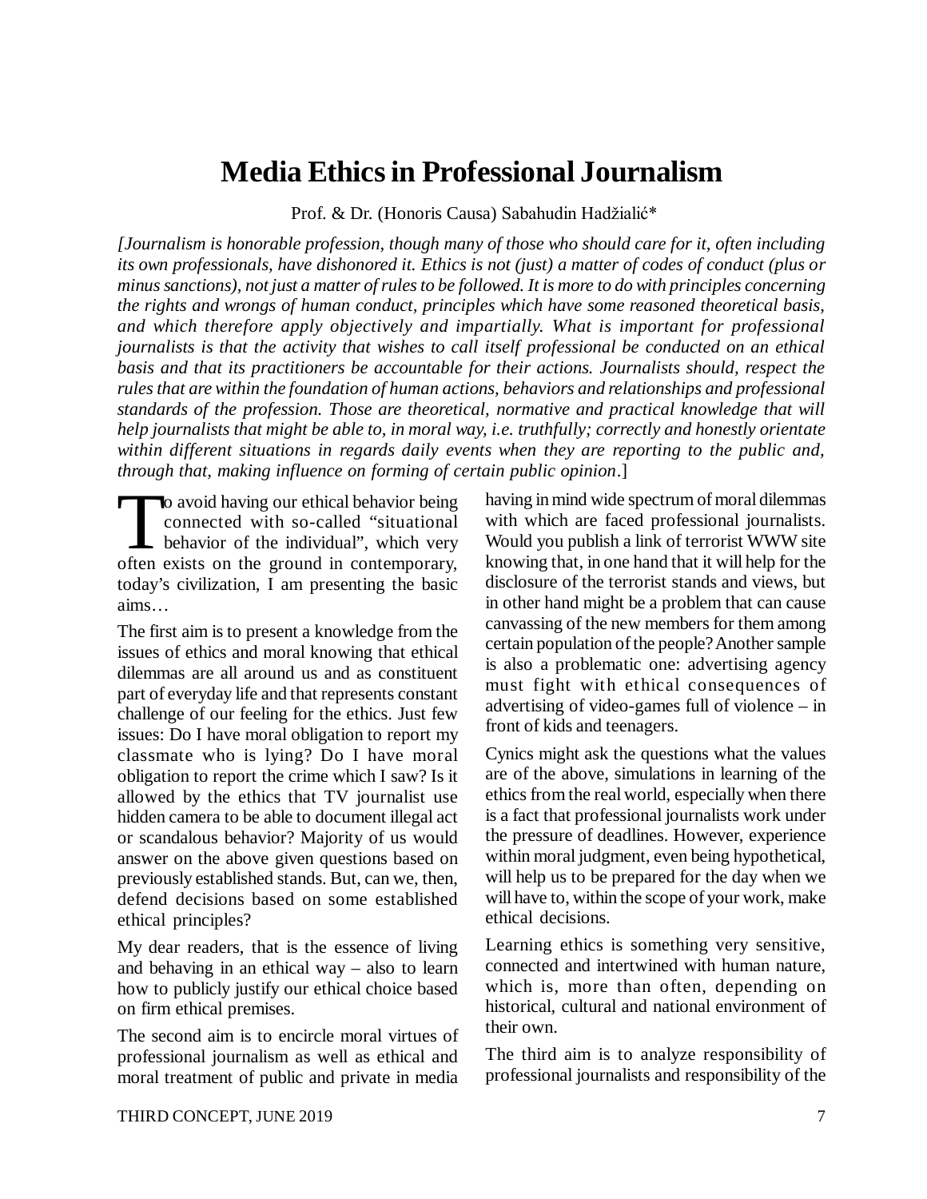# Media Ethics in Professional Journalism

Prof. & Dr. (Honoris Causa) Sabahudin Hadžialić*

*[Journalism is honorable profession, though many of those who should care for it, often including its own professionals, have dishonored it. Ethics is not (just) a matter of codes of conduct (plus or minus sanctions), not just a matter of rules to be followed. It is more to do with principles concerning the rights and wrongs of human conduct, principles which have some reasoned theoretical basis, and which therefore apply objectively and impartially. What is important for professional journalists is that the activity that wishes to call itself professional be conducted on an ethical basis and that its practitioners be accountable for their actions. Journalists should, respect the rules that are within the foundation of human actions, behaviors and relationships and professional standards of the profession. Those are theoretical, normative and practical knowledge that will help journalists that might be able to, in moral way, i.e. truthfully; correctly and honestly orientate within different situations in regards daily events when they are reporting to the public and, through that, making influence on forming of certain public opinion*.]

To avoid having our ethical behavior being connected with so-called "situational behavior of the individual", which very often exists on the ground in contemporary, today's civilization, I am presenting the basic aims…

The first aim is to present a knowledge from the issues of ethics and moral knowing that ethical dilemmas are all around us and as constituent part of everyday life and that represents constant challenge of our feeling for the ethics. Just few issues: Do I have moral obligation to report my classmate who is lying? Do I have moral obligation to report the crime which I saw? Is it allowed by the ethics that TV journalist use hidden camera to be able to document illegal act or scandalous behavior? Majority of us would answer on the above given questions based on previously established stands. But, can we, then, defend decisions based on some established ethical principles?

My dear readers, that is the essence of living and behaving in an ethical way – also to learn how to publicly justify our ethical choice based on firm ethical premises.

The second aim is to encircle moral virtues of professional journalism as well as ethical and moral treatment of public and private in media having in mind wide spectrum of moral dilemmas with which are faced professional journalists. Would you publish a link of terrorist WWW site knowing that, in one hand that it will help for the disclosure of the terrorist stands and views, but in other hand might be a problem that can cause canvassing of the new members for them among certain population of the people? Another sample is also a problematic one: advertising agency must fight with ethical consequences of advertising of video-games full of violence – in front of kids and teenagers.

Cynics might ask the questions what the values are of the above, simulations in learning of the ethics from the real world, especially when there is a fact that professional journalists work under the pressure of deadlines. However, experience within moral judgment, even being hypothetical, will help us to be prepared for the day when we will have to, within the scope of your work, make ethical decisions.

Learning ethics is something very sensitive, connected and intertwined with human nature, which is, more than often, depending on historical, cultural and national environment of their own.

The third aim is to analyze responsibility of professional journalists and responsibility of the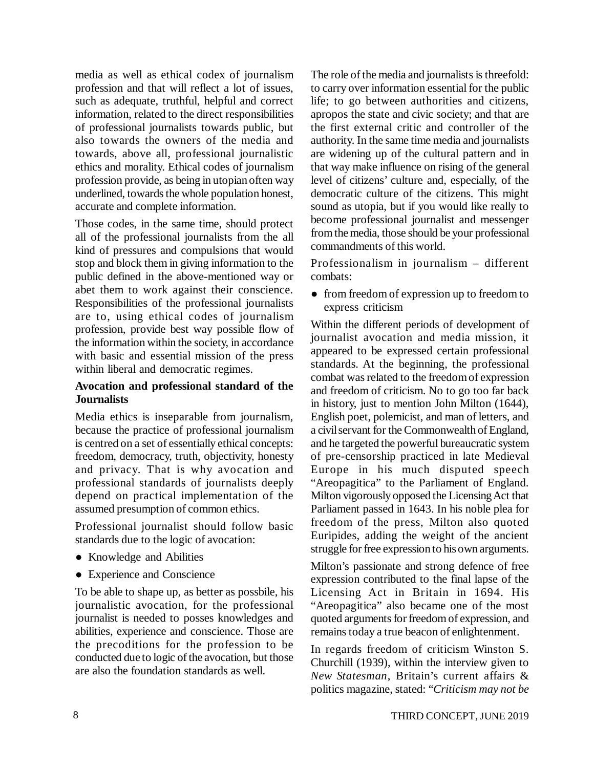media as well as ethical codex of journalism profession and that will reflect a lot of issues, such as adequate, truthful, helpful and correct information, related to the direct responsibilities of professional journalists towards public, but also towards the owners of the media and towards, above all, professional journalistic ethics and morality. Ethical codes of journalism profession provide, as being in utopian often way underlined, towards the whole population honest, accurate and complete information.

Those codes, in the same time, should protect all of the professional journalists from the all kind of pressures and compulsions that would stop and block them in giving information to the public defined in the above-mentioned way or abet them to work against their conscience. Responsibilities of the professional journalists are to, using ethical codes of journalism profession, provide best way possible flow of the information within the society, in accordance with basic and essential mission of the press within liberal and democratic regimes.

**Avocation and professional standard of the Journalists**

Media ethics is inseparable from journalism, because the practice of professional journalism is centred on a set of essentially ethical concepts: freedom, democracy, truth, objectivity, honesty and privacy. That is why avocation and professional standards of journalists deeply depend on practical implementation of the assumed presumption of common ethics.

Professional journalist should follow basic standards due to the logic of avocation:

- Knowledge and Abilities
- Experience and Conscience

To be able to shape up, as better as possbile, his journalistic avocation, for the professional journalist is needed to posses knowledges and abilities, experience and conscience. Those are the precoditions for the profession to be conducted due to logic of the avocation, but those are also the foundation standards as well.

The role of the media and journalists is threefold: to carry over information essential for the public life; to go between authorities and citizens, apropos the state and civic society; and that are the first external critic and controller of the authority. In the same time media and journalists are widening up of the cultural pattern and in that way make influence on rising of the general level of citizens' culture and, especially, of the democratic culture of the citizens. This might sound as utopia, but if you would like really to become professional journalist and messenger from the media, those should be your professional commandments of this world.

Professionalism in journalism – different combats:

- from freedom of expression up to freedom to express criticism

Within the different periods of development of journalist avocation and media mission, it appeared to be expressed certain professional standards. At the beginning, the professional combat was related to the freedom of expression and freedom of criticism. No to go too far back in history, just to mention John Milton (1644), English poet, polemicist, and man of letters, and a civil servant for the Commonwealth of England, and he targeted the powerful bureaucratic system of pre-censorship practiced in late Medieval Europe in his much disputed speech "Areopagitica" to the Parliament of England. Milton vigorously opposed the Licensing Act that Parliament passed in 1643. In his noble plea for freedom of the press, Milton also quoted Euripides, adding the weight of the ancient struggle for free expression to his own arguments.

Milton's passionate and strong defence of free expression contributed to the final lapse of the Licensing Act in Britain in 1694. His "Areopagitica" also became one of the most quoted arguments for freedom of expression, and remains today a true beacon of enlightenment.

In regards freedom of criticism Winston S. Churchill (1939), within the interview given to *New Statesman*, Britain's current affairs & politics magazine, stated: "*Criticism may not be*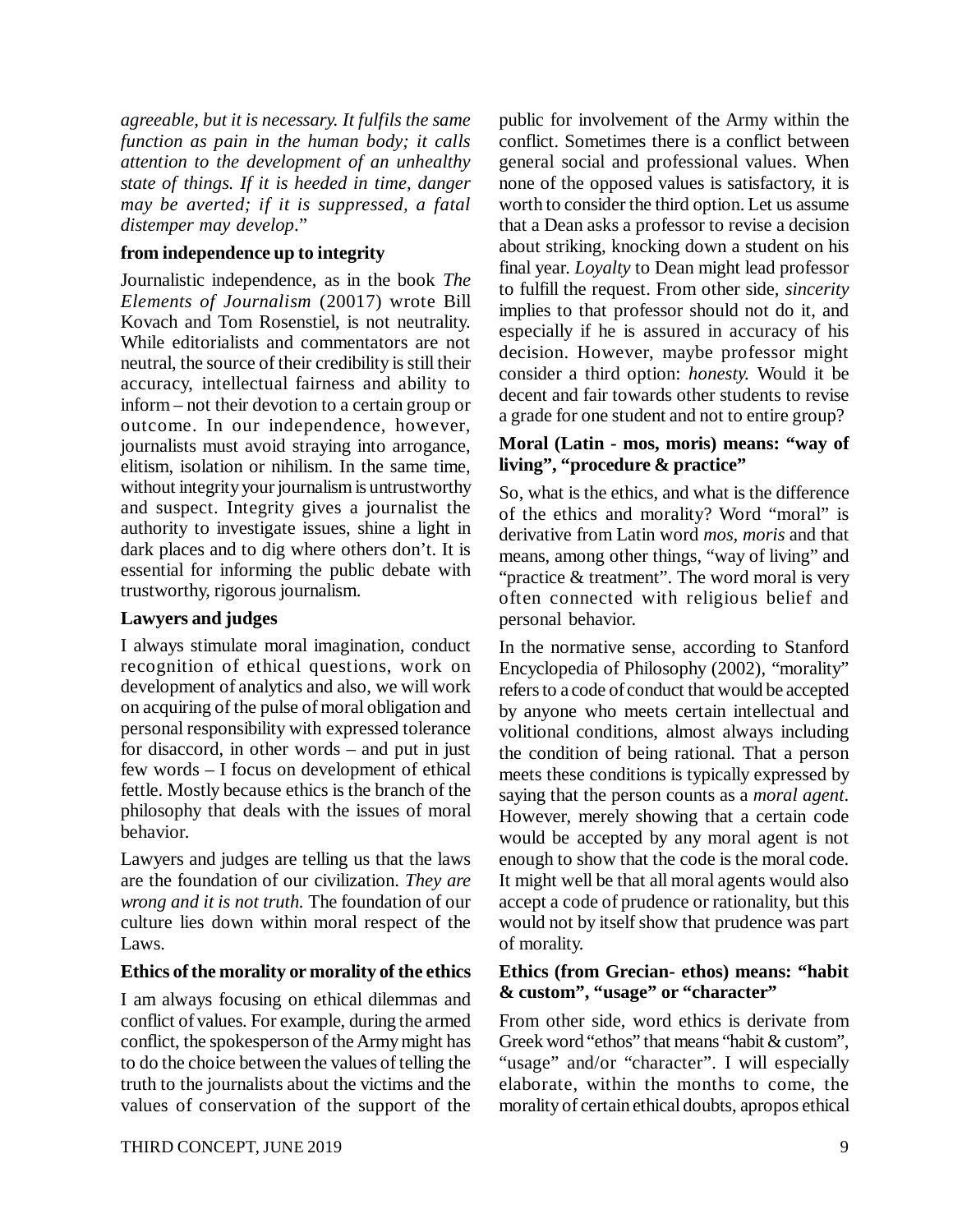*agreeable, but it is necessary. It fulfils the same function as pain in the human body; it calls attention to the development of an unhealthy state of things. If it is heeded in time, danger may be averted; if it is suppressed, a fatal distemper may develop*."

**from independence up to integrity**

Journalistic independence, as in the book *The Elements of Journalism* (20017) wrote Bill Kovach and Tom Rosenstiel, is not neutrality. While editorialists and commentators are not neutral, the source of their credibility is still their accuracy, intellectual fairness and ability to inform – not their devotion to a certain group or outcome. In our independence, however, journalists must avoid straying into arrogance, elitism, isolation or nihilism. In the same time, without integrity your journalism is untrustworthy and suspect. Integrity gives a journalist the authority to investigate issues, shine a light in dark places and to dig where others don't. It is essential for informing the public debate with trustworthy, rigorous journalism.

**Lawyers and judges**

I always stimulate moral imagination, conduct recognition of ethical questions, work on development of analytics and also, we will work on acquiring of the pulse of moral obligation and personal responsibility with expressed tolerance for disaccord, in other words – and put in just few words – I focus on development of ethical fettle. Mostly because ethics is the branch of the philosophy that deals with the issues of moral behavior.

Lawyers and judges are telling us that the laws are the foundation of our civilization. *They are wrong and it is not truth.* The foundation of our culture lies down within moral respect of the Laws.

**Ethics of the morality or morality of the ethics**

I am always focusing on ethical dilemmas and conflict of values. For example, during the armed conflict, the spokesperson of the Army might has to do the choice between the values of telling the truth to the journalists about the victims and the values of conservation of the support of the public for involvement of the Army within the conflict. Sometimes there is a conflict between general social and professional values. When none of the opposed values is satisfactory, it is worth to consider the third option. Let us assume that a Dean asks a professor to revise a decision about striking, knocking down a student on his final year. *Loyalty* to Dean might lead professor to fulfill the request. From other side, *sincerity* implies to that professor should not do it, and especially if he is assured in accuracy of his decision. However, maybe professor might consider a third option: *honesty.* Would it be decent and fair towards other students to revise a grade for one student and not to entire group?

**Moral (Latin - mos, moris) means: "way of living", "procedure & practice"**

So, what is the ethics, and what is the difference of the ethics and morality? Word "moral" is derivative from Latin word *mos, moris* and that means, among other things, "way of living" and "practice & treatment". The word moral is very often connected with religious belief and personal behavior.

In the normative sense, according to Stanford Encyclopedia of Philosophy (2002), "morality" refers to a code of conduct that would be accepted by anyone who meets certain intellectual and volitional conditions, almost always including the condition of being rational. That a person meets these conditions is typically expressed by saying that the person counts as a *moral agent*. However, merely showing that a certain code would be accepted by any moral agent is not enough to show that the code is the moral code. It might well be that all moral agents would also accept a code of prudence or rationality, but this would not by itself show that prudence was part of morality.

**Ethics (from Grecian- ethos) means: "habit & custom", "usage" or "character"**

From other side, word ethics is derivate from Greek word "ethos" that means "habit & custom", "usage" and/or "character". I will especially elaborate, within the months to come, the morality of certain ethical doubts, apropos ethical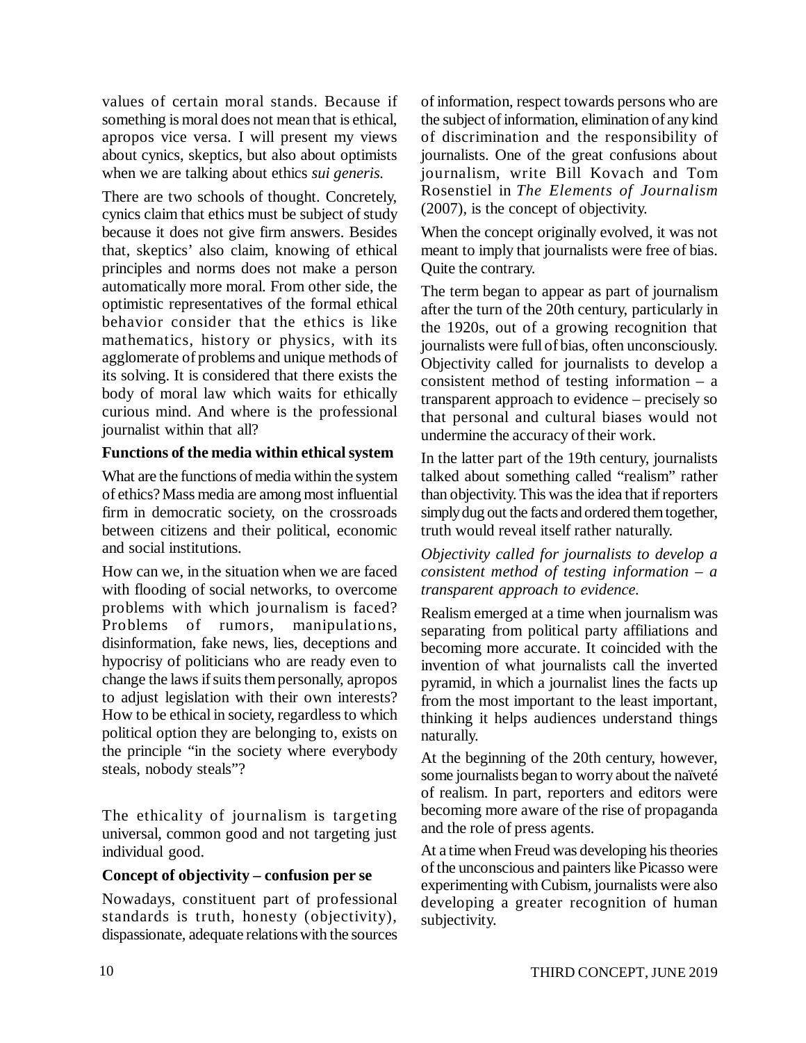values of certain moral stands. Because if something is moral does not mean that is ethical, apropos vice versa. I will present my views about cynics, skeptics, but also about optimists when we are talking about ethics *sui generis*.

There are two schools of thought. Concretely, cynics claim that ethics must be subject of study because it does not give firm answers. Besides that, skeptics' also claim, knowing of ethical principles and norms does not make a person automatically more moral. From other side, the optimistic representatives of the formal ethical behavior consider that the ethics is like mathematics, history or physics, with its agglomerate of problems and unique methods of its solving. It is considered that there exists the body of moral law which waits for ethically curious mind. And where is the professional journalist within that all?

### Functions of the media within ethical system

What are the functions of media within the system of ethics? Mass media are among most influential firm in democratic society, on the crossroads between citizens and their political, economic and social institutions.

How can we, in the situation when we are faced with flooding of social networks, to overcome problems with which journalism is faced? Problems of rumors, manipulations, disinformation, fake news, lies, deceptions and hypocrisy of politicians who are ready even to change the laws if suits them personally, apropos to adjust legislation with their own interests? How to be ethical in society, regardless to which political option they are belonging to, exists on the principle "in the society where everybody steals, nobody steals"?

The ethicality of journalism is targeting universal, common good and not targeting just individual good.

### Concept of objectivity – confusion per se

Nowadays, constituent part of professional standards is truth, honesty (objectivity), dispassionate, adequate relations with the sources of information, respect towards persons who are the subject of information, elimination of any kind of discrimination and the responsibility of journalists. One of the great confusions about journalism, write Bill Kovach and Tom Rosenstiel in *The Elements of Journalism* (2007), is the concept of objectivity.

When the concept originally evolved, it was not meant to imply that journalists were free of bias. Quite the contrary.

The term began to appear as part of journalism after the turn of the 20th century, particularly in the 1920s, out of a growing recognition that journalists were full of bias, often unconsciously. Objectivity called for journalists to develop a consistent method of testing information – a transparent approach to evidence – precisely so that personal and cultural biases would not undermine the accuracy of their work.

In the latter part of the 19th century, journalists talked about something called "realism" rather than objectivity. This was the idea that if reporters simply dug out the facts and ordered them together, truth would reveal itself rather naturally.

*Objectivity called for journalists to develop a consistent method of testing information – a transparent approach to evidence.*

Realism emerged at a time when journalism was separating from political party affiliations and becoming more accurate. It coincided with the invention of what journalists call the inverted pyramid, in which a journalist lines the facts up from the most important to the least important, thinking it helps audiences understand things naturally.

At the beginning of the 20th century, however, some journalists began to worry about the naïveté of realism. In part, reporters and editors were becoming more aware of the rise of propaganda and the role of press agents.

At a time when Freud was developing his theories of the unconscious and painters like Picasso were experimenting with Cubism, journalists were also developing a greater recognition of human subjectivity.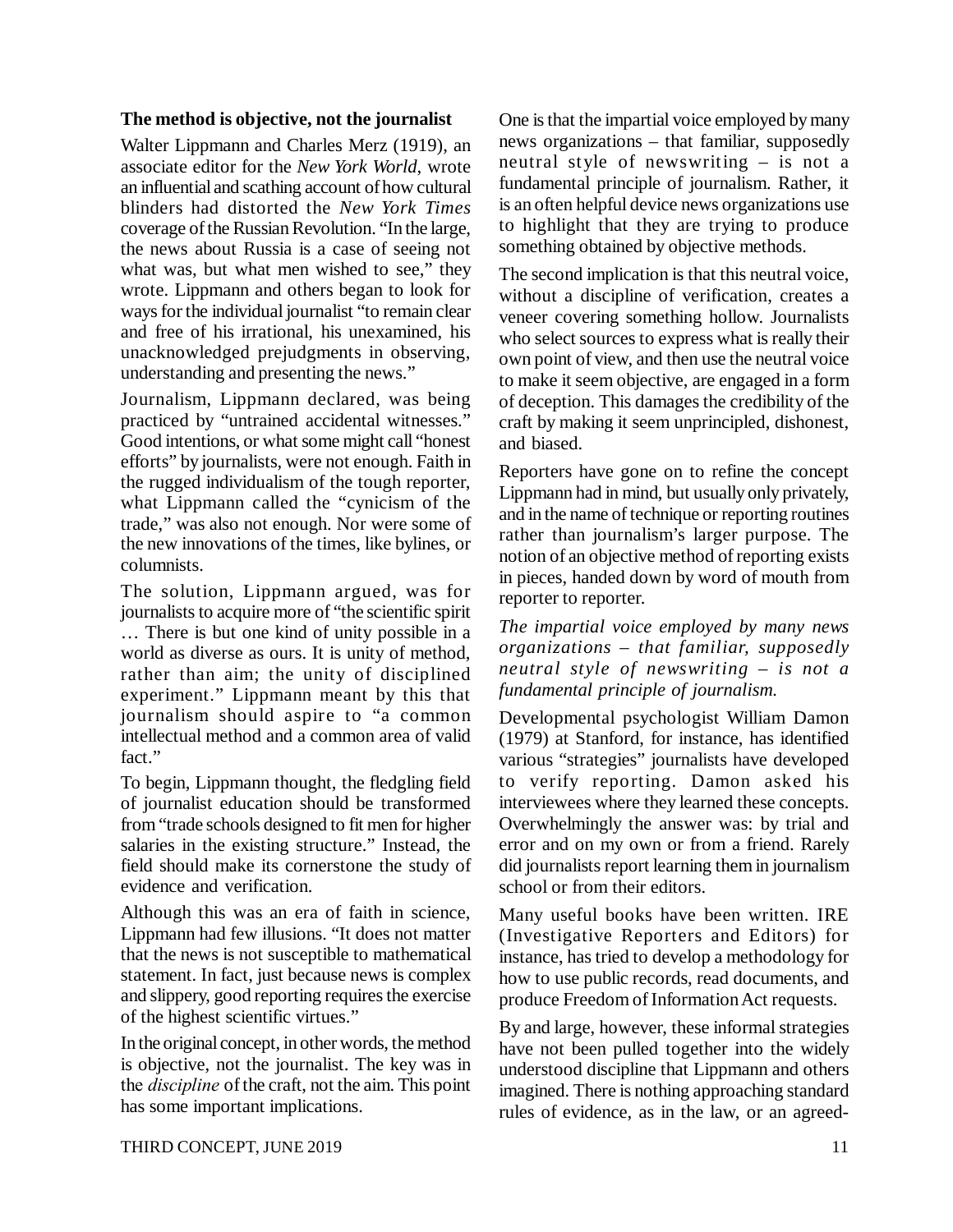## The method is objective, not the journalist

Walter Lippmann and Charles Merz (1919), an associate editor for the *New York World*, wrote an influential and scathing account of how cultural blinders had distorted the *New York Times* coverage of the Russian Revolution. "In the large, the news about Russia is a case of seeing not what was, but what men wished to see," they wrote. Lippmann and others began to look for ways for the individual journalist "to remain clear and free of his irrational, his unexamined, his unacknowledged prejudgments in observing, understanding and presenting the news."

Journalism, Lippmann declared, was being practiced by "untrained accidental witnesses." Good intentions, or what some might call "honest efforts" by journalists, were not enough. Faith in the rugged individualism of the tough reporter, what Lippmann called the "cynicism of the trade," was also not enough. Nor were some of the new innovations of the times, like bylines, or columnists.

The solution, Lippmann argued, was for journalists to acquire more of "the scientific spirit … There is but one kind of unity possible in a world as diverse as ours. It is unity of method, rather than aim; the unity of disciplined experiment." Lippmann meant by this that journalism should aspire to "a common intellectual method and a common area of valid fact."

To begin, Lippmann thought, the fledgling field of journalist education should be transformed from "trade schools designed to fit men for higher salaries in the existing structure." Instead, the field should make its cornerstone the study of evidence and verification.

Although this was an era of faith in science, Lippmann had few illusions. "It does not matter that the news is not susceptible to mathematical statement. In fact, just because news is complex and slippery, good reporting requires the exercise of the highest scientific virtues."

In the original concept, in other words, the method is objective, not the journalist. The key was in the *discipline* of the craft, not the aim. This point has some important implications.

One is that the impartial voice employed by many news organizations – that familiar, supposedly neutral style of newswriting – is not a fundamental principle of journalism. Rather, it is an often helpful device news organizations use to highlight that they are trying to produce something obtained by objective methods.

The second implication is that this neutral voice, without a discipline of verification, creates a veneer covering something hollow. Journalists who select sources to express what is really their own point of view, and then use the neutral voice to make it seem objective, are engaged in a form of deception. This damages the credibility of the craft by making it seem unprincipled, dishonest, and biased.

Reporters have gone on to refine the concept Lippmann had in mind, but usually only privately, and in the name of technique or reporting routines rather than journalism's larger purpose. The notion of an objective method of reporting exists in pieces, handed down by word of mouth from reporter to reporter.

*The impartial voice employed by many news organizations – that familiar, supposedly neutral style of newswriting – is not a fundamental principle of journalism.*

Developmental psychologist William Damon (1979) at Stanford, for instance, has identified various "strategies" journalists have developed to verify reporting. Damon asked his interviewees where they learned these concepts. Overwhelmingly the answer was: by trial and error and on my own or from a friend. Rarely did journalists report learning them in journalism school or from their editors.

Many useful books have been written. IRE (Investigative Reporters and Editors) for instance, has tried to develop a methodology for how to use public records, read documents, and produce Freedom of Information Act requests.

By and large, however, these informal strategies have not been pulled together into the widely understood discipline that Lippmann and others imagined. There is nothing approaching standard rules of evidence, as in the law, or an agreed-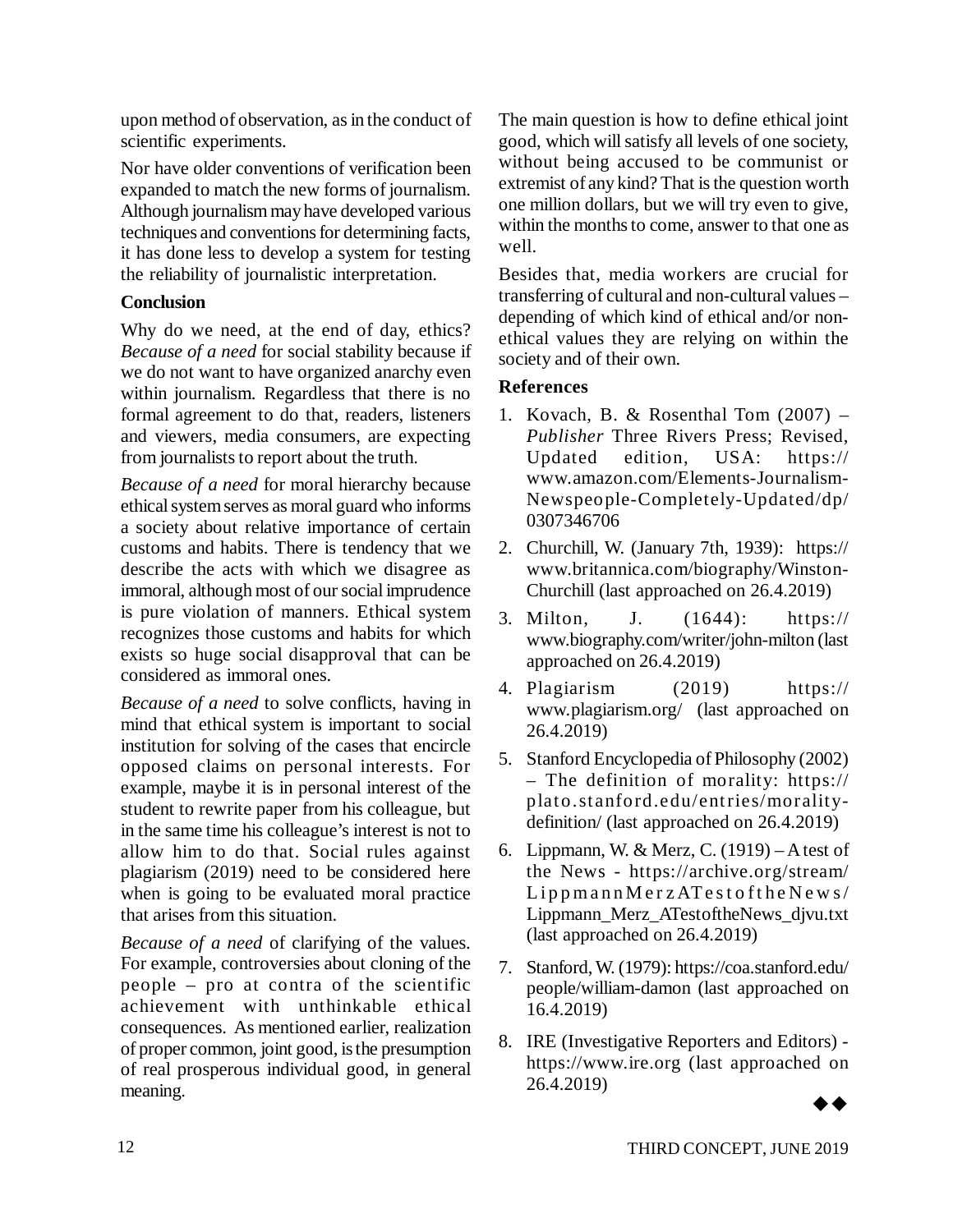upon method of observation, as in the conduct of scientific experiments.

Nor have older conventions of verification been expanded to match the new forms of journalism. Although journalism may have developed various techniques and conventions for determining facts, it has done less to develop a system for testing the reliability of journalistic interpretation.

**Conclusion**

Why do we need, at the end of day, ethics? *Because of a need* for social stability because if we do not want to have organized anarchy even within journalism. Regardless that there is no formal agreement to do that, readers, listeners and viewers, media consumers, are expecting from journalists to report about the truth.

*Because of a need* for moral hierarchy because ethical system serves as moral guard who informs a society about relative importance of certain customs and habits. There is tendency that we describe the acts with which we disagree as immoral, although most of our social imprudence is pure violation of manners. Ethical system recognizes those customs and habits for which exists so huge social disapproval that can be considered as immoral ones.

*Because of a need* to solve conflicts, having in mind that ethical system is important to social institution for solving of the cases that encircle opposed claims on personal interests. For example, maybe it is in personal interest of the student to rewrite paper from his colleague, but in the same time his colleague's interest is not to allow him to do that. Social rules against plagiarism (2019) need to be considered here when is going to be evaluated moral practice that arises from this situation.

*Because of a need* of clarifying of the values. For example, controversies about cloning of the people – pro at contra of the scientific achievement with unthinkable ethical consequences. As mentioned earlier, realization of proper common, joint good, is the presumption of real prosperous individual good, in general meaning.

The main question is how to define ethical joint good, which will satisfy all levels of one society, without being accused to be communist or extremist of any kind? That is the question worth one million dollars, but we will try even to give, within the months to come, answer to that one as well.

Besides that, media workers are crucial for transferring of cultural and non-cultural values – depending of which kind of ethical and/or non-ethical values they are relying on within the society and of their own.

**References**

1. Kovach, B. & Rosenthal Tom (2007) – *Publisher* Three Rivers Press; Revised, Updated edition, USA: https://www.amazon.com/Elements-Journalism-Newspeople-Completely-Updated/dp/0307346706
2. Churchill, W. (January 7th, 1939): https://www.britannica.com/biography/Winston-Churchill (last approached on 26.4.2019)
3. Milton, J. (1644): https://www.biography.com/writer/john-milton (last approached on 26.4.2019)
4. Plagiarism (2019) https://www.plagiarism.org/ (last approached on 26.4.2019)
5. Stanford Encyclopedia of Philosophy (2002) – The definition of morality: https://plato.stanford.edu/entries/morality-definition/ (last approached on 26.4.2019)
6. Lippmann, W. & Merz, C. (1919) – A test of the News - https://archive.org/stream/LippmannMerzATestoftheNews/Lippmann_Merz_ATestoftheNews_djvu.txt (last approached on 26.4.2019)
7. Stanford, W. (1979): https://coa.stanford.edu/people/william-damon (last approached on 16.4.2019)
8. IRE (Investigative Reporters and Editors) - https://www.ire.org (last approached on 26.4.2019)

◆◆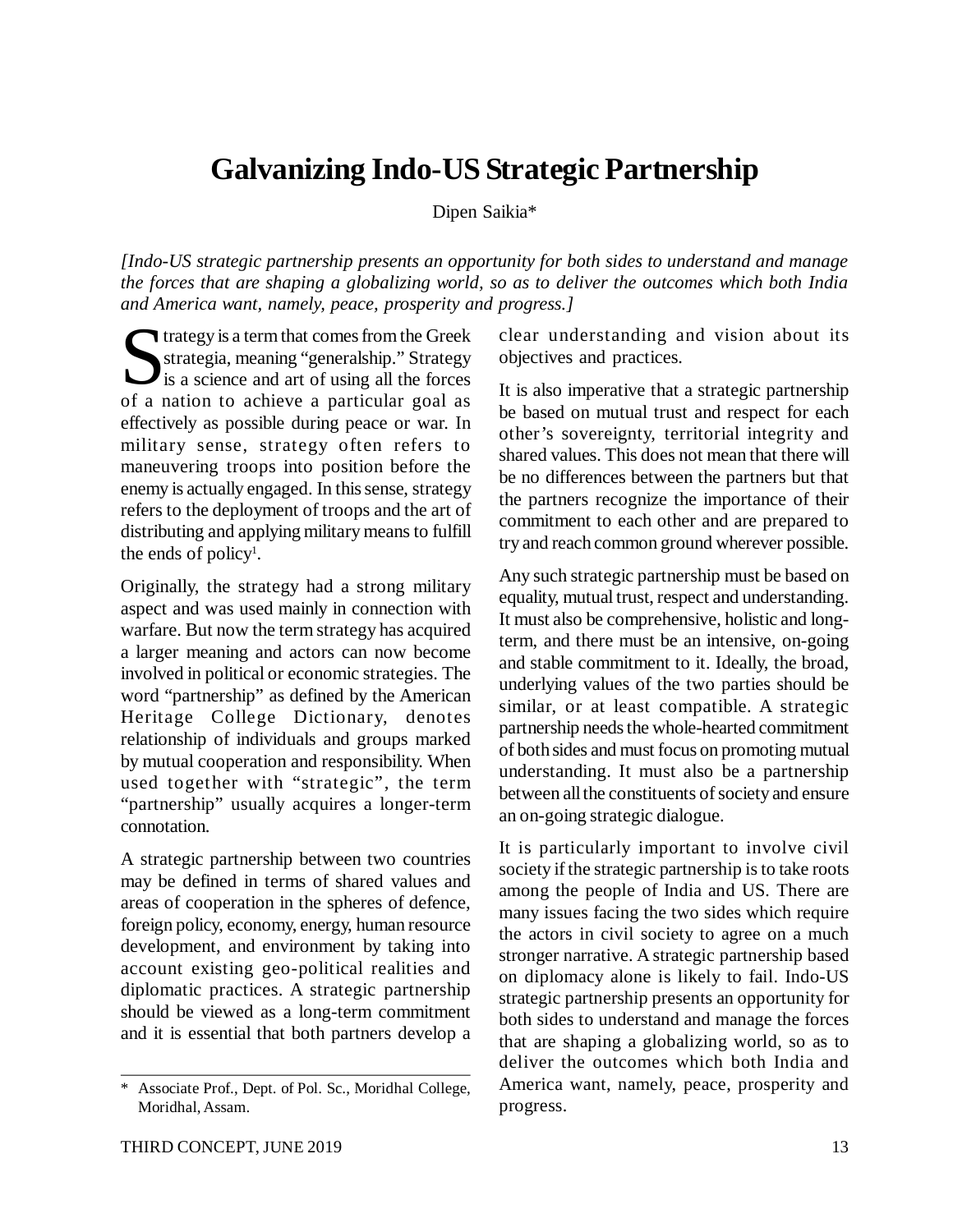# Galvanizing Indo-US Strategic Partnership

Dipen Saikia*

*[Indo-US strategic partnership presents an opportunity for both sides to understand and manage the forces that are shaping a globalizing world, so as to deliver the outcomes which both India and America want, namely, peace, prosperity and progress.]*

Strategy is a term that comes from the Greek strategia, meaning "generalship." Strategy is a science and art of using all the forces of a nation to achieve a particular goal as effectively as possible during peace or war. In military sense, strategy often refers to maneuvering troops into position before the enemy is actually engaged. In this sense, strategy refers to the deployment of troops and the art of distributing and applying military means to fulfill the ends of policy[1].

Originally, the strategy had a strong military aspect and was used mainly in connection with warfare. But now the term strategy has acquired a larger meaning and actors can now become involved in political or economic strategies. The word "partnership" as defined by the American Heritage College Dictionary, denotes relationship of individuals and groups marked by mutual cooperation and responsibility. When used together with "strategic", the term "partnership" usually acquires a longer-term connotation.

A strategic partnership between two countries may be defined in terms of shared values and areas of cooperation in the spheres of defence, foreign policy, economy, energy, human resource development, and environment by taking into account existing geo-political realities and diplomatic practices. A strategic partnership should be viewed as a long-term commitment and it is essential that both partners develop a clear understanding and vision about its objectives and practices.

It is also imperative that a strategic partnership be based on mutual trust and respect for each other's sovereignty, territorial integrity and shared values. This does not mean that there will be no differences between the partners but that the partners recognize the importance of their commitment to each other and are prepared to try and reach common ground wherever possible.

Any such strategic partnership must be based on equality, mutual trust, respect and understanding. It must also be comprehensive, holistic and long-term, and there must be an intensive, on-going and stable commitment to it. Ideally, the broad, underlying values of the two parties should be similar, or at least compatible. A strategic partnership needs the whole-hearted commitment of both sides and must focus on promoting mutual understanding. It must also be a partnership between all the constituents of society and ensure an on-going strategic dialogue.

It is particularly important to involve civil society if the strategic partnership is to take roots among the people of India and US. There are many issues facing the two sides which require the actors in civil society to agree on a much stronger narrative. A strategic partnership based on diplomacy alone is likely to fail. Indo-US strategic partnership presents an opportunity for both sides to understand and manage the forces that are shaping a globalizing world, so as to deliver the outcomes which both India and America want, namely, peace, prosperity and progress.

---

\* Associate Prof., Dept. of Pol. Sc., Moridhal College, Moridhal, Assam.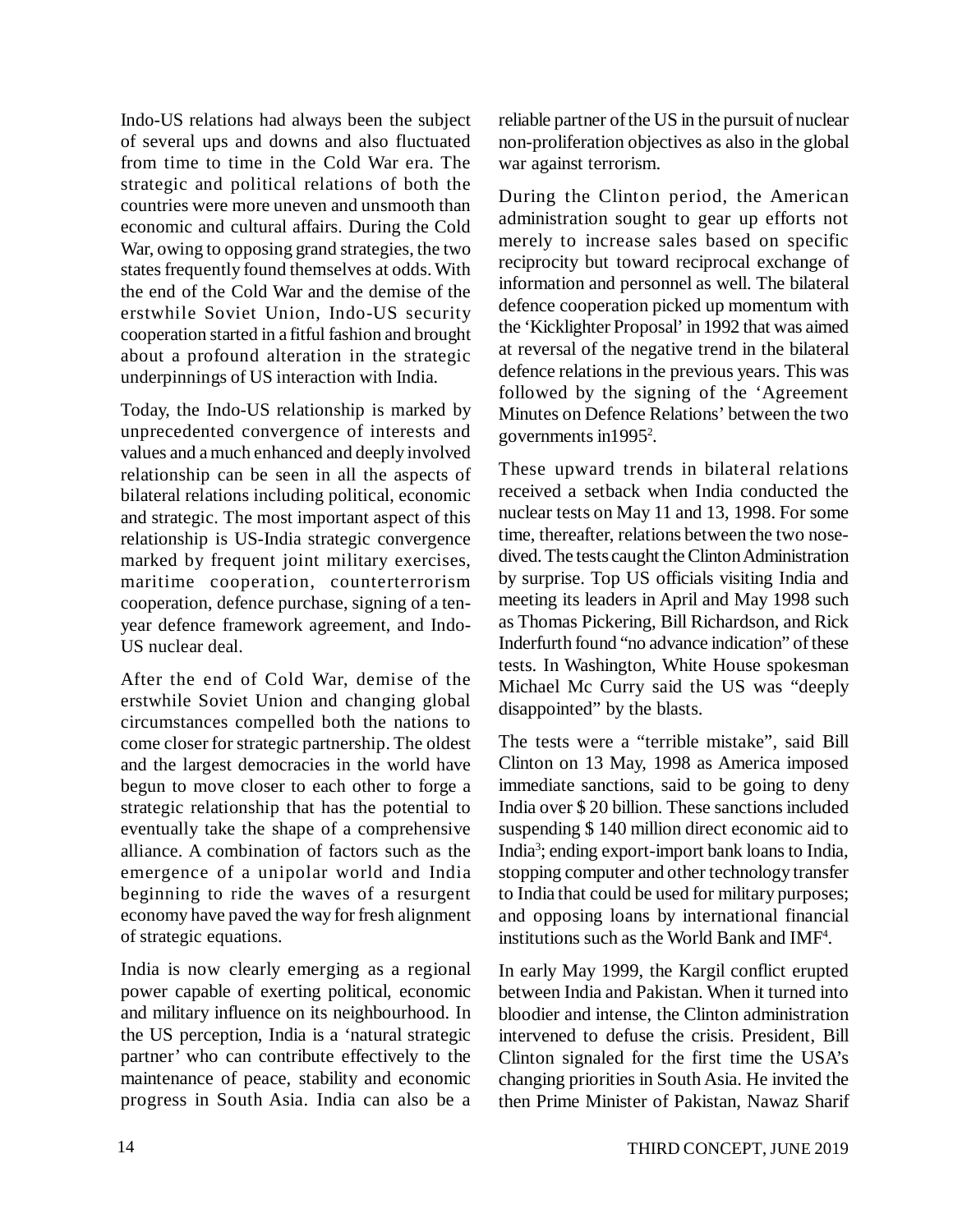Indo-US relations had always been the subject of several ups and downs and also fluctuated from time to time in the Cold War era. The strategic and political relations of both the countries were more uneven and unsmooth than economic and cultural affairs. During the Cold War, owing to opposing grand strategies, the two states frequently found themselves at odds. With the end of the Cold War and the demise of the erstwhile Soviet Union, Indo-US security cooperation started in a fitful fashion and brought about a profound alteration in the strategic underpinnings of US interaction with India.

Today, the Indo-US relationship is marked by unprecedented convergence of interests and values and a much enhanced and deeply involved relationship can be seen in all the aspects of bilateral relations including political, economic and strategic. The most important aspect of this relationship is US-India strategic convergence marked by frequent joint military exercises, maritime cooperation, counterterrorism cooperation, defence purchase, signing of a ten-year defence framework agreement, and Indo-US nuclear deal.

After the end of Cold War, demise of the erstwhile Soviet Union and changing global circumstances compelled both the nations to come closer for strategic partnership. The oldest and the largest democracies in the world have begun to move closer to each other to forge a strategic relationship that has the potential to eventually take the shape of a comprehensive alliance. A combination of factors such as the emergence of a unipolar world and India beginning to ride the waves of a resurgent economy have paved the way for fresh alignment of strategic equations.

India is now clearly emerging as a regional power capable of exerting political, economic and military influence on its neighbourhood. In the US perception, India is a 'natural strategic partner' who can contribute effectively to the maintenance of peace, stability and economic progress in South Asia. India can also be a reliable partner of the US in the pursuit of nuclear non-proliferation objectives as also in the global war against terrorism.

During the Clinton period, the American administration sought to gear up efforts not merely to increase sales based on specific reciprocity but toward reciprocal exchange of information and personnel as well. The bilateral defence cooperation picked up momentum with the 'Kicklighter Proposal' in 1992 that was aimed at reversal of the negative trend in the bilateral defence relations in the previous years. This was followed by the signing of the 'Agreement Minutes on Defence Relations' between the two governments in1995[2].

These upward trends in bilateral relations received a setback when India conducted the nuclear tests on May 11 and 13, 1998. For some time, thereafter, relations between the two nose-dived. The tests caught the Clinton Administration by surprise. Top US officials visiting India and meeting its leaders in April and May 1998 such as Thomas Pickering, Bill Richardson, and Rick Inderfurth found "no advance indication" of these tests. In Washington, White House spokesman Michael Mc Curry said the US was "deeply disappointed" by the blasts.

The tests were a "terrible mistake", said Bill Clinton on 13 May, 1998 as America imposed immediate sanctions, said to be going to deny India over $ 20 billion. These sanctions included suspending $ 140 million direct economic aid to India[3]; ending export-import bank loans to India, stopping computer and other technology transfer to India that could be used for military purposes; and opposing loans by international financial institutions such as the World Bank and IMF[4].

In early May 1999, the Kargil conflict erupted between India and Pakistan. When it turned into bloodier and intense, the Clinton administration intervened to defuse the crisis. President, Bill Clinton signaled for the first time the USA's changing priorities in South Asia. He invited the then Prime Minister of Pakistan, Nawaz Sharif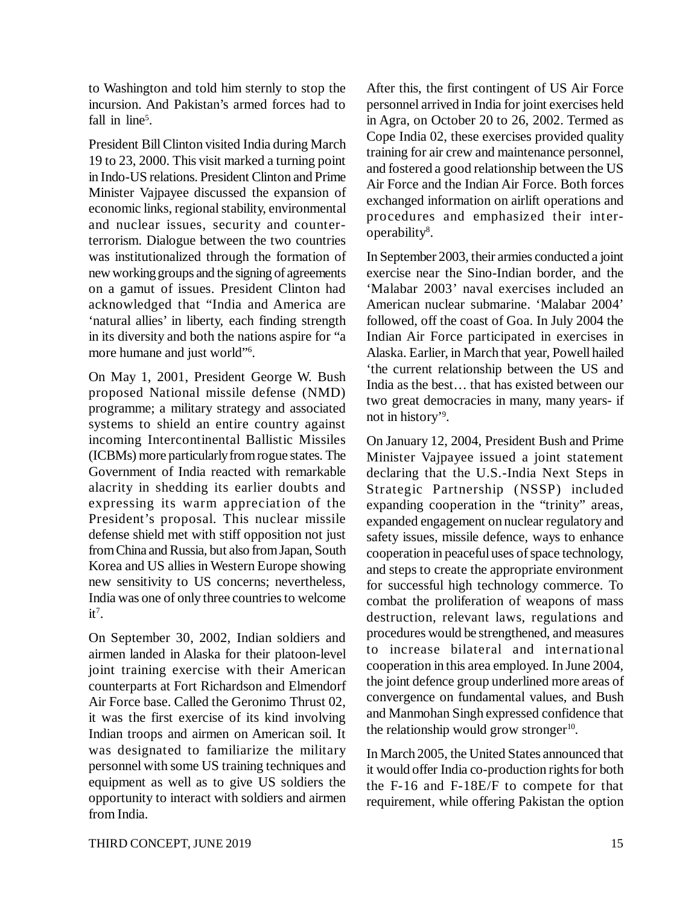to Washington and told him sternly to stop the incursion. And Pakistan's armed forces had to fall in line[5].

President Bill Clinton visited India during March 19 to 23, 2000. This visit marked a turning point in Indo-US relations. President Clinton and Prime Minister Vajpayee discussed the expansion of economic links, regional stability, environmental and nuclear issues, security and counter-terrorism. Dialogue between the two countries was institutionalized through the formation of new working groups and the signing of agreements on a gamut of issues. President Clinton had acknowledged that "India and America are 'natural allies' in liberty, each finding strength in its diversity and both the nations aspire for "a more humane and just world"[6].

On May 1, 2001, President George W. Bush proposed National missile defense (NMD) programme; a military strategy and associated systems to shield an entire country against incoming Intercontinental Ballistic Missiles (ICBMs) more particularly from rogue states. The Government of India reacted with remarkable alacrity in shedding its earlier doubts and expressing its warm appreciation of the President's proposal. This nuclear missile defense shield met with stiff opposition not just from China and Russia, but also from Japan, South Korea and US allies in Western Europe showing new sensitivity to US concerns; nevertheless, India was one of only three countries to welcome it[7].

On September 30, 2002, Indian soldiers and airmen landed in Alaska for their platoon-level joint training exercise with their American counterparts at Fort Richardson and Elmendorf Air Force base. Called the Geronimo Thrust 02, it was the first exercise of its kind involving Indian troops and airmen on American soil. It was designated to familiarize the military personnel with some US training techniques and equipment as well as to give US soldiers the opportunity to interact with soldiers and airmen from India.

After this, the first contingent of US Air Force personnel arrived in India for joint exercises held in Agra, on October 20 to 26, 2002. Termed as Cope India 02, these exercises provided quality training for air crew and maintenance personnel, and fostered a good relationship between the US Air Force and the Indian Air Force. Both forces exchanged information on airlift operations and procedures and emphasized their inter-operability[8].

In September 2003, their armies conducted a joint exercise near the Sino-Indian border, and the 'Malabar 2003' naval exercises included an American nuclear submarine. 'Malabar 2004' followed, off the coast of Goa. In July 2004 the Indian Air Force participated in exercises in Alaska. Earlier, in March that year, Powell hailed 'the current relationship between the US and India as the best… that has existed between our two great democracies in many, many years- if not in history'[9].

On January 12, 2004, President Bush and Prime Minister Vajpayee issued a joint statement declaring that the U.S.-India Next Steps in Strategic Partnership (NSSP) included expanding cooperation in the "trinity" areas, expanded engagement on nuclear regulatory and safety issues, missile defence, ways to enhance cooperation in peaceful uses of space technology, and steps to create the appropriate environment for successful high technology commerce. To combat the proliferation of weapons of mass destruction, relevant laws, regulations and procedures would be strengthened, and measures to increase bilateral and international cooperation in this area employed. In June 2004, the joint defence group underlined more areas of convergence on fundamental values, and Bush and Manmohan Singh expressed confidence that the relationship would grow stronger[10].

In March 2005, the United States announced that it would offer India co-production rights for both the F-16 and F-18E/F to compete for that requirement, while offering Pakistan the option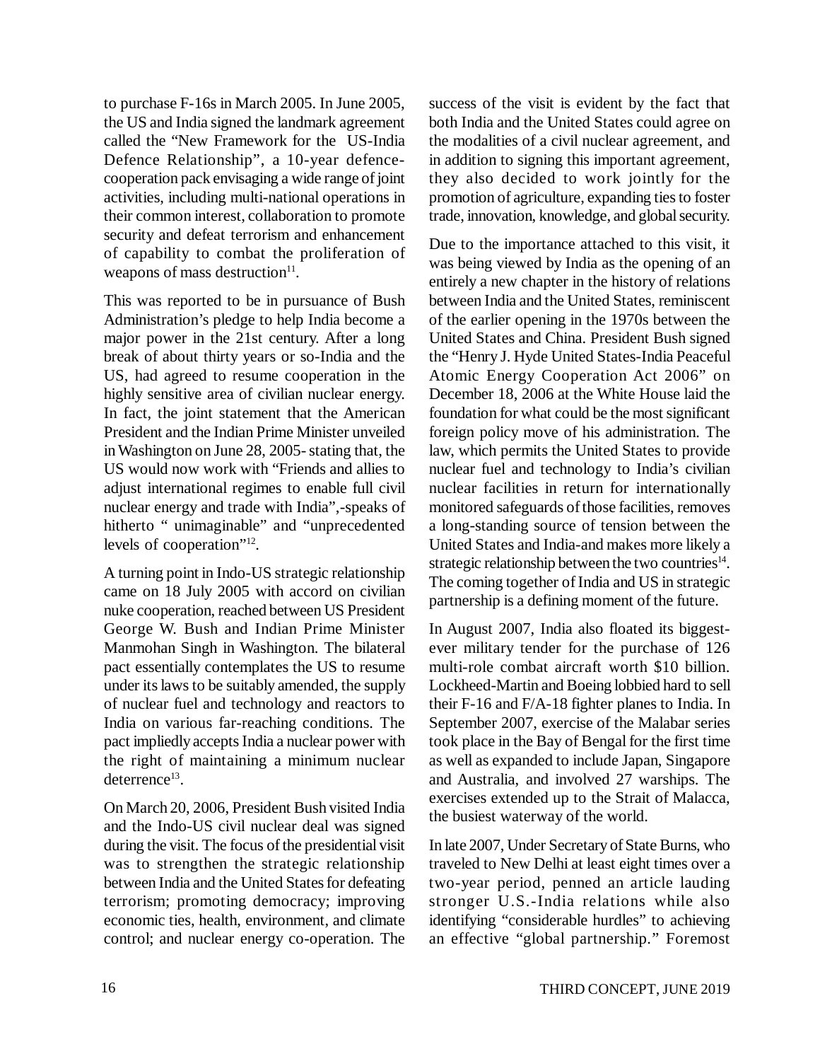to purchase F-16s in March 2005. In June 2005, the US and India signed the landmark agreement called the "New Framework for the US-India Defence Relationship", a 10-year defence-cooperation pack envisaging a wide range of joint activities, including multi-national operations in their common interest, collaboration to promote security and defeat terrorism and enhancement of capability to combat the proliferation of weapons of mass destruction[11].

This was reported to be in pursuance of Bush Administration's pledge to help India become a major power in the 21st century. After a long break of about thirty years or so-India and the US, had agreed to resume cooperation in the highly sensitive area of civilian nuclear energy. In fact, the joint statement that the American President and the Indian Prime Minister unveiled in Washington on June 28, 2005- stating that, the US would now work with "Friends and allies to adjust international regimes to enable full civil nuclear energy and trade with India",-speaks of hitherto " unimaginable" and "unprecedented levels of cooperation"[12].

A turning point in Indo-US strategic relationship came on 18 July 2005 with accord on civilian nuke cooperation, reached between US President George W. Bush and Indian Prime Minister Manmohan Singh in Washington. The bilateral pact essentially contemplates the US to resume under its laws to be suitably amended, the supply of nuclear fuel and technology and reactors to India on various far-reaching conditions. The pact impliedly accepts India a nuclear power with the right of maintaining a minimum nuclear deterrence[13].

On March 20, 2006, President Bush visited India and the Indo-US civil nuclear deal was signed during the visit. The focus of the presidential visit was to strengthen the strategic relationship between India and the United States for defeating terrorism; promoting democracy; improving economic ties, health, environment, and climate control; and nuclear energy co-operation. The success of the visit is evident by the fact that both India and the United States could agree on the modalities of a civil nuclear agreement, and in addition to signing this important agreement, they also decided to work jointly for the promotion of agriculture, expanding ties to foster trade, innovation, knowledge, and global security.

Due to the importance attached to this visit, it was being viewed by India as the opening of an entirely a new chapter in the history of relations between India and the United States, reminiscent of the earlier opening in the 1970s between the United States and China. President Bush signed the "Henry J. Hyde United States-India Peaceful Atomic Energy Cooperation Act 2006" on December 18, 2006 at the White House laid the foundation for what could be the most significant foreign policy move of his administration. The law, which permits the United States to provide nuclear fuel and technology to India's civilian nuclear facilities in return for internationally monitored safeguards of those facilities, removes a long-standing source of tension between the United States and India-and makes more likely a strategic relationship between the two countries[14]. The coming together of India and US in strategic partnership is a defining moment of the future.

In August 2007, India also floated its biggest-ever military tender for the purchase of 126 multi-role combat aircraft worth $10 billion. Lockheed-Martin and Boeing lobbied hard to sell their F-16 and F/A-18 fighter planes to India. In September 2007, exercise of the Malabar series took place in the Bay of Bengal for the first time as well as expanded to include Japan, Singapore and Australia, and involved 27 warships. The exercises extended up to the Strait of Malacca, the busiest waterway of the world.

In late 2007, Under Secretary of State Burns, who traveled to New Delhi at least eight times over a two-year period, penned an article lauding stronger U.S.-India relations while also identifying "considerable hurdles" to achieving an effective "global partnership." Foremost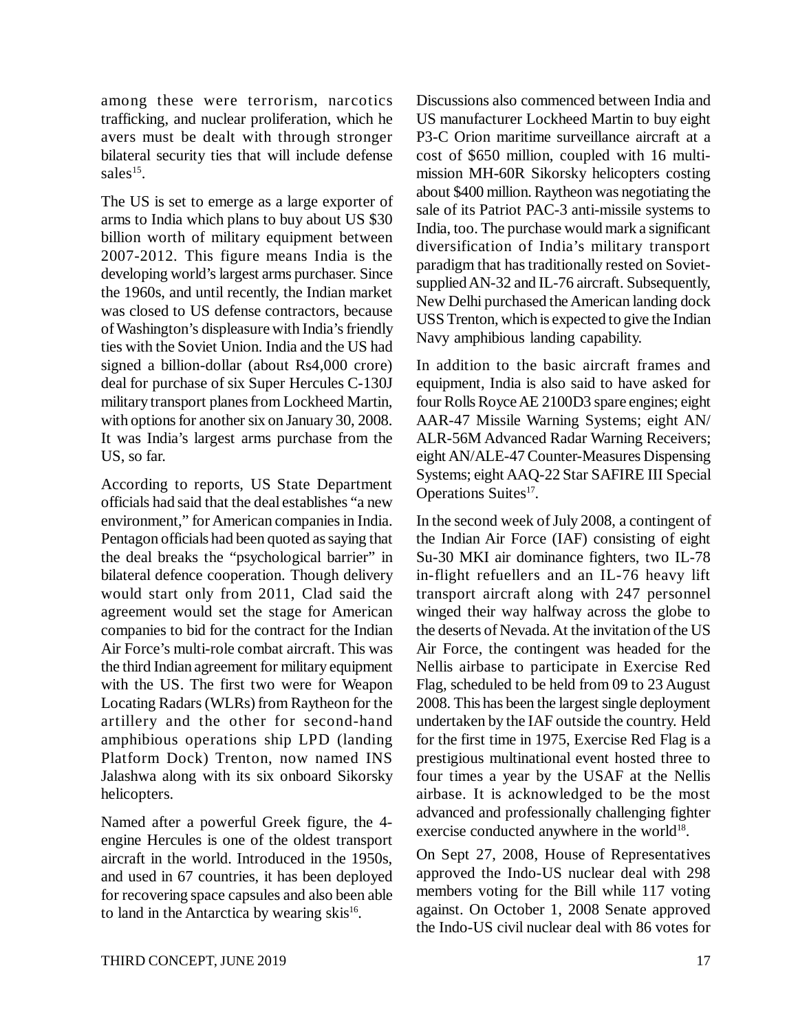among these were terrorism, narcotics trafficking, and nuclear proliferation, which he avers must be dealt with through stronger bilateral security ties that will include defense sales[15].

The US is set to emerge as a large exporter of arms to India which plans to buy about US $30 billion worth of military equipment between 2007-2012. This figure means India is the developing world's largest arms purchaser. Since the 1960s, and until recently, the Indian market was closed to US defense contractors, because of Washington's displeasure with India's friendly ties with the Soviet Union. India and the US had signed a billion-dollar (about Rs4,000 crore) deal for purchase of six Super Hercules C-130J military transport planes from Lockheed Martin, with options for another six on January 30, 2008. It was India's largest arms purchase from the US, so far.

According to reports, US State Department officials had said that the deal establishes "a new environment," for American companies in India. Pentagon officials had been quoted as saying that the deal breaks the "psychological barrier" in bilateral defence cooperation. Though delivery would start only from 2011, Clad said the agreement would set the stage for American companies to bid for the contract for the Indian Air Force's multi-role combat aircraft. This was the third Indian agreement for military equipment with the US. The first two were for Weapon Locating Radars (WLRs) from Raytheon for the artillery and the other for second-hand amphibious operations ship LPD (landing Platform Dock) Trenton, now named INS Jalashwa along with its six onboard Sikorsky helicopters.

Named after a powerful Greek figure, the 4-engine Hercules is one of the oldest transport aircraft in the world. Introduced in the 1950s, and used in 67 countries, it has been deployed for recovering space capsules and also been able to land in the Antarctica by wearing skis[16].

Discussions also commenced between India and US manufacturer Lockheed Martin to buy eight P3-C Orion maritime surveillance aircraft at a cost of $650 million, coupled with 16 multi-mission MH-60R Sikorsky helicopters costing about $400 million. Raytheon was negotiating the sale of its Patriot PAC-3 anti-missile systems to India, too. The purchase would mark a significant diversification of India's military transport paradigm that has traditionally rested on Soviet-supplied AN-32 and IL-76 aircraft. Subsequently, New Delhi purchased the American landing dock USS Trenton, which is expected to give the Indian Navy amphibious landing capability.

In addition to the basic aircraft frames and equipment, India is also said to have asked for four Rolls Royce AE 2100D3 spare engines; eight AAR-47 Missile Warning Systems; eight AN/ALR-56M Advanced Radar Warning Receivers; eight AN/ALE-47 Counter-Measures Dispensing Systems; eight AAQ-22 Star SAFIRE III Special Operations Suites[17].

In the second week of July 2008, a contingent of the Indian Air Force (IAF) consisting of eight Su-30 MKI air dominance fighters, two IL-78 in-flight refuellers and an IL-76 heavy lift transport aircraft along with 247 personnel winged their way halfway across the globe to the deserts of Nevada. At the invitation of the US Air Force, the contingent was headed for the Nellis airbase to participate in Exercise Red Flag, scheduled to be held from 09 to 23 August 2008. This has been the largest single deployment undertaken by the IAF outside the country. Held for the first time in 1975, Exercise Red Flag is a prestigious multinational event hosted three to four times a year by the USAF at the Nellis airbase. It is acknowledged to be the most advanced and professionally challenging fighter exercise conducted anywhere in the world[18].

On Sept 27, 2008, House of Representatives approved the Indo-US nuclear deal with 298 members voting for the Bill while 117 voting against. On October 1, 2008 Senate approved the Indo-US civil nuclear deal with 86 votes for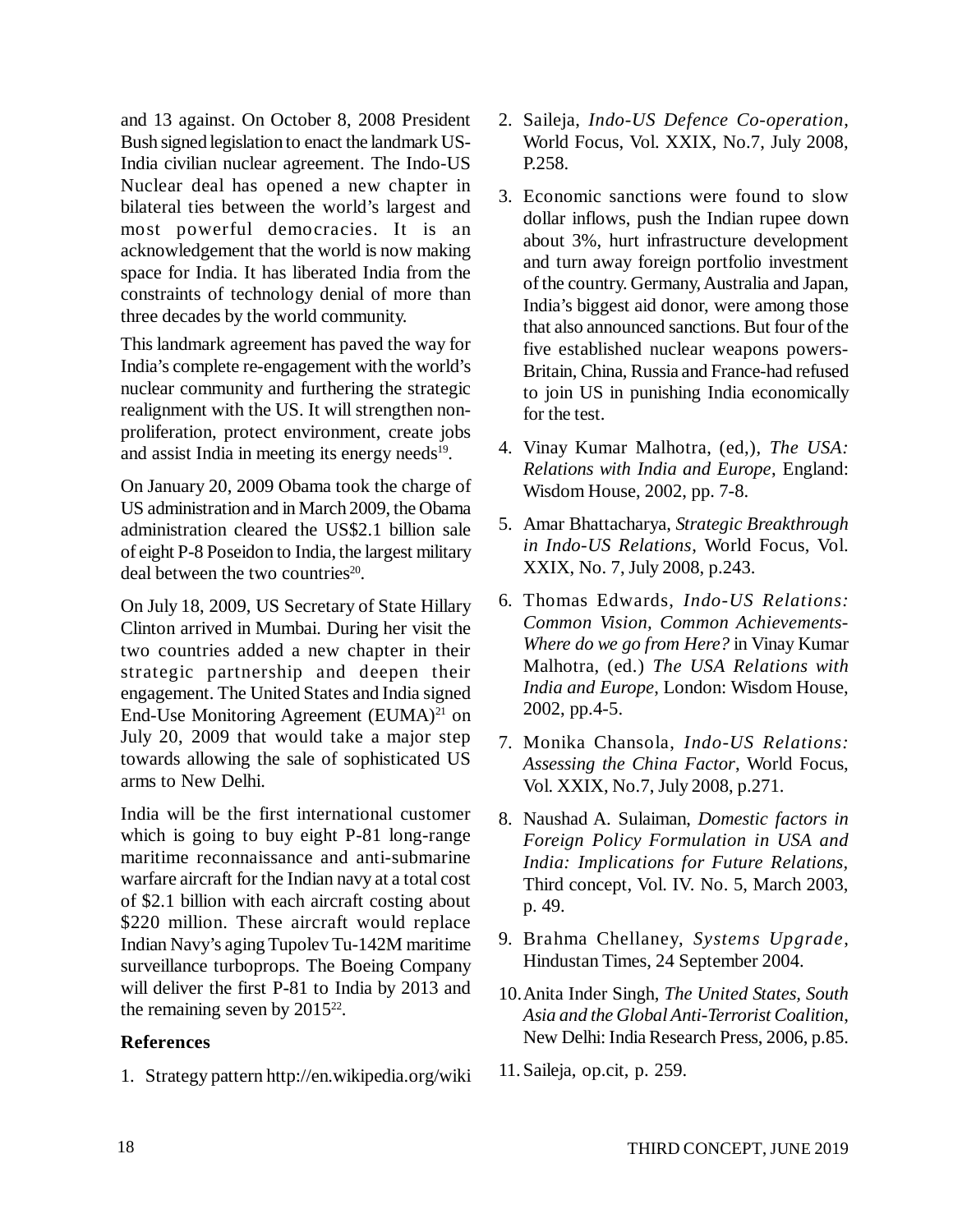and 13 against. On October 8, 2008 President Bush signed legislation to enact the landmark US-India civilian nuclear agreement. The Indo-US Nuclear deal has opened a new chapter in bilateral ties between the world's largest and most powerful democracies. It is an acknowledgement that the world is now making space for India. It has liberated India from the constraints of technology denial of more than three decades by the world community.

This landmark agreement has paved the way for India's complete re-engagement with the world's nuclear community and furthering the strategic realignment with the US. It will strengthen non-proliferation, protect environment, create jobs and assist India in meeting its energy needs[19].

On January 20, 2009 Obama took the charge of US administration and in March 2009, the Obama administration cleared the US$2.1 billion sale of eight P-8 Poseidon to India, the largest military deal between the two countries[20].

On July 18, 2009, US Secretary of State Hillary Clinton arrived in Mumbai. During her visit the two countries added a new chapter in their strategic partnership and deepen their engagement. The United States and India signed End-Use Monitoring Agreement (EUMA)[21] on July 20, 2009 that would take a major step towards allowing the sale of sophisticated US arms to New Delhi.

India will be the first international customer which is going to buy eight P-81 long-range maritime reconnaissance and anti-submarine warfare aircraft for the Indian navy at a total cost of $2.1 billion with each aircraft costing about $220 million. These aircraft would replace Indian Navy's aging Tupolev Tu-142M maritime surveillance turboprops. The Boeing Company will deliver the first P-81 to India by 2013 and the remaining seven by 2015[22].

### References

1. Strategy pattern http://en.wikipedia.org/wiki
2. Saileja, *Indo-US Defence Co-operation*, World Focus, Vol. XXIX, No.7, July 2008, P.258.
3. Economic sanctions were found to slow dollar inflows, push the Indian rupee down about 3%, hurt infrastructure development and turn away foreign portfolio investment of the country. Germany, Australia and Japan, India's biggest aid donor, were among those that also announced sanctions. But four of the five established nuclear weapons powers-Britain, China, Russia and France-had refused to join US in punishing India economically for the test.
4. Vinay Kumar Malhotra, (ed,), *The USA: Relations with India and Europe*, England: Wisdom House, 2002, pp. 7-8.
5. Amar Bhattacharya, *Strategic Breakthrough in Indo-US Relations*, World Focus, Vol. XXIX, No. 7, July 2008, p.243.
6. Thomas Edwards, *Indo-US Relations: Common Vision, Common Achievements-Where do we go from Here?* in Vinay Kumar Malhotra, (ed.) *The USA Relations with India and Europe*, London: Wisdom House, 2002, pp.4-5.
7. Monika Chansola, *Indo-US Relations: Assessing the China Factor*, World Focus, Vol. XXIX, No.7, July 2008, p.271.
8. Naushad A. Sulaiman, *Domestic factors in Foreign Policy Formulation in USA and India: Implications for Future Relations*, Third concept, Vol. IV. No. 5, March 2003, p. 49.
9. Brahma Chellaney, *Systems Upgrade*, Hindustan Times, 24 September 2004.
10. Anita Inder Singh, *The United States, South Asia and the Global Anti-Terrorist Coalition*, New Delhi: India Research Press, 2006, p.85.
11. Saileja, op.cit, p. 259.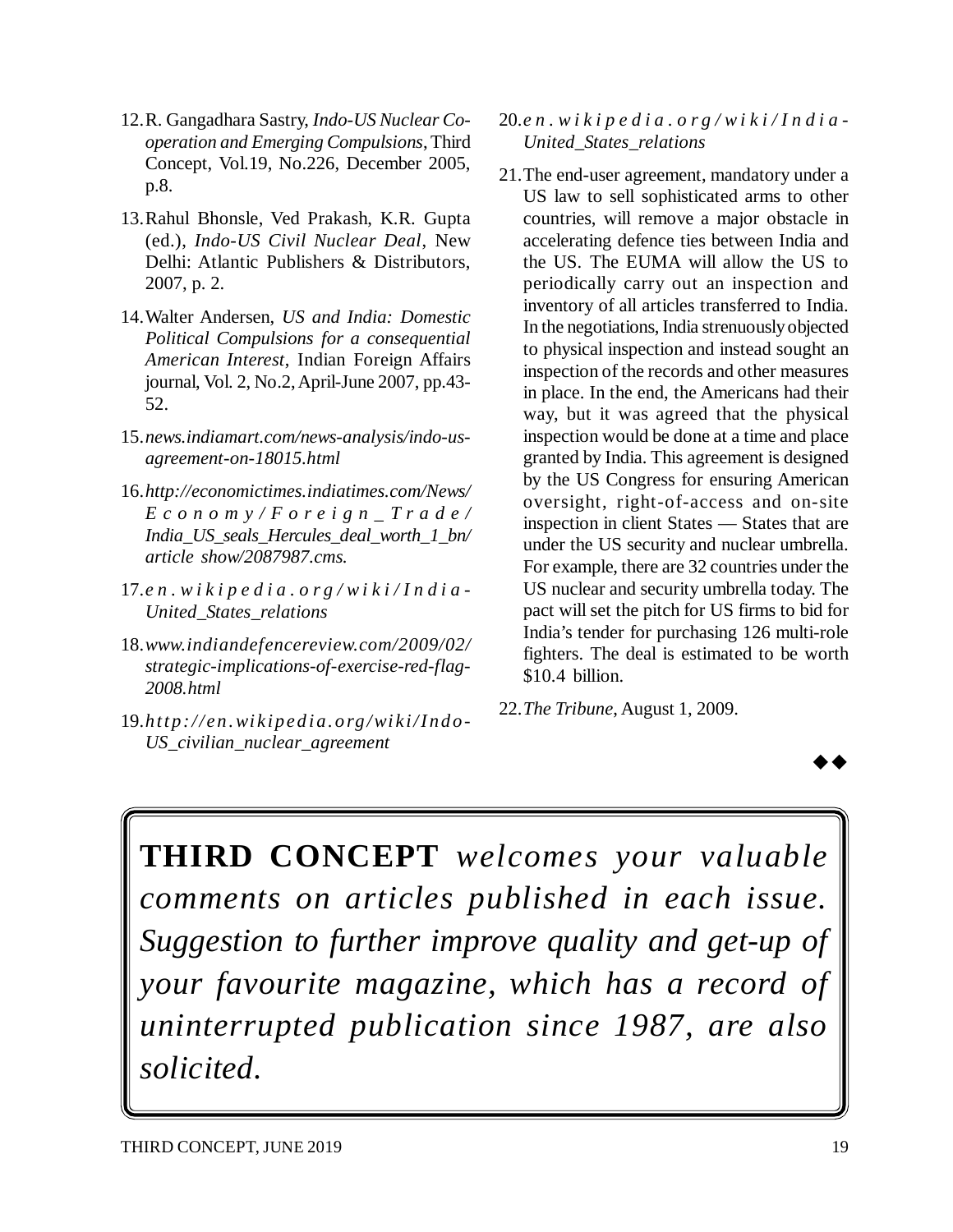12. R. Gangadhara Sastry, *Indo-US Nuclear Co-operation and Emerging Compulsions*, Third Concept, Vol.19, No.226, December 2005, p.8.

13. Rahul Bhonsle, Ved Prakash, K.R. Gupta (ed.), *Indo-US Civil Nuclear Deal*, New Delhi: Atlantic Publishers & Distributors, 2007, p. 2.

14. Walter Andersen, *US and India: Domestic Political Compulsions for a consequential American Interest*, Indian Foreign Affairs journal, Vol. 2, No.2, April-June 2007, pp.43-52.

15. *news.indiamart.com/news-analysis/indo-us-agreement-on-18015.html*

16. *http://economictimes.indiatimes.com/News/Economy/Foreign_Trade/India_US_seals_Hercules_deal_worth_1_bn/article show/2087987.cms.*

17. *en.wikipedia.org/wiki/India-United_States_relations*

18. *www.indiandefencereview.com/2009/02/strategic-implications-of-exercise-red-flag-2008.html*

19. *http://en.wikipedia.org/wiki/Indo-US_civilian_nuclear_agreement*

20. *en.wikipedia.org/wiki/India-United_States_relations*

21. The end-user agreement, mandatory under a US law to sell sophisticated arms to other countries, will remove a major obstacle in accelerating defence ties between India and the US. The EUMA will allow the US to periodically carry out an inspection and inventory of all articles transferred to India. In the negotiations, India strenuously objected to physical inspection and instead sought an inspection of the records and other measures in place. In the end, the Americans had their way, but it was agreed that the physical inspection would be done at a time and place granted by India. This agreement is designed by the US Congress for ensuring American oversight, right-of-access and on-site inspection in client States — States that are under the US security and nuclear umbrella. For example, there are 32 countries under the US nuclear and security umbrella today. The pact will set the pitch for US firms to bid for India's tender for purchasing 126 multi-role fighters. The deal is estimated to be worth $10.4 billion.

22. *The Tribune*, August 1, 2009.

◆◆

**THIRD CONCEPT** *welcomes your valuable comments on articles published in each issue. Suggestion to further improve quality and get-up of your favourite magazine, which has a record of uninterrupted publication since 1987, are also solicited.*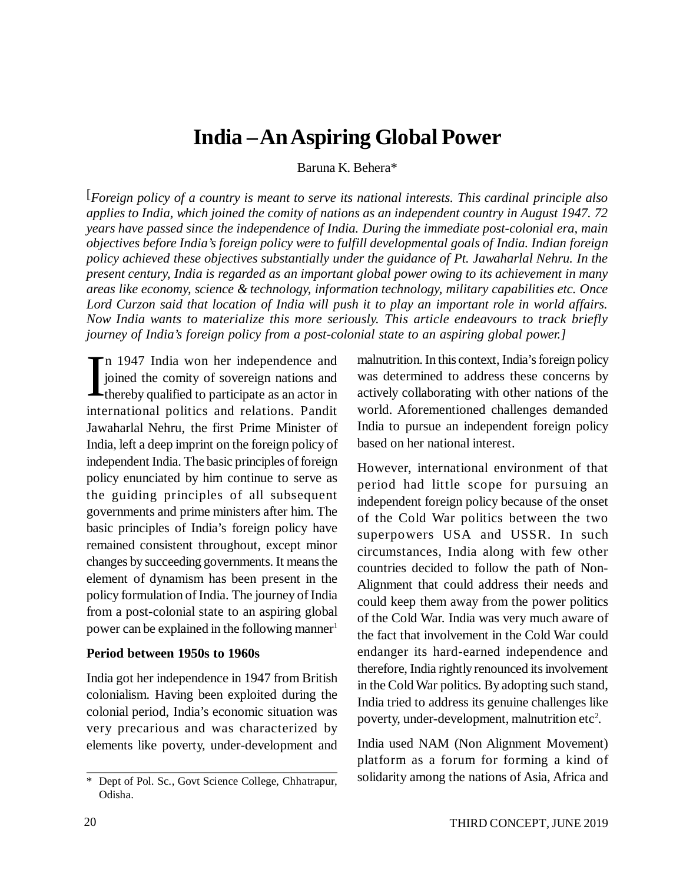# India – An Aspiring Global Power

Baruna K. Behera*

[*Foreign policy of a country is meant to serve its national interests. This cardinal principle also applies to India, which joined the comity of nations as an independent country in August 1947. 72 years have passed since the independence of India. During the immediate post-colonial era, main objectives before India's foreign policy were to fulfill developmental goals of India. Indian foreign policy achieved these objectives substantially under the guidance of Pt. Jawaharlal Nehru. In the present century, India is regarded as an important global power owing to its achievement in many areas like economy, science & technology, information technology, military capabilities etc. Once Lord Curzon said that location of India will push it to play an important role in world affairs. Now India wants to materialize this more seriously. This article endeavours to track briefly journey of India's foreign policy from a post-colonial state to an aspiring global power.*]

In 1947 India won her independence and joined the comity of sovereign nations and thereby qualified to participate as an actor in international politics and relations. Pandit Jawaharlal Nehru, the first Prime Minister of India, left a deep imprint on the foreign policy of independent India. The basic principles of foreign policy enunciated by him continue to serve as the guiding principles of all subsequent governments and prime ministers after him. The basic principles of India's foreign policy have remained consistent throughout, except minor changes by succeeding governments. It means the element of dynamism has been present in the policy formulation of India. The journey of India from a post-colonial state to an aspiring global power can be explained in the following manner[1]

**Period between 1950s to 1960s**

India got her independence in 1947 from British colonialism. Having been exploited during the colonial period, India's economic situation was very precarious and was characterized by elements like poverty, under-development and malnutrition. In this context, India's foreign policy was determined to address these concerns by actively collaborating with other nations of the world. Aforementioned challenges demanded India to pursue an independent foreign policy based on her national interest.

However, international environment of that period had little scope for pursuing an independent foreign policy because of the onset of the Cold War politics between the two superpowers USA and USSR. In such circumstances, India along with few other countries decided to follow the path of Non-Alignment that could address their needs and could keep them away from the power politics of the Cold War. India was very much aware of the fact that involvement in the Cold War could endanger its hard-earned independence and therefore, India rightly renounced its involvement in the Cold War politics. By adopting such stand, India tried to address its genuine challenges like poverty, under-development, malnutrition etc[2].

India used NAM (Non Alignment Movement) platform as a forum for forming a kind of solidarity among the nations of Asia, Africa and

---

\* Dept of Pol. Sc., Govt Science College, Chhatrapur, Odisha.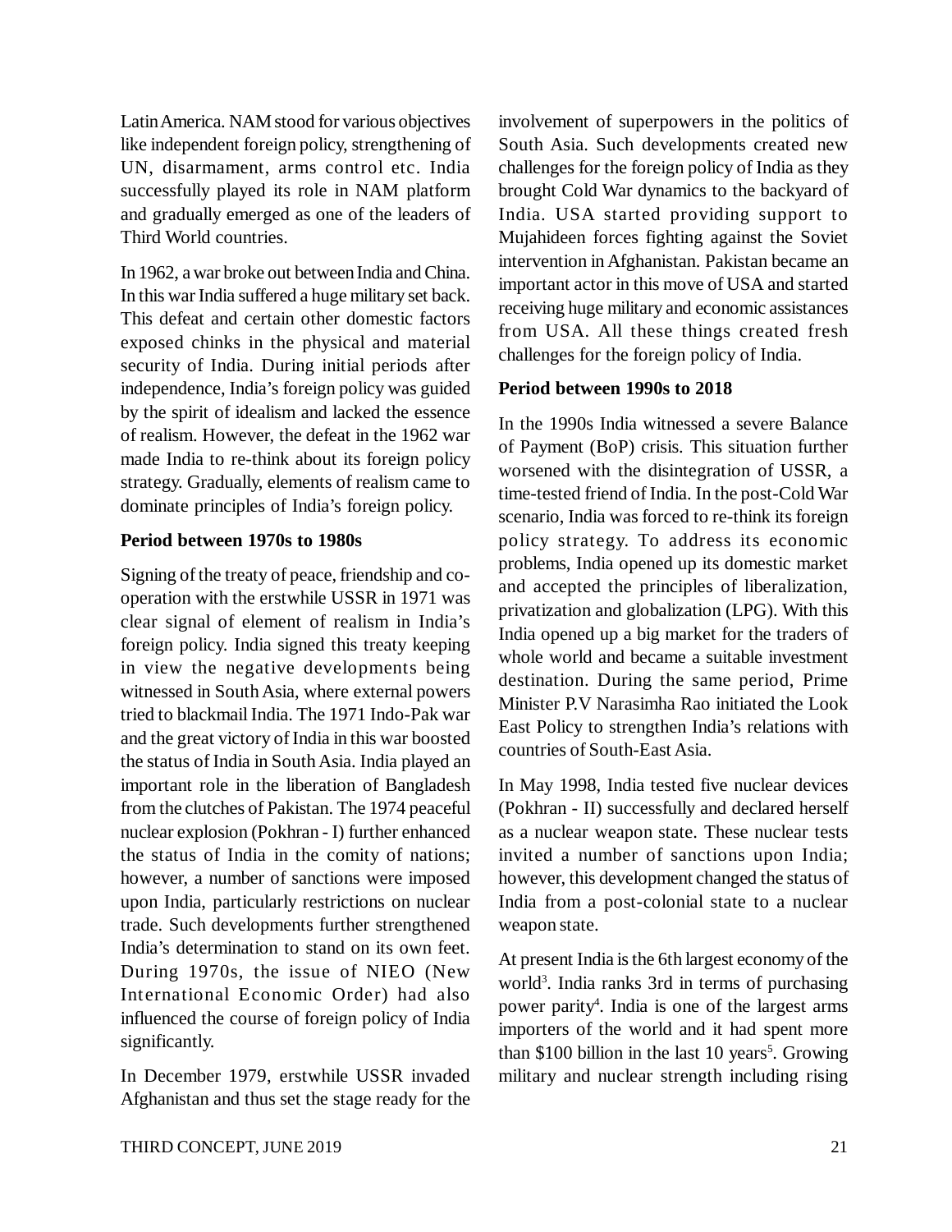Latin America. NAM stood for various objectives like independent foreign policy, strengthening of UN, disarmament, arms control etc. India successfully played its role in NAM platform and gradually emerged as one of the leaders of Third World countries.

In 1962, a war broke out between India and China. In this war India suffered a huge military set back. This defeat and certain other domestic factors exposed chinks in the physical and material security of India. During initial periods after independence, India's foreign policy was guided by the spirit of idealism and lacked the essence of realism. However, the defeat in the 1962 war made India to re-think about its foreign policy strategy. Gradually, elements of realism came to dominate principles of India's foreign policy.

**Period between 1970s to 1980s**

Signing of the treaty of peace, friendship and co-operation with the erstwhile USSR in 1971 was clear signal of element of realism in India's foreign policy. India signed this treaty keeping in view the negative developments being witnessed in South Asia, where external powers tried to blackmail India. The 1971 Indo-Pak war and the great victory of India in this war boosted the status of India in South Asia. India played an important role in the liberation of Bangladesh from the clutches of Pakistan. The 1974 peaceful nuclear explosion (Pokhran - I) further enhanced the status of India in the comity of nations; however, a number of sanctions were imposed upon India, particularly restrictions on nuclear trade. Such developments further strengthened India's determination to stand on its own feet. During 1970s, the issue of NIEO (New International Economic Order) had also influenced the course of foreign policy of India significantly.

In December 1979, erstwhile USSR invaded Afghanistan and thus set the stage ready for the involvement of superpowers in the politics of South Asia. Such developments created new challenges for the foreign policy of India as they brought Cold War dynamics to the backyard of India. USA started providing support to Mujahideen forces fighting against the Soviet intervention in Afghanistan. Pakistan became an important actor in this move of USA and started receiving huge military and economic assistances from USA. All these things created fresh challenges for the foreign policy of India.

**Period between 1990s to 2018**

In the 1990s India witnessed a severe Balance of Payment (BoP) crisis. This situation further worsened with the disintegration of USSR, a time-tested friend of India. In the post-Cold War scenario, India was forced to re-think its foreign policy strategy. To address its economic problems, India opened up its domestic market and accepted the principles of liberalization, privatization and globalization (LPG). With this India opened up a big market for the traders of whole world and became a suitable investment destination. During the same period, Prime Minister P.V Narasimha Rao initiated the Look East Policy to strengthen India's relations with countries of South-East Asia.

In May 1998, India tested five nuclear devices (Pokhran - II) successfully and declared herself as a nuclear weapon state. These nuclear tests invited a number of sanctions upon India; however, this development changed the status of India from a post-colonial state to a nuclear weapon state.

At present India is the 6th largest economy of the world[3]. India ranks 3rd in terms of purchasing power parity[4]. India is one of the largest arms importers of the world and it had spent more than \$100 billion in the last 10 years[5]. Growing military and nuclear strength including rising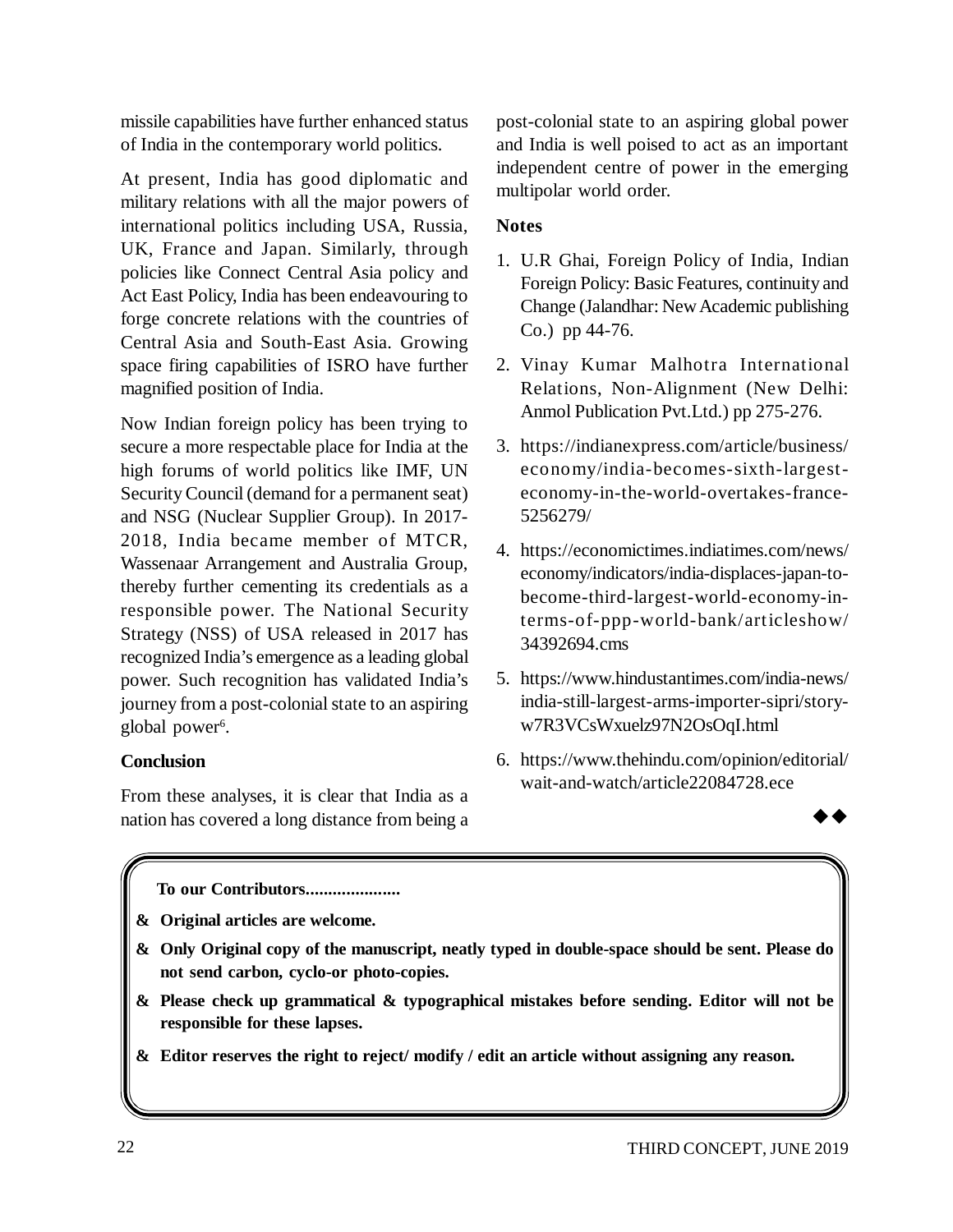missile capabilities have further enhanced status of India in the contemporary world politics.

At present, India has good diplomatic and military relations with all the major powers of international politics including USA, Russia, UK, France and Japan. Similarly, through policies like Connect Central Asia policy and Act East Policy, India has been endeavouring to forge concrete relations with the countries of Central Asia and South-East Asia. Growing space firing capabilities of ISRO have further magnified position of India.

Now Indian foreign policy has been trying to secure a more respectable place for India at the high forums of world politics like IMF, UN Security Council (demand for a permanent seat) and NSG (Nuclear Supplier Group). In 2017-2018, India became member of MTCR, Wassenaar Arrangement and Australia Group, thereby further cementing its credentials as a responsible power. The National Security Strategy (NSS) of USA released in 2017 has recognized India's emergence as a leading global power. Such recognition has validated India's journey from a post-colonial state to an aspiring global power[6].

**Conclusion**

From these analyses, it is clear that India as a nation has covered a long distance from being a post-colonial state to an aspiring global power and India is well poised to act as an important independent centre of power in the emerging multipolar world order.

**Notes**

1. U.R Ghai, Foreign Policy of India, Indian Foreign Policy: Basic Features, continuity and Change (Jalandhar: New Academic publishing Co.) pp 44-76.
2. Vinay Kumar Malhotra International Relations, Non-Alignment (New Delhi: Anmol Publication Pvt.Ltd.) pp 275-276.
3. https://indianexpress.com/article/business/economy/india-becomes-sixth-largest-economy-in-the-world-overtakes-france-5256279/
4. https://economictimes.indiatimes.com/news/economy/indicators/india-displaces-japan-to-become-third-largest-world-economy-in-terms-of-ppp-world-bank/articleshow/34392694.cms
5. https://www.hindustantimes.com/india-news/india-still-largest-arms-importer-sipri/story-w7R3VCsWxuelz97N2OsOqI.html
6. https://www.thehindu.com/opinion/editorial/wait-and-watch/article22084728.ece

◆◆

**To our Contributors.....................**

- **Original articles are welcome.**
- **Only Original copy of the manuscript, neatly typed in double-space should be sent. Please do not send carbon, cyclo-or photo-copies.**
- **Please check up grammatical & typographical mistakes before sending. Editor will not be responsible for these lapses.**
- **Editor reserves the right to reject/ modify / edit an article without assigning any reason.**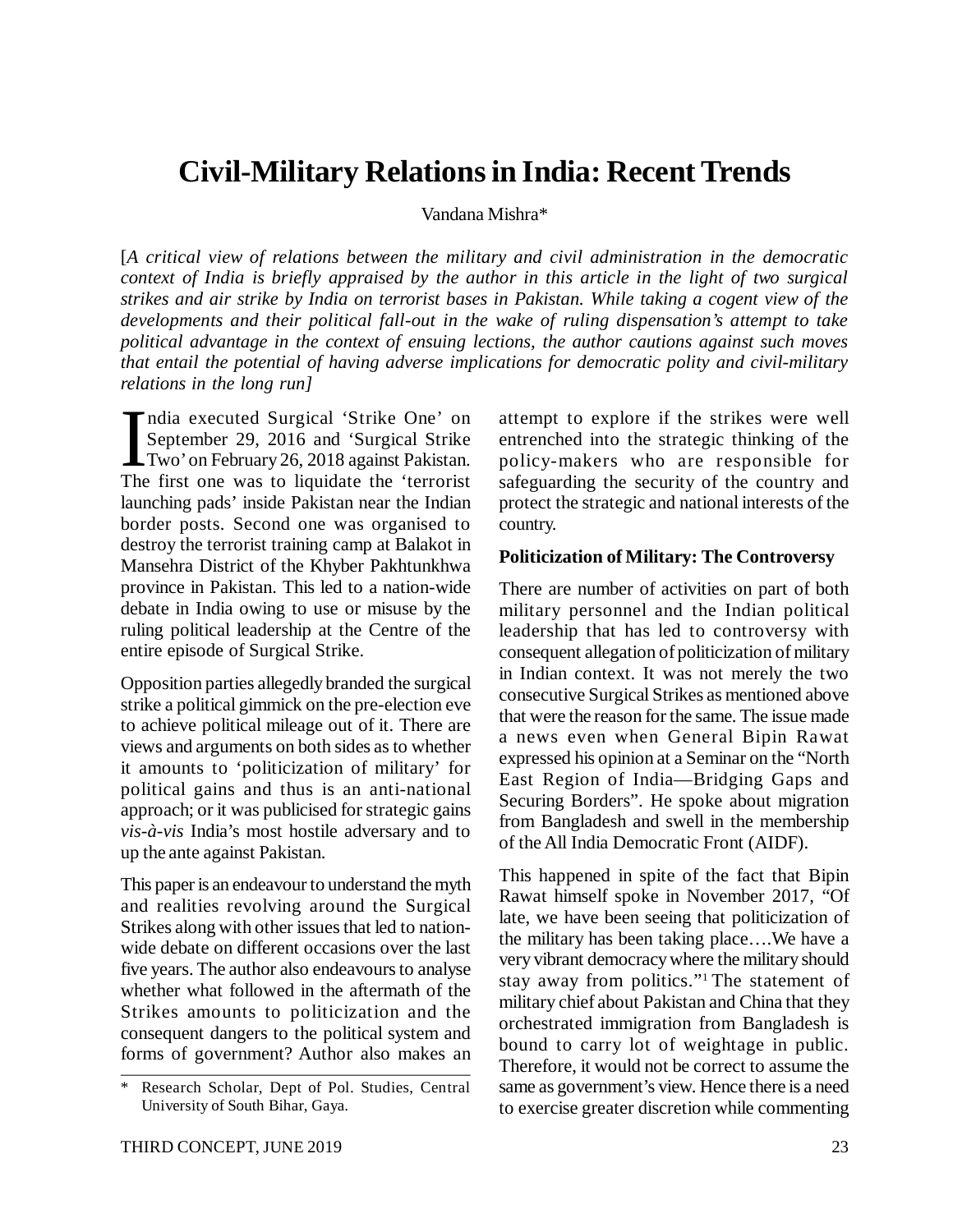# Civil-Military Relations in India: Recent Trends

Vandana Mishra*

[*A critical view of relations between the military and civil administration in the democratic context of India is briefly appraised by the author in this article in the light of two surgical strikes and air strike by India on terrorist bases in Pakistan. While taking a cogent view of the developments and their political fall-out in the wake of ruling dispensation's attempt to take political advantage in the context of ensuing lections, the author cautions against such moves that entail the potential of having adverse implications for democratic polity and civil-military relations in the long run*]

India executed Surgical 'Strike One' on September 29, 2016 and 'Surgical Strike Two' on February 26, 2018 against Pakistan. The first one was to liquidate the 'terrorist launching pads' inside Pakistan near the Indian border posts. Second one was organised to destroy the terrorist training camp at Balakot in Mansehra District of the Khyber Pakhtunkhwa province in Pakistan. This led to a nation-wide debate in India owing to use or misuse by the ruling political leadership at the Centre of the entire episode of Surgical Strike.

Opposition parties allegedly branded the surgical strike a political gimmick on the pre-election eve to achieve political mileage out of it. There are views and arguments on both sides as to whether it amounts to 'politicization of military' for political gains and thus is an anti-national approach; or it was publicised for strategic gains *vis-à-vis* India's most hostile adversary and to up the ante against Pakistan.

This paper is an endeavour to understand the myth and realities revolving around the Surgical Strikes along with other issues that led to nation-wide debate on different occasions over the last five years. The author also endeavours to analyse whether what followed in the aftermath of the Strikes amounts to politicization and the consequent dangers to the political system and forms of government? Author also makes an attempt to explore if the strikes were well entrenched into the strategic thinking of the policy-makers who are responsible for safeguarding the security of the country and protect the strategic and national interests of the country.

### Politicization of Military: The Controversy

There are number of activities on part of both military personnel and the Indian political leadership that has led to controversy with consequent allegation of politicization of military in Indian context. It was not merely the two consecutive Surgical Strikes as mentioned above that were the reason for the same. The issue made a news even when General Bipin Rawat expressed his opinion at a Seminar on the "North East Region of India—Bridging Gaps and Securing Borders". He spoke about migration from Bangladesh and swell in the membership of the All India Democratic Front (AIDF).

This happened in spite of the fact that Bipin Rawat himself spoke in November 2017, "Of late, we have been seeing that politicization of the military has been taking place….We have a very vibrant democracy where the military should stay away from politics."[1] The statement of military chief about Pakistan and China that they orchestrated immigration from Bangladesh is bound to carry lot of weightage in public. Therefore, it would not be correct to assume the same as government's view. Hence there is a need to exercise greater discretion while commenting

---

\* Research Scholar, Dept of Pol. Studies, Central University of South Bihar, Gaya.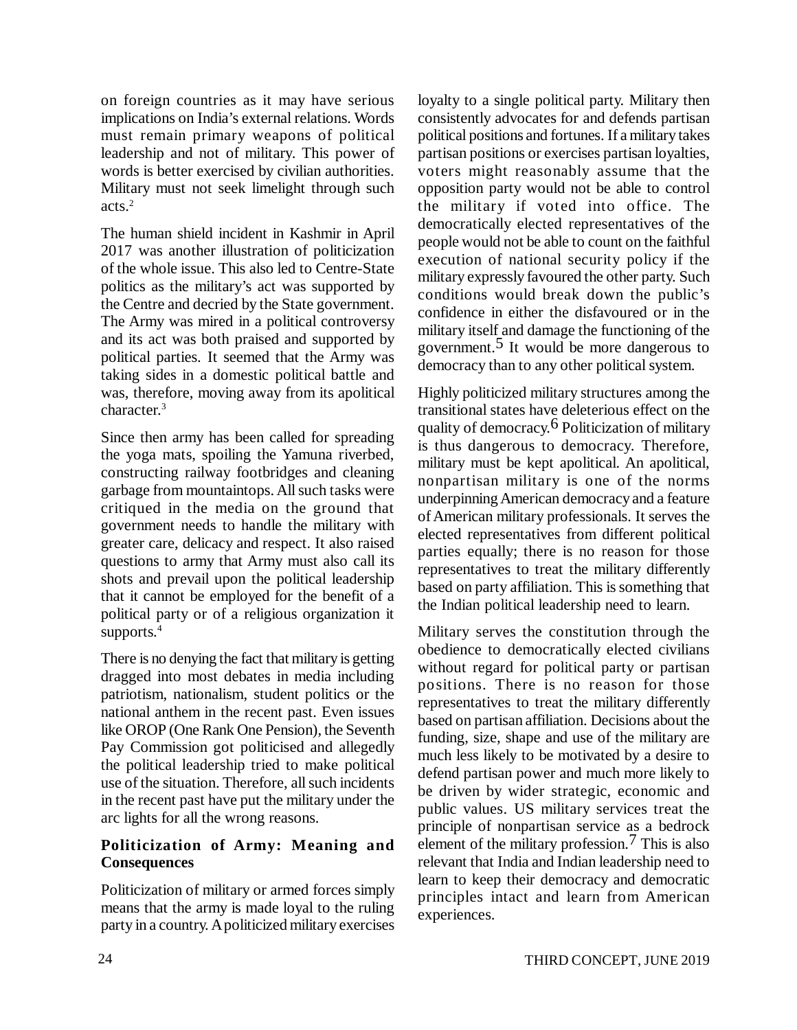on foreign countries as it may have serious implications on India's external relations. Words must remain primary weapons of political leadership and not of military. This power of words is better exercised by civilian authorities. Military must not seek limelight through such acts.[2]

The human shield incident in Kashmir in April 2017 was another illustration of politicization of the whole issue. This also led to Centre-State politics as the military's act was supported by the Centre and decried by the State government. The Army was mired in a political controversy and its act was both praised and supported by political parties. It seemed that the Army was taking sides in a domestic political battle and was, therefore, moving away from its apolitical character.[3]

Since then army has been called for spreading the yoga mats, spoiling the Yamuna riverbed, constructing railway footbridges and cleaning garbage from mountaintops. All such tasks were critiqued in the media on the ground that government needs to handle the military with greater care, delicacy and respect. It also raised questions to army that Army must also call its shots and prevail upon the political leadership that it cannot be employed for the benefit of a political party or of a religious organization it supports.[4]

There is no denying the fact that military is getting dragged into most debates in media including patriotism, nationalism, student politics or the national anthem in the recent past. Even issues like OROP (One Rank One Pension), the Seventh Pay Commission got politicised and allegedly the political leadership tried to make political use of the situation. Therefore, all such incidents in the recent past have put the military under the arc lights for all the wrong reasons.

## Politicization of Army: Meaning and Consequences

Politicization of military or armed forces simply means that the army is made loyal to the ruling party in a country. A politicized military exercises loyalty to a single political party. Military then consistently advocates for and defends partisan political positions and fortunes. If a military takes partisan positions or exercises partisan loyalties, voters might reasonably assume that the opposition party would not be able to control the military if voted into office. The democratically elected representatives of the people would not be able to count on the faithful execution of national security policy if the military expressly favoured the other party. Such conditions would break down the public's confidence in either the disfavoured or in the military itself and damage the functioning of the government.[5] It would be more dangerous to democracy than to any other political system.

Highly politicized military structures among the transitional states have deleterious effect on the quality of democracy.[6] Politicization of military is thus dangerous to democracy. Therefore, military must be kept apolitical. An apolitical, nonpartisan military is one of the norms underpinning American democracy and a feature of American military professionals. It serves the elected representatives from different political parties equally; there is no reason for those representatives to treat the military differently based on party affiliation. This is something that the Indian political leadership need to learn.

Military serves the constitution through the obedience to democratically elected civilians without regard for political party or partisan positions. There is no reason for those representatives to treat the military differently based on partisan affiliation. Decisions about the funding, size, shape and use of the military are much less likely to be motivated by a desire to defend partisan power and much more likely to be driven by wider strategic, economic and public values. US military services treat the principle of nonpartisan service as a bedrock element of the military profession.[7] This is also relevant that India and Indian leadership need to learn to keep their democracy and democratic principles intact and learn from American experiences.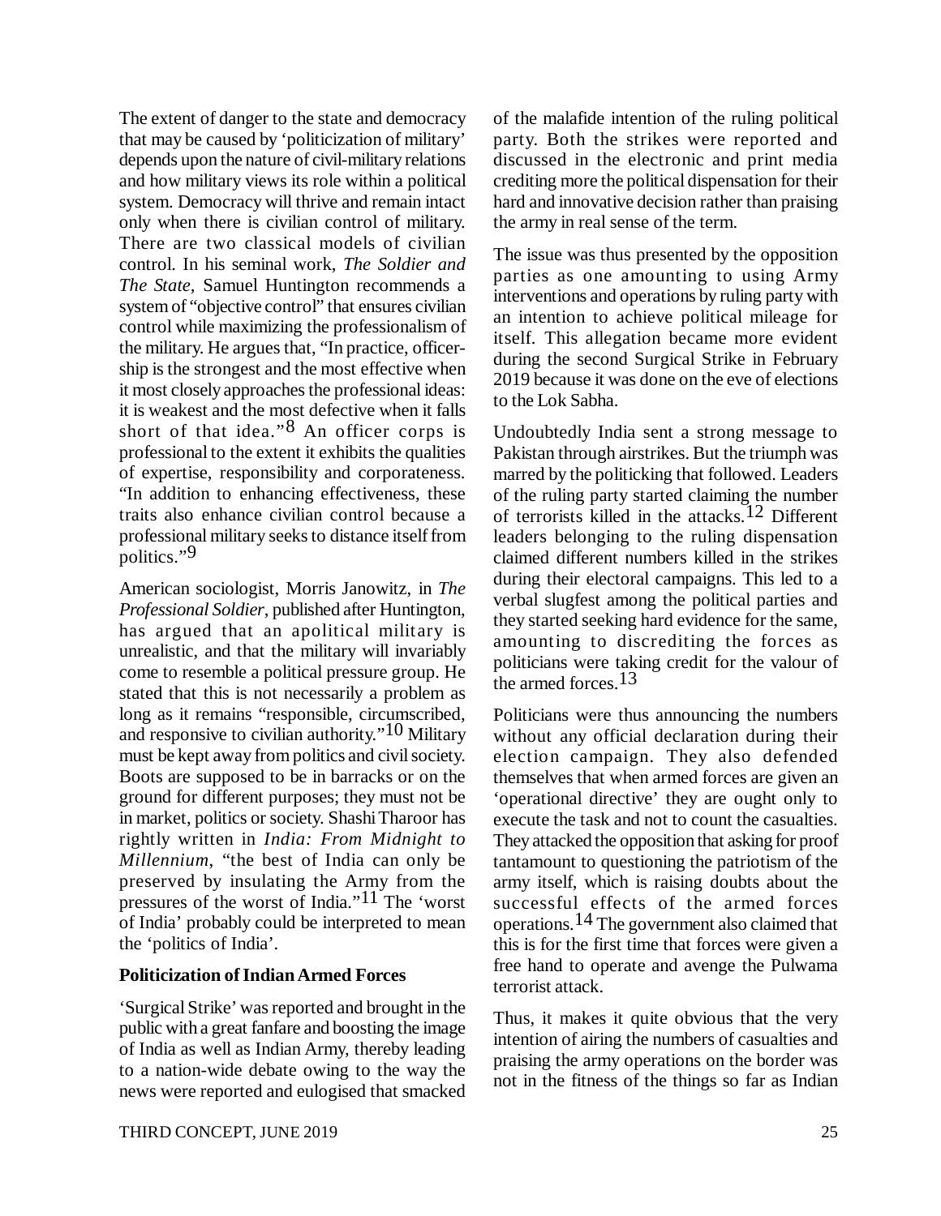The extent of danger to the state and democracy that may be caused by 'politicization of military' depends upon the nature of civil-military relations and how military views its role within a political system. Democracy will thrive and remain intact only when there is civilian control of military. There are two classical models of civilian control. In his seminal work, *The Soldier and The State*, Samuel Huntington recommends a system of "objective control" that ensures civilian control while maximizing the professionalism of the military. He argues that, "In practice, officer-ship is the strongest and the most effective when it most closely approaches the professional ideas: it is weakest and the most defective when it falls short of that idea."[8] An officer corps is professional to the extent it exhibits the qualities of expertise, responsibility and corporateness. "In addition to enhancing effectiveness, these traits also enhance civilian control because a professional military seeks to distance itself from politics."[9]

American sociologist, Morris Janowitz, in *The Professional Soldier*, published after Huntington, has argued that an apolitical military is unrealistic, and that the military will invariably come to resemble a political pressure group. He stated that this is not necessarily a problem as long as it remains "responsible, circumscribed, and responsive to civilian authority."[10] Military must be kept away from politics and civil society. Boots are supposed to be in barracks or on the ground for different purposes; they must not be in market, politics or society. Shashi Tharoor has rightly written in *India: From Midnight to Millennium*, "the best of India can only be preserved by insulating the Army from the pressures of the worst of India."[11] The 'worst of India' probably could be interpreted to mean the 'politics of India'.

**Politicization of Indian Armed Forces**

'Surgical Strike' was reported and brought in the public with a great fanfare and boosting the image of India as well as Indian Army, thereby leading to a nation-wide debate owing to the way the news were reported and eulogised that smacked of the malafide intention of the ruling political party. Both the strikes were reported and discussed in the electronic and print media crediting more the political dispensation for their hard and innovative decision rather than praising the army in real sense of the term.

The issue was thus presented by the opposition parties as one amounting to using Army interventions and operations by ruling party with an intention to achieve political mileage for itself. This allegation became more evident during the second Surgical Strike in February 2019 because it was done on the eve of elections to the Lok Sabha.

Undoubtedly India sent a strong message to Pakistan through airstrikes. But the triumph was marred by the politicking that followed. Leaders of the ruling party started claiming the number of terrorists killed in the attacks.[12] Different leaders belonging to the ruling dispensation claimed different numbers killed in the strikes during their electoral campaigns. This led to a verbal slugfest among the political parties and they started seeking hard evidence for the same, amounting to discrediting the forces as politicians were taking credit for the valour of the armed forces.[13]

Politicians were thus announcing the numbers without any official declaration during their election campaign. They also defended themselves that when armed forces are given an 'operational directive' they are ought only to execute the task and not to count the casualties. They attacked the opposition that asking for proof tantamount to questioning the patriotism of the army itself, which is raising doubts about the successful effects of the armed forces operations.[14] The government also claimed that this is for the first time that forces were given a free hand to operate and avenge the Pulwama terrorist attack.

Thus, it makes it quite obvious that the very intention of airing the numbers of casualties and praising the army operations on the border was not in the fitness of the things so far as Indian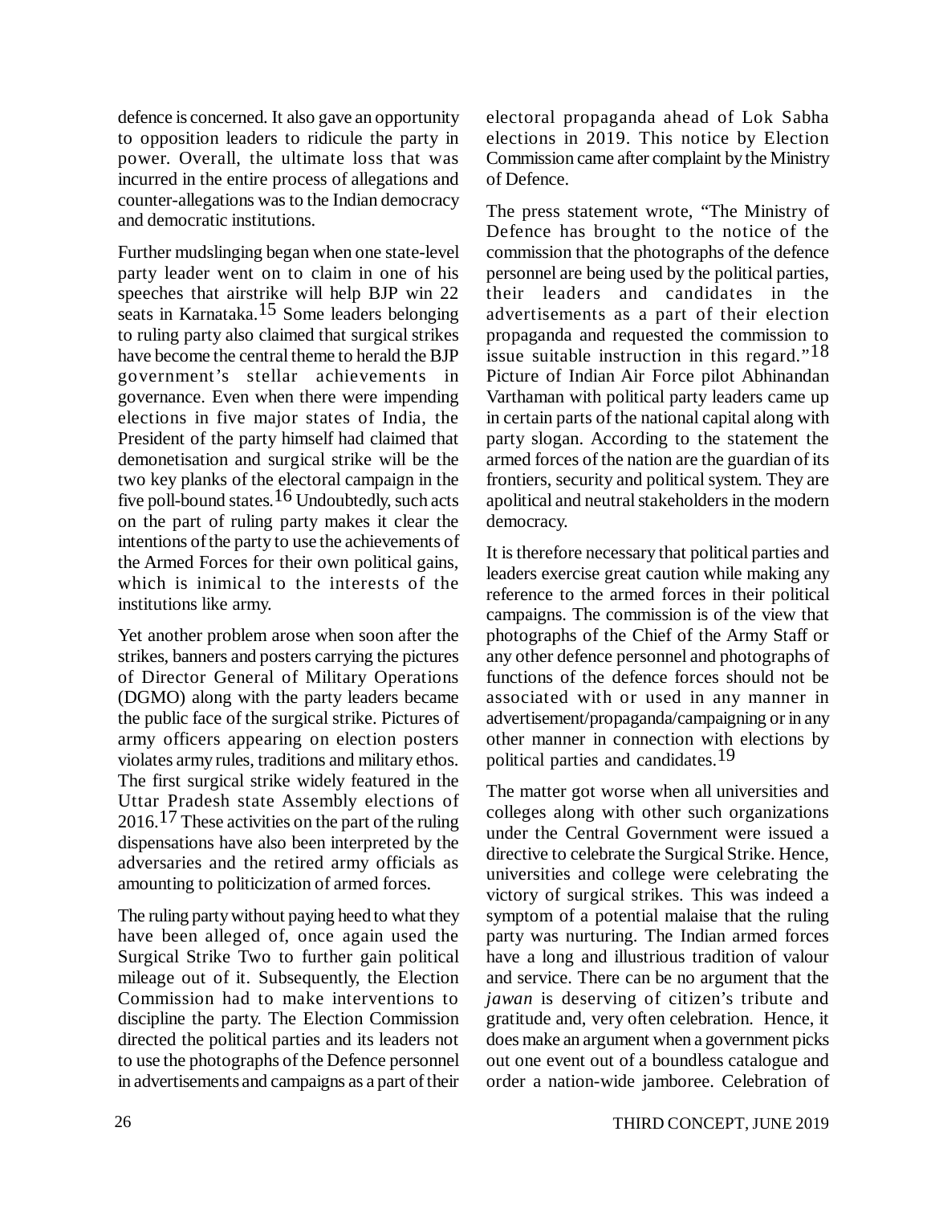defence is concerned. It also gave an opportunity to opposition leaders to ridicule the party in power. Overall, the ultimate loss that was incurred in the entire process of allegations and counter-allegations was to the Indian democracy and democratic institutions.

Further mudslinging began when one state-level party leader went on to claim in one of his speeches that airstrike will help BJP win 22 seats in Karnataka.[15] Some leaders belonging to ruling party also claimed that surgical strikes have become the central theme to herald the BJP government's stellar achievements in governance. Even when there were impending elections in five major states of India, the President of the party himself had claimed that demonetisation and surgical strike will be the two key planks of the electoral campaign in the five poll-bound states.[16] Undoubtedly, such acts on the part of ruling party makes it clear the intentions of the party to use the achievements of the Armed Forces for their own political gains, which is inimical to the interests of the institutions like army.

Yet another problem arose when soon after the strikes, banners and posters carrying the pictures of Director General of Military Operations (DGMO) along with the party leaders became the public face of the surgical strike. Pictures of army officers appearing on election posters violates army rules, traditions and military ethos. The first surgical strike widely featured in the Uttar Pradesh state Assembly elections of 2016.[17] These activities on the part of the ruling dispensations have also been interpreted by the adversaries and the retired army officials as amounting to politicization of armed forces.

The ruling party without paying heed to what they have been alleged of, once again used the Surgical Strike Two to further gain political mileage out of it. Subsequently, the Election Commission had to make interventions to discipline the party. The Election Commission directed the political parties and its leaders not to use the photographs of the Defence personnel in advertisements and campaigns as a part of their electoral propaganda ahead of Lok Sabha elections in 2019. This notice by Election Commission came after complaint by the Ministry of Defence.

The press statement wrote, "The Ministry of Defence has brought to the notice of the commission that the photographs of the defence personnel are being used by the political parties, their leaders and candidates in the advertisements as a part of their election propaganda and requested the commission to issue suitable instruction in this regard."[18] Picture of Indian Air Force pilot Abhinandan Varthaman with political party leaders came up in certain parts of the national capital along with party slogan. According to the statement the armed forces of the nation are the guardian of its frontiers, security and political system. They are apolitical and neutral stakeholders in the modern democracy.

It is therefore necessary that political parties and leaders exercise great caution while making any reference to the armed forces in their political campaigns. The commission is of the view that photographs of the Chief of the Army Staff or any other defence personnel and photographs of functions of the defence forces should not be associated with or used in any manner in advertisement/propaganda/campaigning or in any other manner in connection with elections by political parties and candidates.[19]

The matter got worse when all universities and colleges along with other such organizations under the Central Government were issued a directive to celebrate the Surgical Strike. Hence, universities and college were celebrating the victory of surgical strikes. This was indeed a symptom of a potential malaise that the ruling party was nurturing. The Indian armed forces have a long and illustrious tradition of valour and service. There can be no argument that the *jawan* is deserving of citizen's tribute and gratitude and, very often celebration. Hence, it does make an argument when a government picks out one event out of a boundless catalogue and order a nation-wide jamboree. Celebration of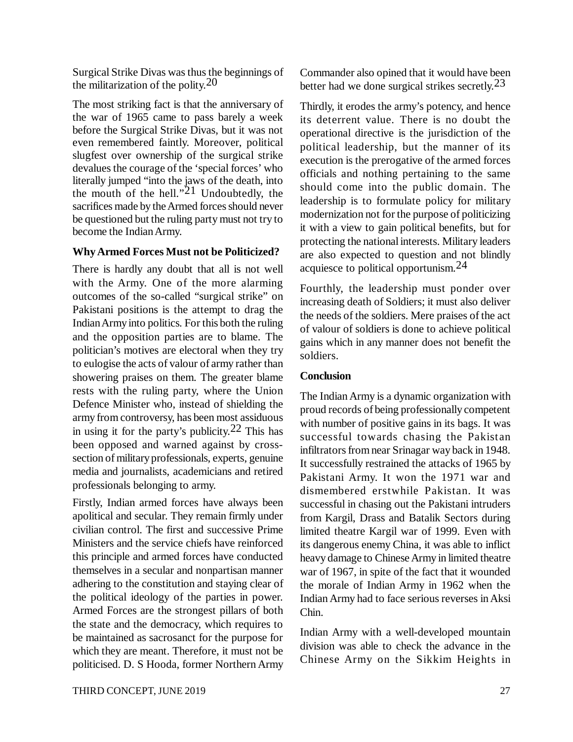Surgical Strike Divas was thus the beginnings of the militarization of the polity.[20]

The most striking fact is that the anniversary of the war of 1965 came to pass barely a week before the Surgical Strike Divas, but it was not even remembered faintly. Moreover, political slugfest over ownership of the surgical strike devalues the courage of the 'special forces' who literally jumped "into the jaws of the death, into the mouth of the hell."[21] Undoubtedly, the sacrifices made by the Armed forces should never be questioned but the ruling party must not try to become the Indian Army.

**Why Armed Forces Must not be Politicized?**

There is hardly any doubt that all is not well with the Army. One of the more alarming outcomes of the so-called "surgical strike" on Pakistani positions is the attempt to drag the Indian Army into politics. For this both the ruling and the opposition parties are to blame. The politician's motives are electoral when they try to eulogise the acts of valour of army rather than showering praises on them. The greater blame rests with the ruling party, where the Union Defence Minister who, instead of shielding the army from controversy, has been most assiduous in using it for the party's publicity.[22] This has been opposed and warned against by cross-section of military professionals, experts, genuine media and journalists, academicians and retired professionals belonging to army.

Firstly, Indian armed forces have always been apolitical and secular. They remain firmly under civilian control. The first and successive Prime Ministers and the service chiefs have reinforced this principle and armed forces have conducted themselves in a secular and nonpartisan manner adhering to the constitution and staying clear of the political ideology of the parties in power. Armed Forces are the strongest pillars of both the state and the democracy, which requires to be maintained as sacrosanct for the purpose for which they are meant. Therefore, it must not be politicised. D. S Hooda, former Northern Army Commander also opined that it would have been better had we done surgical strikes secretly.[23]

Thirdly, it erodes the army's potency, and hence its deterrent value. There is no doubt the operational directive is the jurisdiction of the political leadership, but the manner of its execution is the prerogative of the armed forces officials and nothing pertaining to the same should come into the public domain. The leadership is to formulate policy for military modernization not for the purpose of politicizing it with a view to gain political benefits, but for protecting the national interests. Military leaders are also expected to question and not blindly acquiesce to political opportunism.[24]

Fourthly, the leadership must ponder over increasing death of Soldiers; it must also deliver the needs of the soldiers. Mere praises of the act of valour of soldiers is done to achieve political gains which in any manner does not benefit the soldiers.

**Conclusion**

The Indian Army is a dynamic organization with proud records of being professionally competent with number of positive gains in its bags. It was successful towards chasing the Pakistan infiltrators from near Srinagar way back in 1948. It successfully restrained the attacks of 1965 by Pakistani Army. It won the 1971 war and dismembered erstwhile Pakistan. It was successful in chasing out the Pakistani intruders from Kargil, Drass and Batalik Sectors during limited theatre Kargil war of 1999. Even with its dangerous enemy China, it was able to inflict heavy damage to Chinese Army in limited theatre war of 1967, in spite of the fact that it wounded the morale of Indian Army in 1962 when the Indian Army had to face serious reverses in Aksi Chin.

Indian Army with a well-developed mountain division was able to check the advance in the Chinese Army on the Sikkim Heights in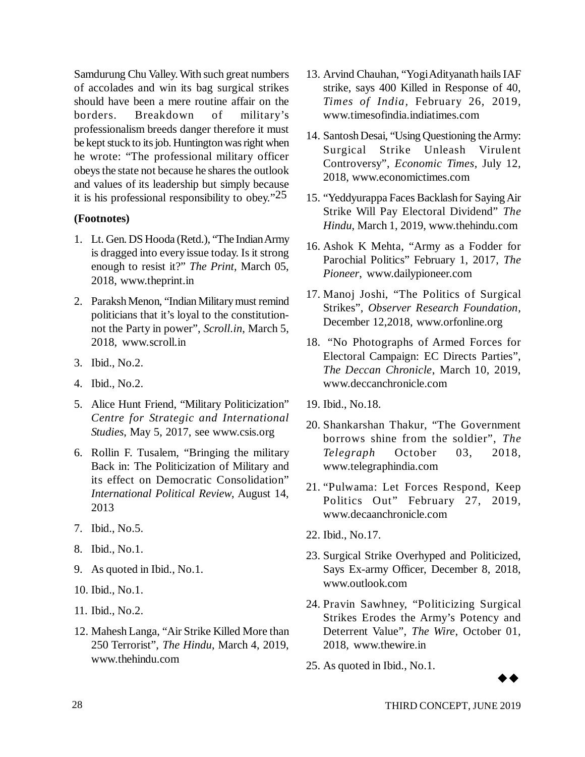Samdurung Chu Valley. With such great numbers of accolades and win its bag surgical strikes should have been a mere routine affair on the borders. Breakdown of military's professionalism breeds danger therefore it must be kept stuck to its job. Huntington was right when he wrote: "The professional military officer obeys the state not because he shares the outlook and values of its leadership but simply because it is his professional responsibility to obey."[25]

**(Footnotes)**

1. Lt. Gen. DS Hooda (Retd.), "The Indian Army is dragged into every issue today. Is it strong enough to resist it?" *The Print*, March 05, 2018, www.theprint.in
2. Paraksh Menon, "Indian Military must remind politicians that it's loyal to the constitution-not the Party in power", *Scroll.in*, March 5, 2018, www.scroll.in
3. Ibid., No.2.
4. Ibid., No.2.
5. Alice Hunt Friend, "Military Politicization" *Centre for Strategic and International Studies*, May 5, 2017, see www.csis.org
6. Rollin F. Tusalem, "Bringing the military Back in: The Politicization of Military and its effect on Democratic Consolidation" *International Political Review*, August 14, 2013
7. Ibid., No.5.
8. Ibid., No.1.
9. As quoted in Ibid., No.1.
10. Ibid., No.1.
11. Ibid., No.2.
12. Mahesh Langa, "Air Strike Killed More than 250 Terrorist", *The Hindu*, March 4, 2019, www.thehindu.com
13. Arvind Chauhan, "Yogi Adityanath hails IAF strike, says 400 Killed in Response of 40, *Times of India*, February 26, 2019, www.timesofindia.indiatimes.com
14. Santosh Desai, "Using Questioning the Army: Surgical Strike Unleash Virulent Controversy", *Economic Times*, July 12, 2018, www.economictimes.com
15. "Yeddyurappa Faces Backlash for Saying Air Strike Will Pay Electoral Dividend" *The Hindu*, March 1, 2019, www.thehindu.com
16. Ashok K Mehta, "Army as a Fodder for Parochial Politics" February 1, 2017, *The Pioneer*, www.dailypioneer.com
17. Manoj Joshi, "The Politics of Surgical Strikes", *Observer Research Foundation*, December 12,2018, www.orfonline.org
18. "No Photographs of Armed Forces for Electoral Campaign: EC Directs Parties", *The Deccan Chronicle*, March 10, 2019, www.deccanchronicle.com
19. Ibid., No.18.
20. Shankarshan Thakur, "The Government borrows shine from the soldier", *The Telegraph* October 03, 2018, www.telegraphindia.com
21. "Pulwama: Let Forces Respond, Keep Politics Out" February 27, 2019, www.decaanchronicle.com
22. Ibid., No.17.
23. Surgical Strike Overhyped and Politicized, Says Ex-army Officer, December 8, 2018, www.outlook.com
24. Pravin Sawhney, "Politicizing Surgical Strikes Erodes the Army's Potency and Deterrent Value", *The Wire*, October 01, 2018, www.thewire.in
25. As quoted in Ibid., No.1.

◆◆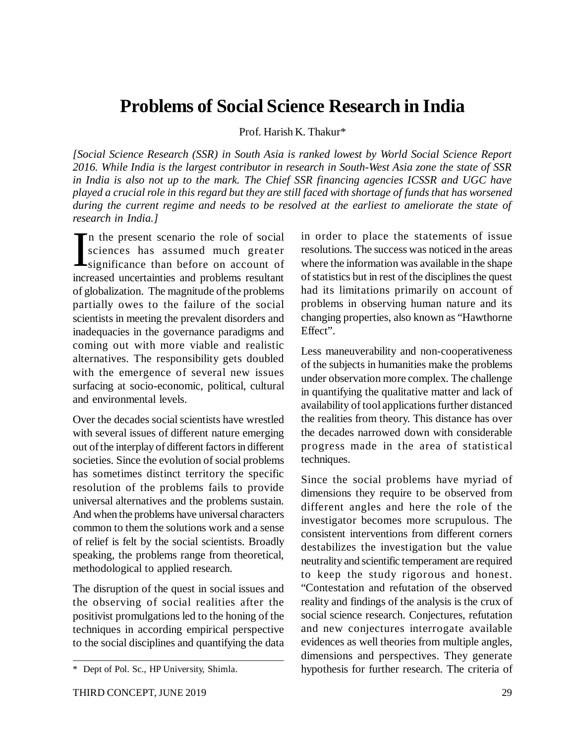# Problems of Social Science Research in India

Prof. Harish K. Thakur*

*[Social Science Research (SSR) in South Asia is ranked lowest by World Social Science Report 2016. While India is the largest contributor in research in South-West Asia zone the state of SSR in India is also not up to the mark. The Chief SSR financing agencies ICSSR and UGC have played a crucial role in this regard but they are still faced with shortage of funds that has worsened during the current regime and needs to be resolved at the earliest to ameliorate the state of research in India.]*

In the present scenario the role of social sciences has assumed much greater significance than before on account of increased uncertainties and problems resultant of globalization. The magnitude of the problems partially owes to the failure of the social scientists in meeting the prevalent disorders and inadequacies in the governance paradigms and coming out with more viable and realistic alternatives. The responsibility gets doubled with the emergence of several new issues surfacing at socio-economic, political, cultural and environmental levels.

Over the decades social scientists have wrestled with several issues of different nature emerging out of the interplay of different factors in different societies. Since the evolution of social problems has sometimes distinct territory the specific resolution of the problems fails to provide universal alternatives and the problems sustain. And when the problems have universal characters common to them the solutions work and a sense of relief is felt by the social scientists. Broadly speaking, the problems range from theoretical, methodological to applied research.

The disruption of the quest in social issues and the observing of social realities after the positivist promulgations led to the honing of the techniques in according empirical perspective to the social disciplines and quantifying the data in order to place the statements of issue resolutions. The success was noticed in the areas where the information was available in the shape of statistics but in rest of the disciplines the quest had its limitations primarily on account of problems in observing human nature and its changing properties, also known as "Hawthorne Effect".

Less maneuverability and non-cooperativeness of the subjects in humanities make the problems under observation more complex. The challenge in quantifying the qualitative matter and lack of availability of tool applications further distanced the realities from theory. This distance has over the decades narrowed down with considerable progress made in the area of statistical techniques.

Since the social problems have myriad of dimensions they require to be observed from different angles and here the role of the investigator becomes more scrupulous. The consistent interventions from different corners destabilizes the investigation but the value neutrality and scientific temperament are required to keep the study rigorous and honest. "Contestation and refutation of the observed reality and findings of the analysis is the crux of social science research. Conjectures, refutation and new conjectures interrogate available evidences as well theories from multiple angles, dimensions and perspectives. They generate hypothesis for further research. The criteria of

---

\* Dept of Pol. Sc., HP University, Shimla.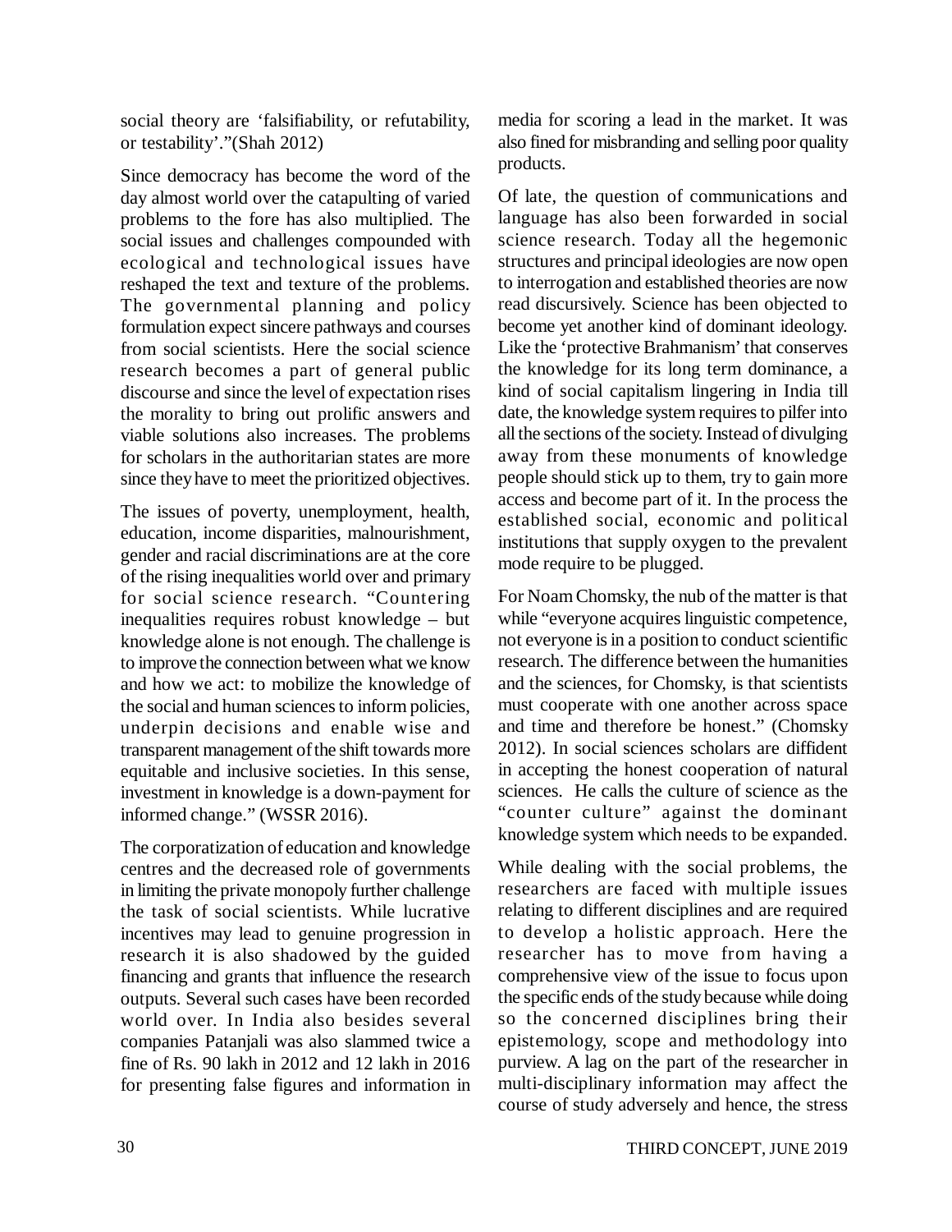social theory are 'falsifiability, or refutability, or testability'."(Shah 2012)

Since democracy has become the word of the day almost world over the catapulting of varied problems to the fore has also multiplied. The social issues and challenges compounded with ecological and technological issues have reshaped the text and texture of the problems. The governmental planning and policy formulation expect sincere pathways and courses from social scientists. Here the social science research becomes a part of general public discourse and since the level of expectation rises the morality to bring out prolific answers and viable solutions also increases. The problems for scholars in the authoritarian states are more since they have to meet the prioritized objectives.

The issues of poverty, unemployment, health, education, income disparities, malnourishment, gender and racial discriminations are at the core of the rising inequalities world over and primary for social science research. "Countering inequalities requires robust knowledge – but knowledge alone is not enough. The challenge is to improve the connection between what we know and how we act: to mobilize the knowledge of the social and human sciences to inform policies, underpin decisions and enable wise and transparent management of the shift towards more equitable and inclusive societies. In this sense, investment in knowledge is a down-payment for informed change." (WSSR 2016).

The corporatization of education and knowledge centres and the decreased role of governments in limiting the private monopoly further challenge the task of social scientists. While lucrative incentives may lead to genuine progression in research it is also shadowed by the guided financing and grants that influence the research outputs. Several such cases have been recorded world over. In India also besides several companies Patanjali was also slammed twice a fine of Rs. 90 lakh in 2012 and 12 lakh in 2016 for presenting false figures and information in media for scoring a lead in the market. It was also fined for misbranding and selling poor quality products.

Of late, the question of communications and language has also been forwarded in social science research. Today all the hegemonic structures and principal ideologies are now open to interrogation and established theories are now read discursively. Science has been objected to become yet another kind of dominant ideology. Like the 'protective Brahmanism' that conserves the knowledge for its long term dominance, a kind of social capitalism lingering in India till date, the knowledge system requires to pilfer into all the sections of the society. Instead of divulging away from these monuments of knowledge people should stick up to them, try to gain more access and become part of it. In the process the established social, economic and political institutions that supply oxygen to the prevalent mode require to be plugged.

For Noam Chomsky, the nub of the matter is that while "everyone acquires linguistic competence, not everyone is in a position to conduct scientific research. The difference between the humanities and the sciences, for Chomsky, is that scientists must cooperate with one another across space and time and therefore be honest." (Chomsky 2012). In social sciences scholars are diffident in accepting the honest cooperation of natural sciences. He calls the culture of science as the "counter culture" against the dominant knowledge system which needs to be expanded.

While dealing with the social problems, the researchers are faced with multiple issues relating to different disciplines and are required to develop a holistic approach. Here the researcher has to move from having a comprehensive view of the issue to focus upon the specific ends of the study because while doing so the concerned disciplines bring their epistemology, scope and methodology into purview. A lag on the part of the researcher in multi-disciplinary information may affect the course of study adversely and hence, the stress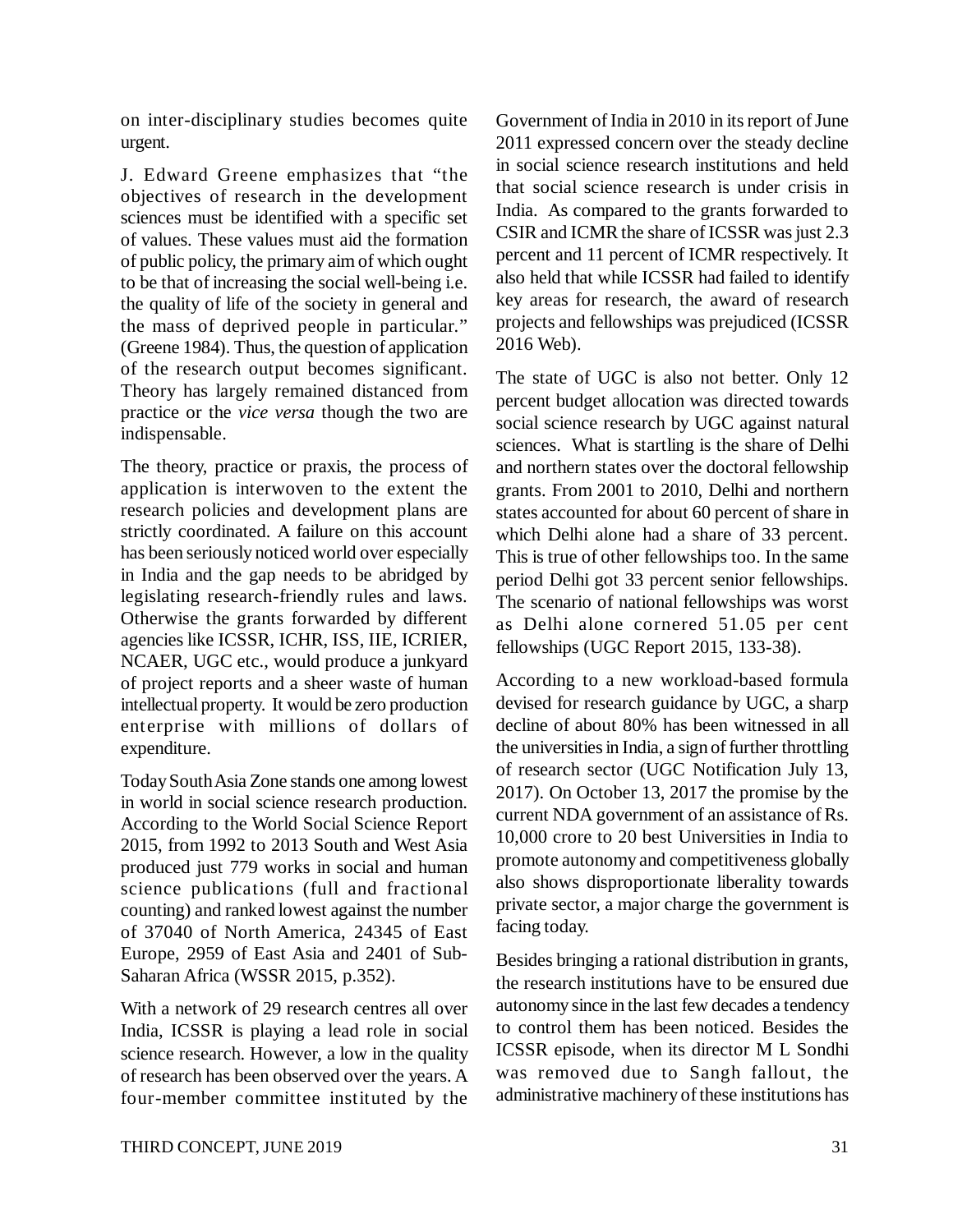on inter-disciplinary studies becomes quite urgent.

J. Edward Greene emphasizes that "the objectives of research in the development sciences must be identified with a specific set of values. These values must aid the formation of public policy, the primary aim of which ought to be that of increasing the social well-being i.e. the quality of life of the society in general and the mass of deprived people in particular." (Greene 1984). Thus, the question of application of the research output becomes significant. Theory has largely remained distanced from practice or the *vice versa* though the two are indispensable.

The theory, practice or praxis, the process of application is interwoven to the extent the research policies and development plans are strictly coordinated. A failure on this account has been seriously noticed world over especially in India and the gap needs to be abridged by legislating research-friendly rules and laws. Otherwise the grants forwarded by different agencies like ICSSR, ICHR, ISS, IIE, ICRIER, NCAER, UGC etc., would produce a junkyard of project reports and a sheer waste of human intellectual property. It would be zero production enterprise with millions of dollars of expenditure.

Today South Asia Zone stands one among lowest in world in social science research production. According to the World Social Science Report 2015, from 1992 to 2013 South and West Asia produced just 779 works in social and human science publications (full and fractional counting) and ranked lowest against the number of 37040 of North America, 24345 of East Europe, 2959 of East Asia and 2401 of Sub-Saharan Africa (WSSR 2015, p.352).

With a network of 29 research centres all over India, ICSSR is playing a lead role in social science research. However, a low in the quality of research has been observed over the years. A four-member committee instituted by the Government of India in 2010 in its report of June 2011 expressed concern over the steady decline in social science research institutions and held that social science research is under crisis in India. As compared to the grants forwarded to CSIR and ICMR the share of ICSSR was just 2.3 percent and 11 percent of ICMR respectively. It also held that while ICSSR had failed to identify key areas for research, the award of research projects and fellowships was prejudiced (ICSSR 2016 Web).

The state of UGC is also not better. Only 12 percent budget allocation was directed towards social science research by UGC against natural sciences. What is startling is the share of Delhi and northern states over the doctoral fellowship grants. From 2001 to 2010, Delhi and northern states accounted for about 60 percent of share in which Delhi alone had a share of 33 percent. This is true of other fellowships too. In the same period Delhi got 33 percent senior fellowships. The scenario of national fellowships was worst as Delhi alone cornered 51.05 per cent fellowships (UGC Report 2015, 133-38).

According to a new workload-based formula devised for research guidance by UGC, a sharp decline of about 80% has been witnessed in all the universities in India, a sign of further throttling of research sector (UGC Notification July 13, 2017). On October 13, 2017 the promise by the current NDA government of an assistance of Rs. 10,000 crore to 20 best Universities in India to promote autonomy and competitiveness globally also shows disproportionate liberality towards private sector, a major charge the government is facing today.

Besides bringing a rational distribution in grants, the research institutions have to be ensured due autonomy since in the last few decades a tendency to control them has been noticed. Besides the ICSSR episode, when its director M L Sondhi was removed due to Sangh fallout, the administrative machinery of these institutions has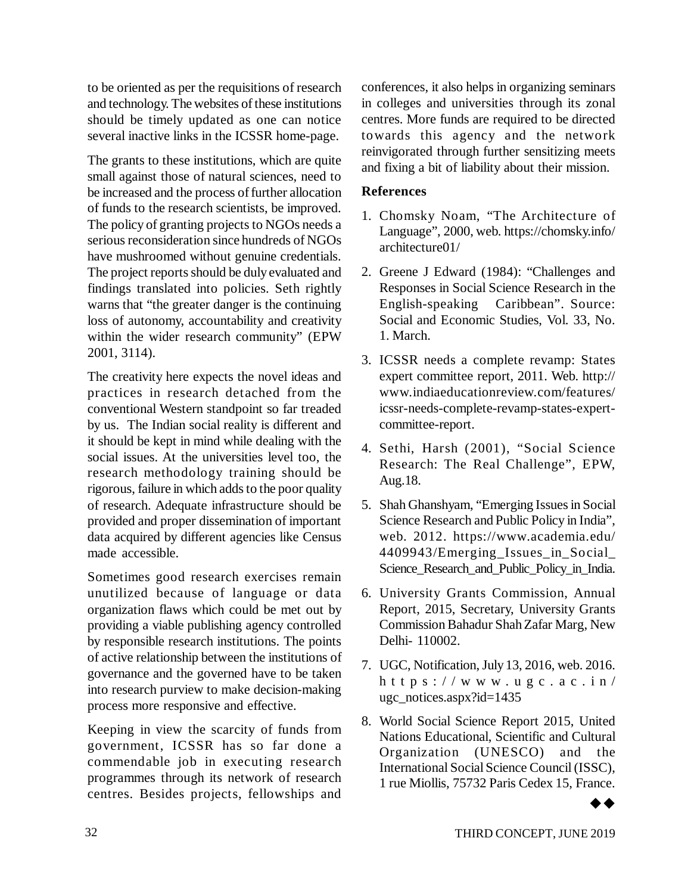to be oriented as per the requisitions of research and technology. The websites of these institutions should be timely updated as one can notice several inactive links in the ICSSR home-page.

The grants to these institutions, which are quite small against those of natural sciences, need to be increased and the process of further allocation of funds to the research scientists, be improved. The policy of granting projects to NGOs needs a serious reconsideration since hundreds of NGOs have mushroomed without genuine credentials. The project reports should be duly evaluated and findings translated into policies. Seth rightly warns that "the greater danger is the continuing loss of autonomy, accountability and creativity within the wider research community" (EPW 2001, 3114).

The creativity here expects the novel ideas and practices in research detached from the conventional Western standpoint so far treaded by us. The Indian social reality is different and it should be kept in mind while dealing with the social issues. At the universities level too, the research methodology training should be rigorous, failure in which adds to the poor quality of research. Adequate infrastructure should be provided and proper dissemination of important data acquired by different agencies like Census made accessible.

Sometimes good research exercises remain unutilized because of language or data organization flaws which could be met out by providing a viable publishing agency controlled by responsible research institutions. The points of active relationship between the institutions of governance and the governed have to be taken into research purview to make decision-making process more responsive and effective.

Keeping in view the scarcity of funds from government, ICSSR has so far done a commendable job in executing research programmes through its network of research centres. Besides projects, fellowships and conferences, it also helps in organizing seminars in colleges and universities through its zonal centres. More funds are required to be directed towards this agency and the network reinvigorated through further sensitizing meets and fixing a bit of liability about their mission.

## References

1. Chomsky Noam, "The Architecture of Language", 2000, web. https://chomsky.info/architecture01/
2. Greene J Edward (1984): "Challenges and Responses in Social Science Research in the English-speaking Caribbean". Source: Social and Economic Studies, Vol. 33, No. 1. March.
3. ICSSR needs a complete revamp: States expert committee report, 2011. Web. http://www.indiaeducationreview.com/features/icssr-needs-complete-revamp-states-expert-committee-report.
4. Sethi, Harsh (2001), "Social Science Research: The Real Challenge", EPW, Aug.18.
5. Shah Ghanshyam, "Emerging Issues in Social Science Research and Public Policy in India", web. 2012. https://www.academia.edu/4409943/Emerging_Issues_in_Social_Science_Research_and_Public_Policy_in_India.
6. University Grants Commission, Annual Report, 2015, Secretary, University Grants Commission Bahadur Shah Zafar Marg, New Delhi- 110002.
7. UGC, Notification, July 13, 2016, web. 2016. https://www.ugc.ac.in/ugc_notices.aspx?id=1435
8. World Social Science Report 2015, United Nations Educational, Scientific and Cultural Organization (UNESCO) and the International Social Science Council (ISSC), 1 rue Miollis, 75732 Paris Cedex 15, France.

◆◆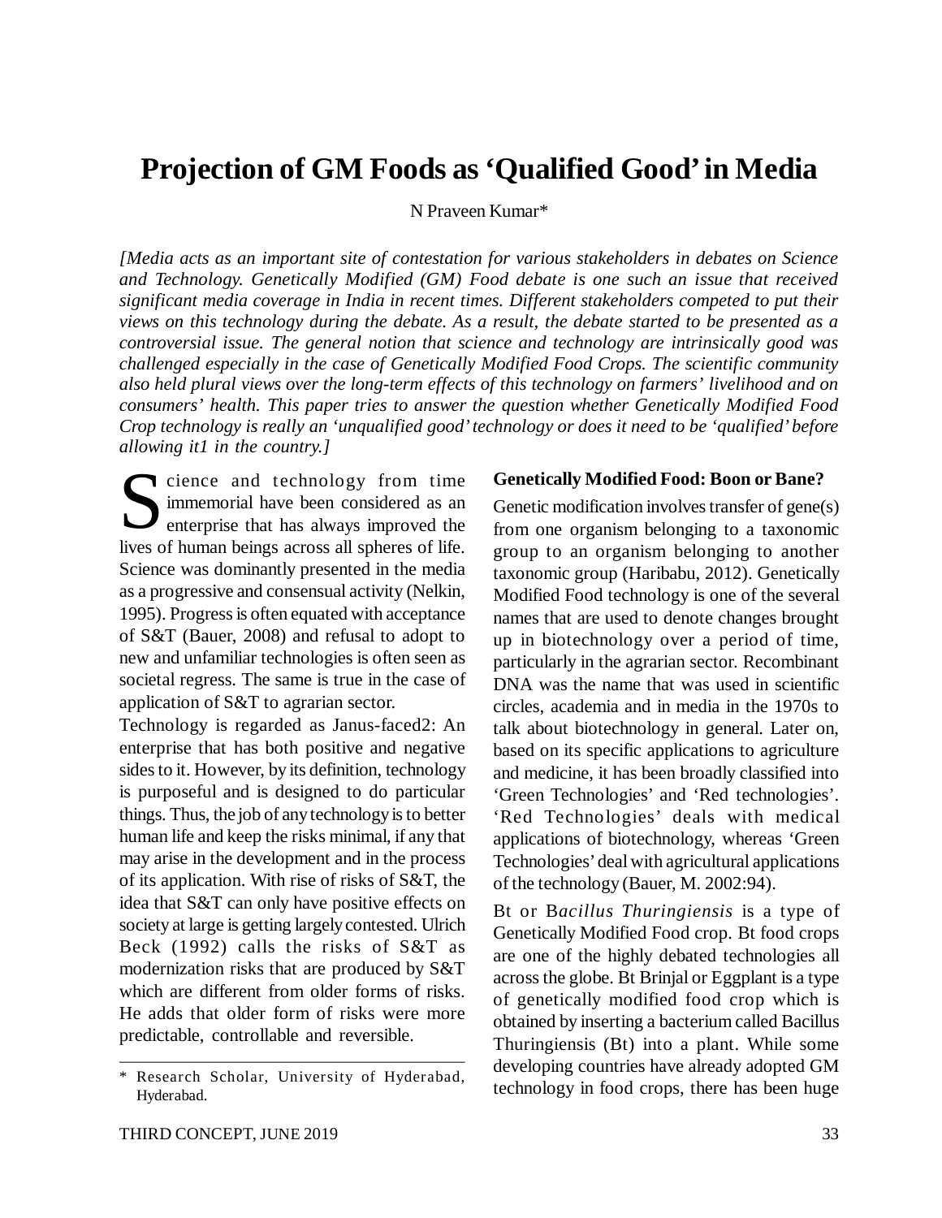# Projection of GM Foods as 'Qualified Good' in Media

N Praveen Kumar*

*[Media acts as an important site of contestation for various stakeholders in debates on Science and Technology. Genetically Modified (GM) Food debate is one such an issue that received significant media coverage in India in recent times. Different stakeholders competed to put their views on this technology during the debate. As a result, the debate started to be presented as a controversial issue. The general notion that science and technology are intrinsically good was challenged especially in the case of Genetically Modified Food Crops. The scientific community also held plural views over the long-term effects of this technology on farmers' livelihood and on consumers' health. This paper tries to answer the question whether Genetically Modified Food Crop technology is really an 'unqualified good' technology or does it need to be 'qualified' before allowing it1 in the country.]*

Science and technology from time immemorial have been considered as an enterprise that has always improved the lives of human beings across all spheres of life. Science was dominantly presented in the media as a progressive and consensual activity (Nelkin, 1995). Progress is often equated with acceptance of S&T (Bauer, 2008) and refusal to adopt to new and unfamiliar technologies is often seen as societal regress. The same is true in the case of application of S&T to agrarian sector.

Technology is regarded as Janus-faced2: An enterprise that has both positive and negative sides to it. However, by its definition, technology is purposeful and is designed to do particular things. Thus, the job of any technology is to better human life and keep the risks minimal, if any that may arise in the development and in the process of its application. With rise of risks of S&T, the idea that S&T can only have positive effects on society at large is getting largely contested. Ulrich Beck (1992) calls the risks of S&T as modernization risks that are produced by S&T which are different from older forms of risks. He adds that older form of risks were more predictable, controllable and reversible.

\* Research Scholar, University of Hyderabad, Hyderabad.

## Genetically Modified Food: Boon or Bane?

Genetic modification involves transfer of gene(s) from one organism belonging to a taxonomic group to an organism belonging to another taxonomic group (Haribabu, 2012). Genetically Modified Food technology is one of the several names that are used to denote changes brought up in biotechnology over a period of time, particularly in the agrarian sector. Recombinant DNA was the name that was used in scientific circles, academia and in media in the 1970s to talk about biotechnology in general. Later on, based on its specific applications to agriculture and medicine, it has been broadly classified into 'Green Technologies' and 'Red technologies'. 'Red Technologies' deals with medical applications of biotechnology, whereas 'Green Technologies' deal with agricultural applications of the technology (Bauer, M. 2002:94).

Bt or B*acillus Thuringiensis* is a type of Genetically Modified Food crop. Bt food crops are one of the highly debated technologies all across the globe. Bt Brinjal or Eggplant is a type of genetically modified food crop which is obtained by inserting a bacterium called Bacillus Thuringiensis (Bt) into a plant. While some developing countries have already adopted GM technology in food crops, there has been huge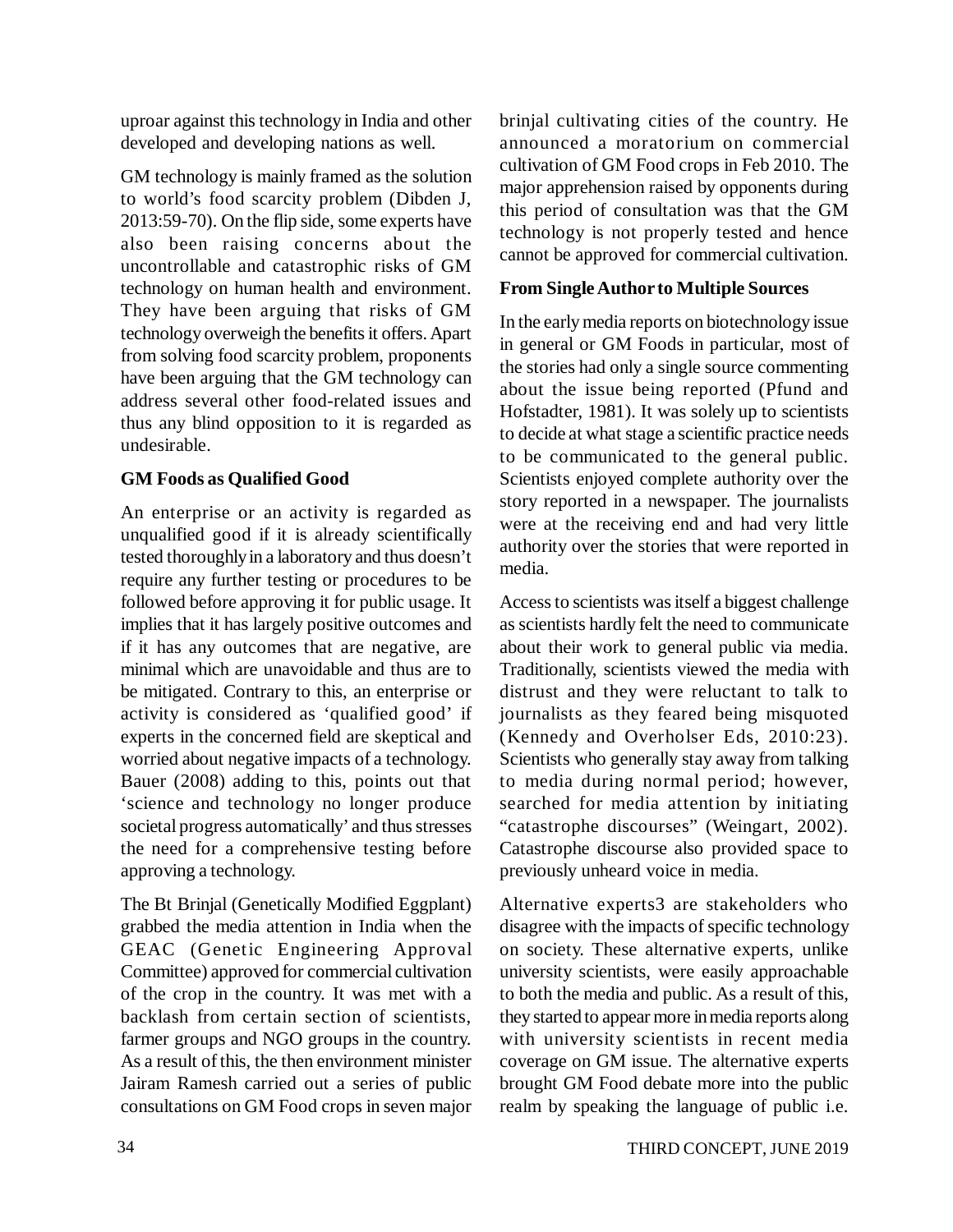uproar against this technology in India and other developed and developing nations as well.

GM technology is mainly framed as the solution to world's food scarcity problem (Dibden J, 2013:59-70). On the flip side, some experts have also been raising concerns about the uncontrollable and catastrophic risks of GM technology on human health and environment. They have been arguing that risks of GM technology overweigh the benefits it offers. Apart from solving food scarcity problem, proponents have been arguing that the GM technology can address several other food-related issues and thus any blind opposition to it is regarded as undesirable.

### GM Foods as Qualified Good

An enterprise or an activity is regarded as unqualified good if it is already scientifically tested thoroughly in a laboratory and thus doesn't require any further testing or procedures to be followed before approving it for public usage. It implies that it has largely positive outcomes and if it has any outcomes that are negative, are minimal which are unavoidable and thus are to be mitigated. Contrary to this, an enterprise or activity is considered as 'qualified good' if experts in the concerned field are skeptical and worried about negative impacts of a technology. Bauer (2008) adding to this, points out that 'science and technology no longer produce societal progress automatically' and thus stresses the need for a comprehensive testing before approving a technology.

The Bt Brinjal (Genetically Modified Eggplant) grabbed the media attention in India when the GEAC (Genetic Engineering Approval Committee) approved for commercial cultivation of the crop in the country. It was met with a backlash from certain section of scientists, farmer groups and NGO groups in the country. As a result of this, the then environment minister Jairam Ramesh carried out a series of public consultations on GM Food crops in seven major brinjal cultivating cities of the country. He announced a moratorium on commercial cultivation of GM Food crops in Feb 2010. The major apprehension raised by opponents during this period of consultation was that the GM technology is not properly tested and hence cannot be approved for commercial cultivation.

### From Single Author to Multiple Sources

In the early media reports on biotechnology issue in general or GM Foods in particular, most of the stories had only a single source commenting about the issue being reported (Pfund and Hofstadter, 1981). It was solely up to scientists to decide at what stage a scientific practice needs to be communicated to the general public. Scientists enjoyed complete authority over the story reported in a newspaper. The journalists were at the receiving end and had very little authority over the stories that were reported in media.

Access to scientists was itself a biggest challenge as scientists hardly felt the need to communicate about their work to general public via media. Traditionally, scientists viewed the media with distrust and they were reluctant to talk to journalists as they feared being misquoted (Kennedy and Overholser Eds, 2010:23). Scientists who generally stay away from talking to media during normal period; however, searched for media attention by initiating "catastrophe discourses" (Weingart, 2002). Catastrophe discourse also provided space to previously unheard voice in media.

Alternative experts3 are stakeholders who disagree with the impacts of specific technology on society. These alternative experts, unlike university scientists, were easily approachable to both the media and public. As a result of this, they started to appear more in media reports along with university scientists in recent media coverage on GM issue. The alternative experts brought GM Food debate more into the public realm by speaking the language of public i.e.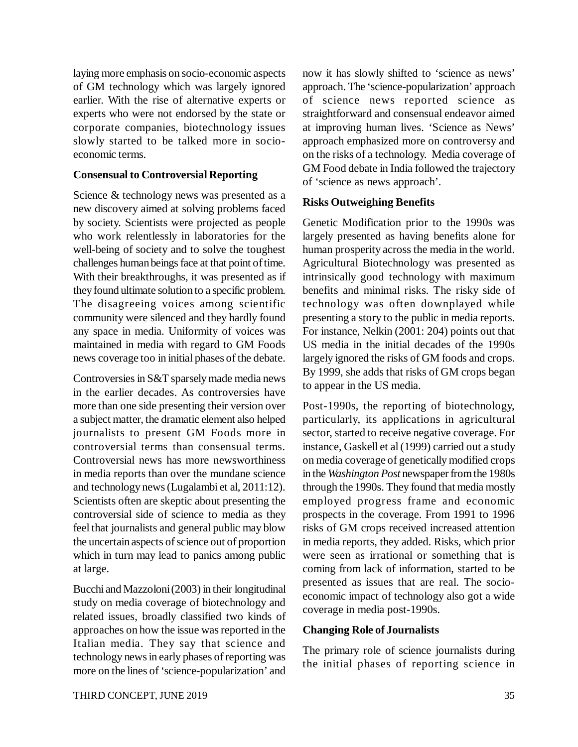laying more emphasis on socio-economic aspects of GM technology which was largely ignored earlier. With the rise of alternative experts or experts who were not endorsed by the state or corporate companies, biotechnology issues slowly started to be talked more in socio-economic terms.

**Consensual to Controversial Reporting**

Science & technology news was presented as a new discovery aimed at solving problems faced by society. Scientists were projected as people who work relentlessly in laboratories for the well-being of society and to solve the toughest challenges human beings face at that point of time. With their breakthroughs, it was presented as if they found ultimate solution to a specific problem. The disagreeing voices among scientific community were silenced and they hardly found any space in media. Uniformity of voices was maintained in media with regard to GM Foods news coverage too in initial phases of the debate.

Controversies in S&T sparsely made media news in the earlier decades. As controversies have more than one side presenting their version over a subject matter, the dramatic element also helped journalists to present GM Foods more in controversial terms than consensual terms. Controversial news has more newsworthiness in media reports than over the mundane science and technology news (Lugalambi et al, 2011:12). Scientists often are skeptic about presenting the controversial side of science to media as they feel that journalists and general public may blow the uncertain aspects of science out of proportion which in turn may lead to panics among public at large.

Bucchi and Mazzoloni (2003) in their longitudinal study on media coverage of biotechnology and related issues, broadly classified two kinds of approaches on how the issue was reported in the Italian media. They say that science and technology news in early phases of reporting was more on the lines of 'science-popularization' and now it has slowly shifted to 'science as news' approach. The 'science-popularization' approach of science news reported science as straightforward and consensual endeavor aimed at improving human lives. 'Science as News' approach emphasized more on controversy and on the risks of a technology. Media coverage of GM Food debate in India followed the trajectory of 'science as news approach'.

**Risks Outweighing Benefits**

Genetic Modification prior to the 1990s was largely presented as having benefits alone for human prosperity across the media in the world. Agricultural Biotechnology was presented as intrinsically good technology with maximum benefits and minimal risks. The risky side of technology was often downplayed while presenting a story to the public in media reports. For instance, Nelkin (2001: 204) points out that US media in the initial decades of the 1990s largely ignored the risks of GM foods and crops. By 1999, she adds that risks of GM crops began to appear in the US media.

Post-1990s, the reporting of biotechnology, particularly, its applications in agricultural sector, started to receive negative coverage. For instance, Gaskell et al (1999) carried out a study on media coverage of genetically modified crops in the *Washington Post* newspaper from the 1980s through the 1990s. They found that media mostly employed progress frame and economic prospects in the coverage. From 1991 to 1996 risks of GM crops received increased attention in media reports, they added. Risks, which prior were seen as irrational or something that is coming from lack of information, started to be presented as issues that are real. The socio-economic impact of technology also got a wide coverage in media post-1990s.

**Changing Role of Journalists**

The primary role of science journalists during the initial phases of reporting science in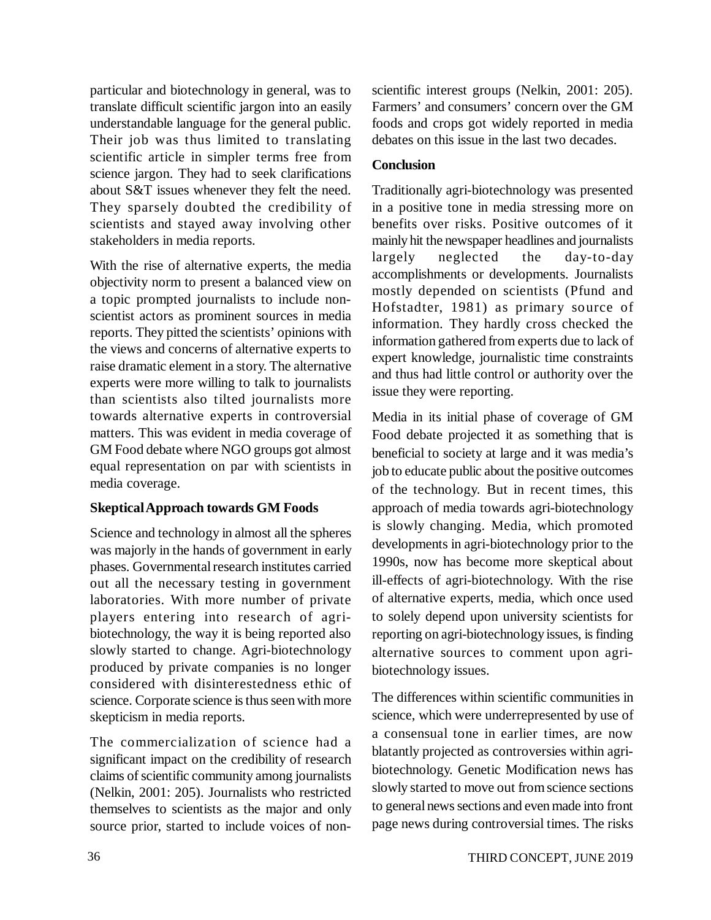particular and biotechnology in general, was to translate difficult scientific jargon into an easily understandable language for the general public. Their job was thus limited to translating scientific article in simpler terms free from science jargon. They had to seek clarifications about S&T issues whenever they felt the need. They sparsely doubted the credibility of scientists and stayed away involving other stakeholders in media reports.

With the rise of alternative experts, the media objectivity norm to present a balanced view on a topic prompted journalists to include non-scientist actors as prominent sources in media reports. They pitted the scientists' opinions with the views and concerns of alternative experts to raise dramatic element in a story. The alternative experts were more willing to talk to journalists than scientists also tilted journalists more towards alternative experts in controversial matters. This was evident in media coverage of GM Food debate where NGO groups got almost equal representation on par with scientists in media coverage.

**Skeptical Approach towards GM Foods**

Science and technology in almost all the spheres was majorly in the hands of government in early phases. Governmental research institutes carried out all the necessary testing in government laboratories. With more number of private players entering into research of agri-biotechnology, the way it is being reported also slowly started to change. Agri-biotechnology produced by private companies is no longer considered with disinterestedness ethic of science. Corporate science is thus seen with more skepticism in media reports.

The commercialization of science had a significant impact on the credibility of research claims of scientific community among journalists (Nelkin, 2001: 205). Journalists who restricted themselves to scientists as the major and only source prior, started to include voices of non-scientific interest groups (Nelkin, 2001: 205). Farmers' and consumers' concern over the GM foods and crops got widely reported in media debates on this issue in the last two decades.

**Conclusion**

Traditionally agri-biotechnology was presented in a positive tone in media stressing more on benefits over risks. Positive outcomes of it mainly hit the newspaper headlines and journalists largely neglected the day-to-day accomplishments or developments. Journalists mostly depended on scientists (Pfund and Hofstadter, 1981) as primary source of information. They hardly cross checked the information gathered from experts due to lack of expert knowledge, journalistic time constraints and thus had little control or authority over the issue they were reporting.

Media in its initial phase of coverage of GM Food debate projected it as something that is beneficial to society at large and it was media's job to educate public about the positive outcomes of the technology. But in recent times, this approach of media towards agri-biotechnology is slowly changing. Media, which promoted developments in agri-biotechnology prior to the 1990s, now has become more skeptical about ill-effects of agri-biotechnology. With the rise of alternative experts, media, which once used to solely depend upon university scientists for reporting on agri-biotechnology issues, is finding alternative sources to comment upon agri-biotechnology issues.

The differences within scientific communities in science, which were underrepresented by use of a consensual tone in earlier times, are now blatantly projected as controversies within agri-biotechnology. Genetic Modification news has slowly started to move out from science sections to general news sections and even made into front page news during controversial times. The risks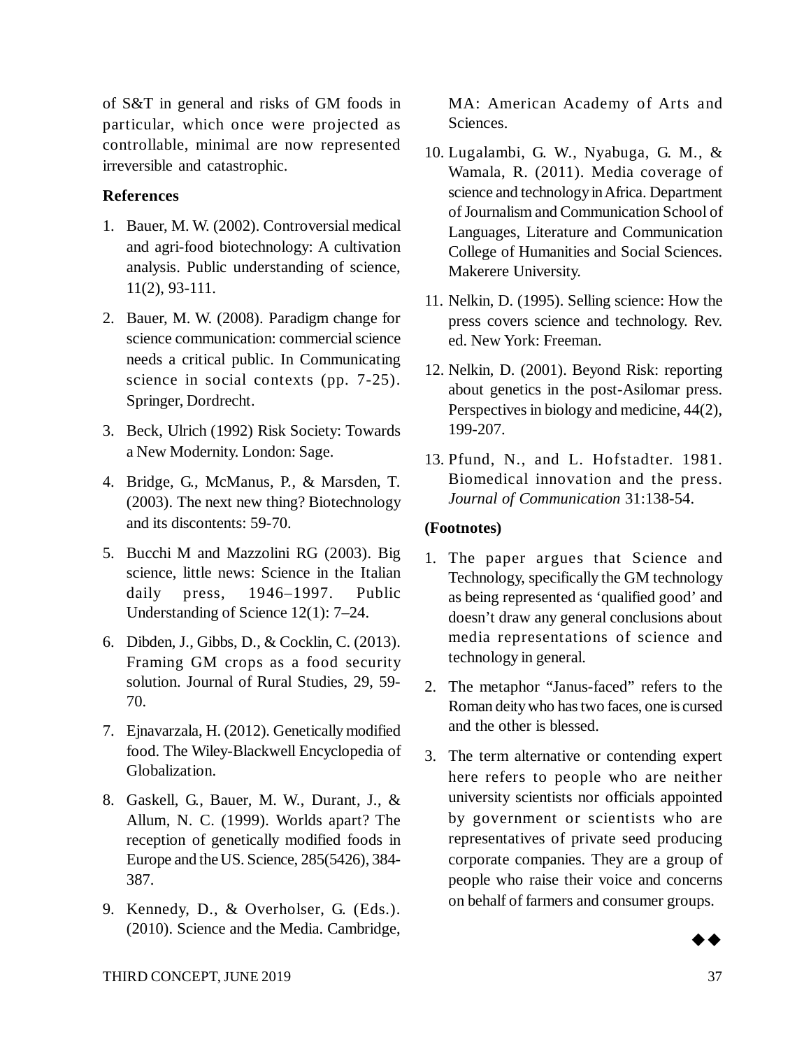of S&T in general and risks of GM foods in particular, which once were projected as controllable, minimal are now represented irreversible and catastrophic.

### References

1. Bauer, M. W. (2002). Controversial medical and agri-food biotechnology: A cultivation analysis. Public understanding of science, 11(2), 93-111.
2. Bauer, M. W. (2008). Paradigm change for science communication: commercial science needs a critical public. In Communicating science in social contexts (pp. 7-25). Springer, Dordrecht.
3. Beck, Ulrich (1992) Risk Society: Towards a New Modernity. London: Sage.
4. Bridge, G., McManus, P., & Marsden, T. (2003). The next new thing? Biotechnology and its discontents: 59-70.
5. Bucchi M and Mazzolini RG (2003). Big science, little news: Science in the Italian daily press, 1946–1997. Public Understanding of Science 12(1): 7–24.
6. Dibden, J., Gibbs, D., & Cocklin, C. (2013). Framing GM crops as a food security solution. Journal of Rural Studies, 29, 59-70.
7. Ejnavarzala, H. (2012). Genetically modified food. The Wiley-Blackwell Encyclopedia of Globalization.
8. Gaskell, G., Bauer, M. W., Durant, J., & Allum, N. C. (1999). Worlds apart? The reception of genetically modified foods in Europe and the US. Science, 285(5426), 384-387.
9. Kennedy, D., & Overholser, G. (Eds.). (2010). Science and the Media. Cambridge, MA: American Academy of Arts and Sciences.
10. Lugalambi, G. W., Nyabuga, G. M., & Wamala, R. (2011). Media coverage of science and technology in Africa. Department of Journalism and Communication School of Languages, Literature and Communication College of Humanities and Social Sciences. Makerere University.
11. Nelkin, D. (1995). Selling science: How the press covers science and technology. Rev. ed. New York: Freeman.
12. Nelkin, D. (2001). Beyond Risk: reporting about genetics in the post-Asilomar press. Perspectives in biology and medicine, 44(2), 199-207.
13. Pfund, N., and L. Hofstadter. 1981. Biomedical innovation and the press. *Journal of Communication* 31:138-54.

### (Footnotes)

1. The paper argues that Science and Technology, specifically the GM technology as being represented as 'qualified good' and doesn't draw any general conclusions about media representations of science and technology in general.
2. The metaphor "Janus-faced" refers to the Roman deity who has two faces, one is cursed and the other is blessed.
3. The term alternative or contending expert here refers to people who are neither university scientists nor officials appointed by government or scientists who are representatives of private seed producing corporate companies. They are a group of people who raise their voice and concerns on behalf of farmers and consumer groups.

◆◆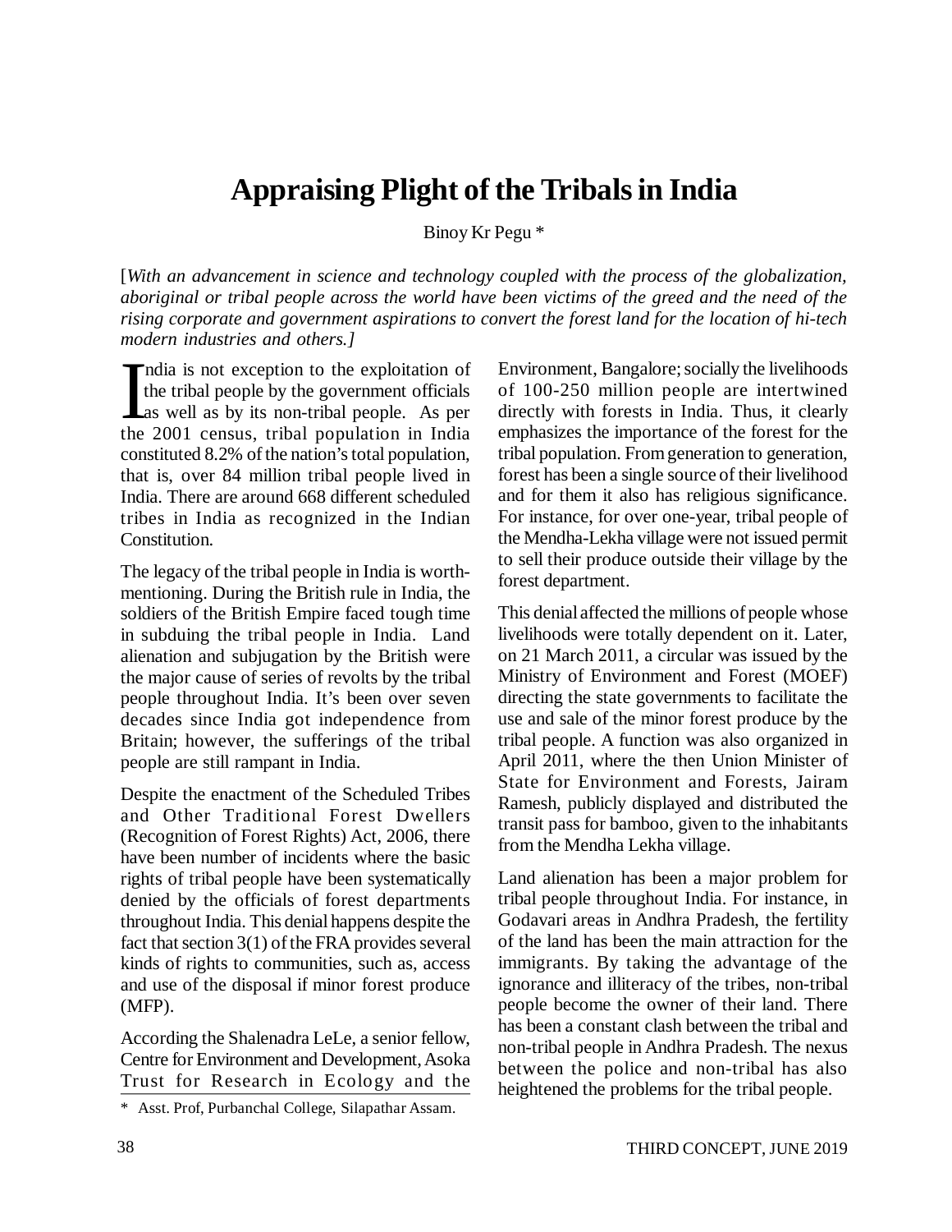# Appraising Plight of the Tribals in India

Binoy Kr Pegu *

[*With an advancement in science and technology coupled with the process of the globalization, aboriginal or tribal people across the world have been victims of the greed and the need of the rising corporate and government aspirations to convert the forest land for the location of hi-tech modern industries and others.]*

India is not exception to the exploitation of the tribal people by the government officials as well as by its non-tribal people. As per the 2001 census, tribal population in India constituted 8.2% of the nation's total population, that is, over 84 million tribal people lived in India. There are around 668 different scheduled tribes in India as recognized in the Indian Constitution.

The legacy of the tribal people in India is worth-mentioning. During the British rule in India, the soldiers of the British Empire faced tough time in subduing the tribal people in India. Land alienation and subjugation by the British were the major cause of series of revolts by the tribal people throughout India. It's been over seven decades since India got independence from Britain; however, the sufferings of the tribal people are still rampant in India.

Despite the enactment of the Scheduled Tribes and Other Traditional Forest Dwellers (Recognition of Forest Rights) Act, 2006, there have been number of incidents where the basic rights of tribal people have been systematically denied by the officials of forest departments throughout India. This denial happens despite the fact that section 3(1) of the FRA provides several kinds of rights to communities, such as, access and use of the disposal if minor forest produce (MFP).

According the Shalenadra LeLe, a senior fellow, Centre for Environment and Development, Asoka Trust for Research in Ecology and the Environment, Bangalore; socially the livelihoods of 100-250 million people are intertwined directly with forests in India. Thus, it clearly emphasizes the importance of the forest for the tribal population. From generation to generation, forest has been a single source of their livelihood and for them it also has religious significance. For instance, for over one-year, tribal people of the Mendha-Lekha village were not issued permit to sell their produce outside their village by the forest department.

This denial affected the millions of people whose livelihoods were totally dependent on it. Later, on 21 March 2011, a circular was issued by the Ministry of Environment and Forest (MOEF) directing the state governments to facilitate the use and sale of the minor forest produce by the tribal people. A function was also organized in April 2011, where the then Union Minister of State for Environment and Forests, Jairam Ramesh, publicly displayed and distributed the transit pass for bamboo, given to the inhabitants from the Mendha Lekha village.

Land alienation has been a major problem for tribal people throughout India. For instance, in Godavari areas in Andhra Pradesh, the fertility of the land has been the main attraction for the immigrants. By taking the advantage of the ignorance and illiteracy of the tribes, non-tribal people become the owner of their land. There has been a constant clash between the tribal and non-tribal people in Andhra Pradesh. The nexus between the police and non-tribal has also heightened the problems for the tribal people.

\* Asst. Prof, Purbanchal College, Silapathar Assam.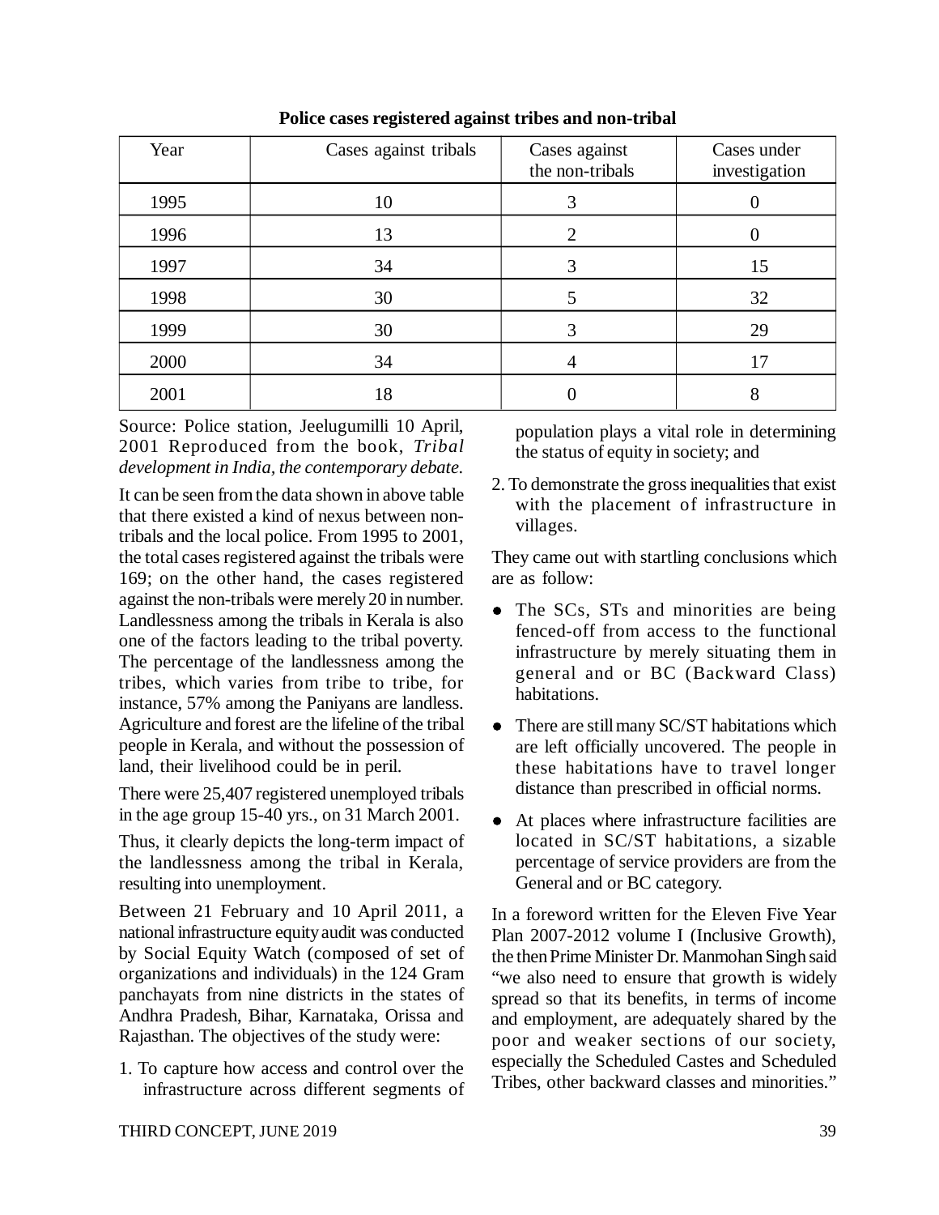**Police cases registered against tribes and non-tribal**

| Year | Cases against tribals | Cases against the non-tribals | Cases under investigation |
|---|---|---|---|
| 1995 | 10 | 3 | 0 |
| 1996 | 13 | 2 | 0 |
| 1997 | 34 | 3 | 15 |
| 1998 | 30 | 5 | 32 |
| 1999 | 30 | 3 | 29 |
| 2000 | 34 | 4 | 17 |
| 2001 | 18 | 0 | 8 |

Source: Police station, Jeelugumilli 10 April, 2001 Reproduced from the book, *Tribal development in India, the contemporary debate.*

It can be seen from the data shown in above table that there existed a kind of nexus between non-tribals and the local police. From 1995 to 2001, the total cases registered against the tribals were 169; on the other hand, the cases registered against the non-tribals were merely 20 in number. Landlessness among the tribals in Kerala is also one of the factors leading to the tribal poverty. The percentage of the landlessness among the tribes, which varies from tribe to tribe, for instance, 57% among the Paniyans are landless. Agriculture and forest are the lifeline of the tribal people in Kerala, and without the possession of land, their livelihood could be in peril.

There were 25,407 registered unemployed tribals in the age group 15-40 yrs., on 31 March 2001.

Thus, it clearly depicts the long-term impact of the landlessness among the tribal in Kerala, resulting into unemployment.

Between 21 February and 10 April 2011, a national infrastructure equity audit was conducted by Social Equity Watch (composed of set of organizations and individuals) in the 124 Gram panchayats from nine districts in the states of Andhra Pradesh, Bihar, Karnataka, Orissa and Rajasthan. The objectives of the study were:

1. To capture how access and control over the infrastructure across different segments of population plays a vital role in determining the status of equity in society; and
2. To demonstrate the gross inequalities that exist with the placement of infrastructure in villages.

They came out with startling conclusions which are as follow:

- The SCs, STs and minorities are being fenced-off from access to the functional infrastructure by merely situating them in general and or BC (Backward Class) habitations.
- There are still many SC/ST habitations which are left officially uncovered. The people in these habitations have to travel longer distance than prescribed in official norms.
- At places where infrastructure facilities are located in SC/ST habitations, a sizable percentage of service providers are from the General and or BC category.

In a foreword written for the Eleven Five Year Plan 2007-2012 volume I (Inclusive Growth), the then Prime Minister Dr. Manmohan Singh said "we also need to ensure that growth is widely spread so that its benefits, in terms of income and employment, are adequately shared by the poor and weaker sections of our society, especially the Scheduled Castes and Scheduled Tribes, other backward classes and minorities."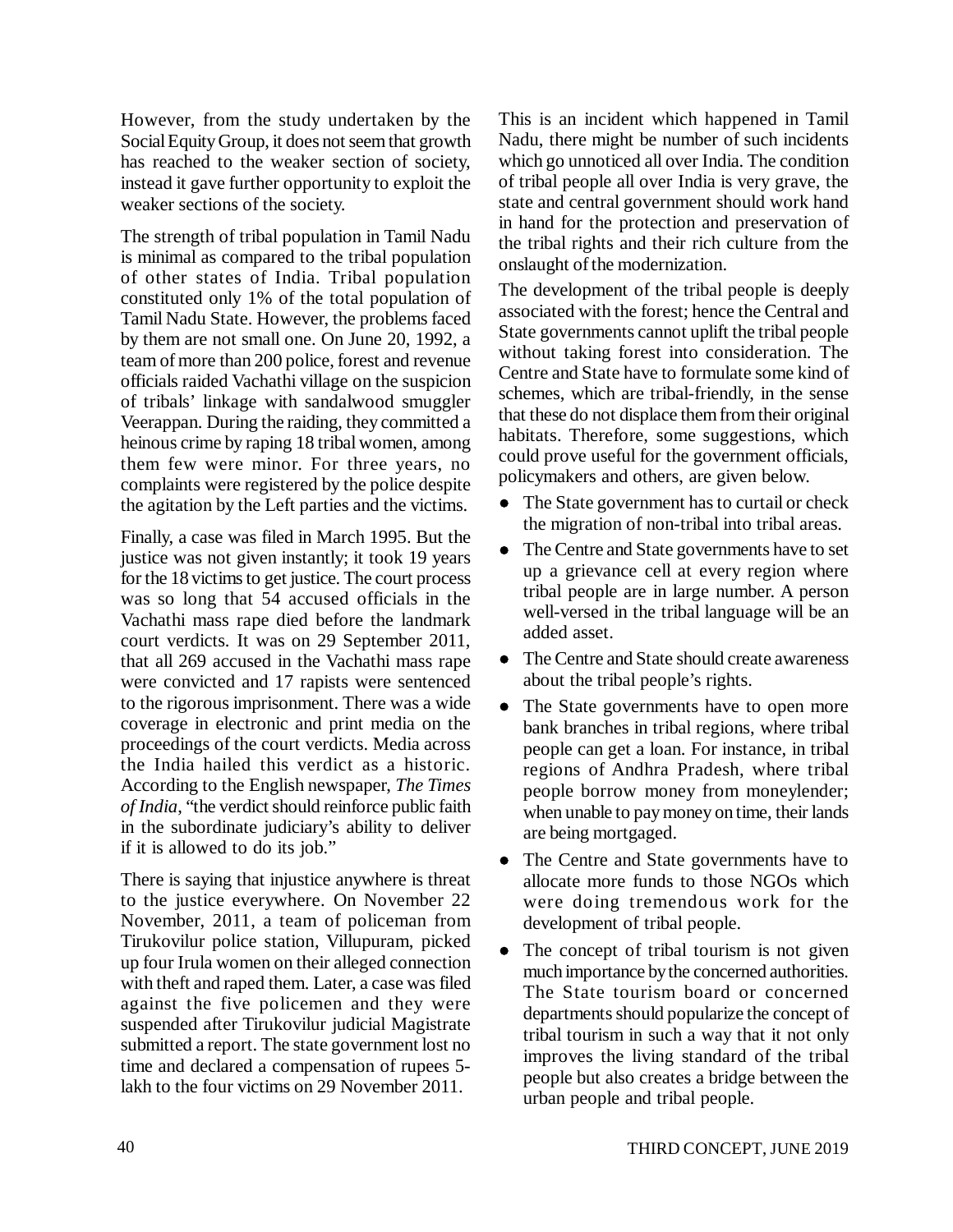However, from the study undertaken by the Social Equity Group, it does not seem that growth has reached to the weaker section of society, instead it gave further opportunity to exploit the weaker sections of the society.

The strength of tribal population in Tamil Nadu is minimal as compared to the tribal population of other states of India. Tribal population constituted only 1% of the total population of Tamil Nadu State. However, the problems faced by them are not small one. On June 20, 1992, a team of more than 200 police, forest and revenue officials raided Vachathi village on the suspicion of tribals' linkage with sandalwood smuggler Veerappan. During the raiding, they committed a heinous crime by raping 18 tribal women, among them few were minor. For three years, no complaints were registered by the police despite the agitation by the Left parties and the victims.

Finally, a case was filed in March 1995. But the justice was not given instantly; it took 19 years for the 18 victims to get justice. The court process was so long that 54 accused officials in the Vachathi mass rape died before the landmark court verdicts. It was on 29 September 2011, that all 269 accused in the Vachathi mass rape were convicted and 17 rapists were sentenced to the rigorous imprisonment. There was a wide coverage in electronic and print media on the proceedings of the court verdicts. Media across the India hailed this verdict as a historic. According to the English newspaper, *The Times of India*, "the verdict should reinforce public faith in the subordinate judiciary's ability to deliver if it is allowed to do its job."

There is saying that injustice anywhere is threat to the justice everywhere. On November 22 November, 2011, a team of policeman from Tirukovilur police station, Villupuram, picked up four Irula women on their alleged connection with theft and raped them. Later, a case was filed against the five policemen and they were suspended after Tirukovilur judicial Magistrate submitted a report. The state government lost no time and declared a compensation of rupees 5-lakh to the four victims on 29 November 2011.

This is an incident which happened in Tamil Nadu, there might be number of such incidents which go unnoticed all over India. The condition of tribal people all over India is very grave, the state and central government should work hand in hand for the protection and preservation of the tribal rights and their rich culture from the onslaught of the modernization.

The development of the tribal people is deeply associated with the forest; hence the Central and State governments cannot uplift the tribal people without taking forest into consideration. The Centre and State have to formulate some kind of schemes, which are tribal-friendly, in the sense that these do not displace them from their original habitats. Therefore, some suggestions, which could prove useful for the government officials, policymakers and others, are given below.

- The State government has to curtail or check the migration of non-tribal into tribal areas.
- The Centre and State governments have to set up a grievance cell at every region where tribal people are in large number. A person well-versed in the tribal language will be an added asset.
- The Centre and State should create awareness about the tribal people's rights.
- The State governments have to open more bank branches in tribal regions, where tribal people can get a loan. For instance, in tribal regions of Andhra Pradesh, where tribal people borrow money from moneylender; when unable to pay money on time, their lands are being mortgaged.
- The Centre and State governments have to allocate more funds to those NGOs which were doing tremendous work for the development of tribal people.
- The concept of tribal tourism is not given much importance by the concerned authorities. The State tourism board or concerned departments should popularize the concept of tribal tourism in such a way that it not only improves the living standard of the tribal people but also creates a bridge between the urban people and tribal people.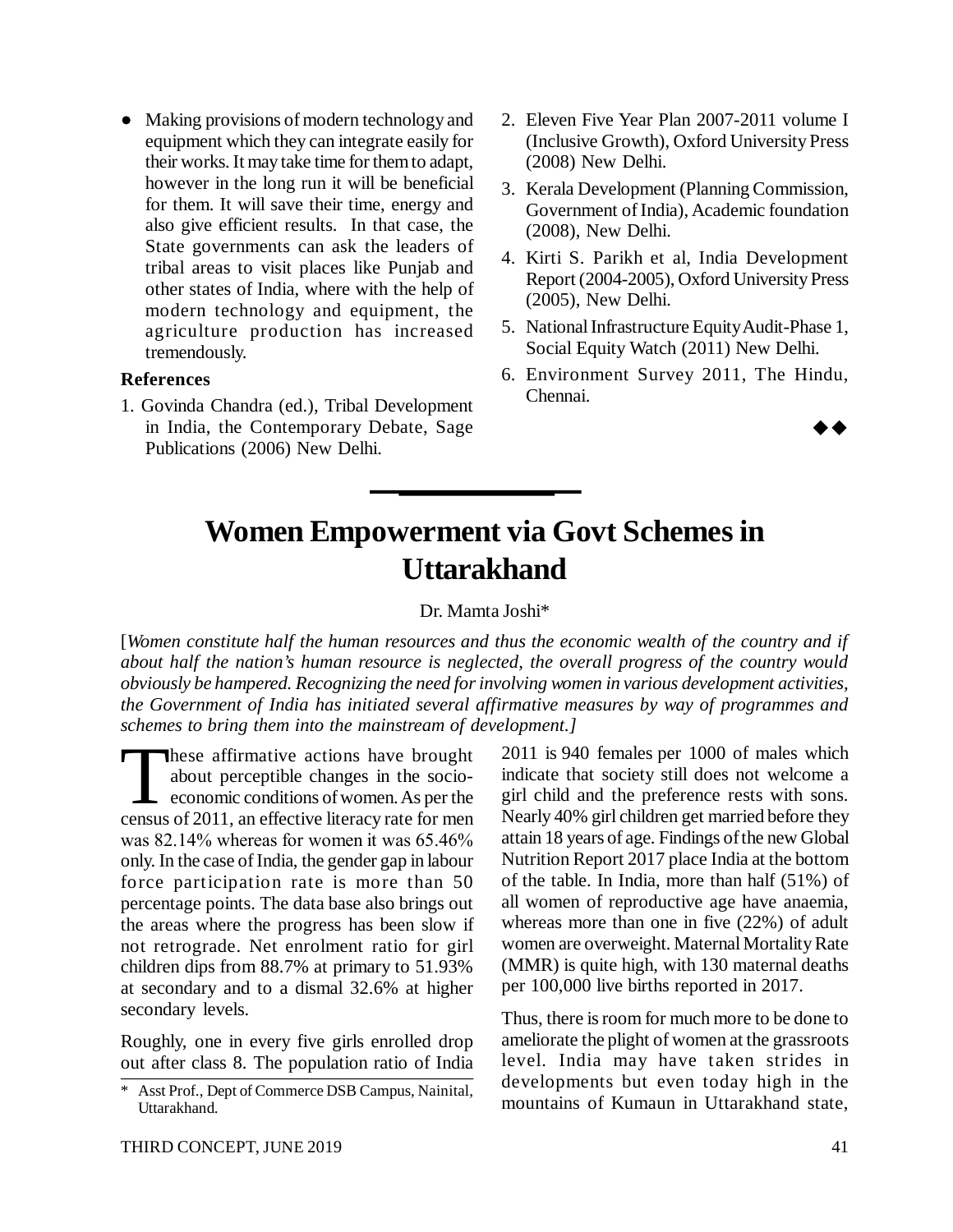- Making provisions of modern technology and equipment which they can integrate easily for their works. It may take time for them to adapt, however in the long run it will be beneficial for them. It will save their time, energy and also give efficient results. In that case, the State governments can ask the leaders of tribal areas to visit places like Punjab and other states of India, where with the help of modern technology and equipment, the agriculture production has increased tremendously.

**References**

1. Govinda Chandra (ed.), Tribal Development in India, the Contemporary Debate, Sage Publications (2006) New Delhi.
2. Eleven Five Year Plan 2007-2011 volume I (Inclusive Growth), Oxford University Press (2008) New Delhi.
3. Kerala Development (Planning Commission, Government of India), Academic foundation (2008), New Delhi.
4. Kirti S. Parikh et al, India Development Report (2004-2005), Oxford University Press (2005), New Delhi.
5. National Infrastructure Equity Audit-Phase 1, Social Equity Watch (2011) New Delhi.
6. Environment Survey 2011, The Hindu, Chennai.

◆◆

# Women Empowerment via Govt Schemes in Uttarakhand

Dr. Mamta Joshi*

[*Women constitute half the human resources and thus the economic wealth of the country and if about half the nation's human resource is neglected, the overall progress of the country would obviously be hampered. Recognizing the need for involving women in various development activities, the Government of India has initiated several affirmative measures by way of programmes and schemes to bring them into the mainstream of development.*]

These affirmative actions have brought about perceptible changes in the socio-economic conditions of women. As per the census of 2011, an effective literacy rate for men was 82.14% whereas for women it was 65.46% only. In the case of India, the gender gap in labour force participation rate is more than 50 percentage points. The data base also brings out the areas where the progress has been slow if not retrograde. Net enrolment ratio for girl children dips from 88.7% at primary to 51.93% at secondary and to a dismal 32.6% at higher secondary levels.

Roughly, one in every five girls enrolled drop out after class 8. The population ratio of India 2011 is 940 females per 1000 of males which indicate that society still does not welcome a girl child and the preference rests with sons. Nearly 40% girl children get married before they attain 18 years of age. Findings of the new Global Nutrition Report 2017 place India at the bottom of the table. In India, more than half (51%) of all women of reproductive age have anaemia, whereas more than one in five (22%) of adult women are overweight. Maternal Mortality Rate (MMR) is quite high, with 130 maternal deaths per 100,000 live births reported in 2017.

Thus, there is room for much more to be done to ameliorate the plight of women at the grassroots level. India may have taken strides in developments but even today high in the mountains of Kumaun in Uttarakhand state,

\* Asst Prof., Dept of Commerce DSB Campus, Nainital, Uttarakhand.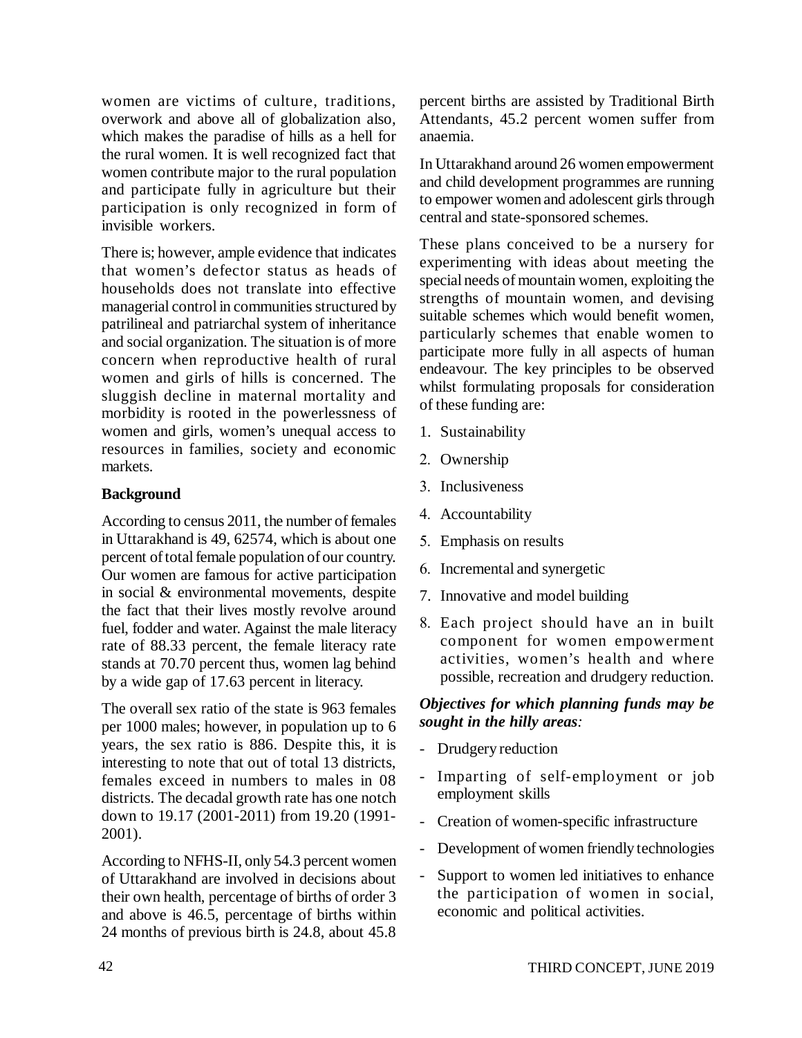women are victims of culture, traditions, overwork and above all of globalization also, which makes the paradise of hills as a hell for the rural women. It is well recognized fact that women contribute major to the rural population and participate fully in agriculture but their participation is only recognized in form of invisible workers.

There is; however, ample evidence that indicates that women's defector status as heads of households does not translate into effective managerial control in communities structured by patrilineal and patriarchal system of inheritance and social organization. The situation is of more concern when reproductive health of rural women and girls of hills is concerned. The sluggish decline in maternal mortality and morbidity is rooted in the powerlessness of women and girls, women's unequal access to resources in families, society and economic markets.

**Background**

According to census 2011, the number of females in Uttarakhand is 49, 62574, which is about one percent of total female population of our country. Our women are famous for active participation in social & environmental movements, despite the fact that their lives mostly revolve around fuel, fodder and water. Against the male literacy rate of 88.33 percent, the female literacy rate stands at 70.70 percent thus, women lag behind by a wide gap of 17.63 percent in literacy.

The overall sex ratio of the state is 963 females per 1000 males; however, in population up to 6 years, the sex ratio is 886. Despite this, it is interesting to note that out of total 13 districts, females exceed in numbers to males in 08 districts. The decadal growth rate has one notch down to 19.17 (2001-2011) from 19.20 (1991-2001).

According to NFHS-II, only 54.3 percent women of Uttarakhand are involved in decisions about their own health, percentage of births of order 3 and above is 46.5, percentage of births within 24 months of previous birth is 24.8, about 45.8 percent births are assisted by Traditional Birth Attendants, 45.2 percent women suffer from anaemia.

In Uttarakhand around 26 women empowerment and child development programmes are running to empower women and adolescent girls through central and state-sponsored schemes.

These plans conceived to be a nursery for experimenting with ideas about meeting the special needs of mountain women, exploiting the strengths of mountain women, and devising suitable schemes which would benefit women, particularly schemes that enable women to participate more fully in all aspects of human endeavour. The key principles to be observed whilst formulating proposals for consideration of these funding are:

1. Sustainability
2. Ownership
3. Inclusiveness
4. Accountability
5. Emphasis on results
6. Incremental and synergetic
7. Innovative and model building
8. Each project should have an in built component for women empowerment activities, women's health and where possible, recreation and drudgery reduction.

***Objectives for which planning funds may be sought in the hilly areas:***

- Drudgery reduction
- Imparting of self-employment or job employment skills
- Creation of women-specific infrastructure
- Development of women friendly technologies
- Support to women led initiatives to enhance the participation of women in social, economic and political activities.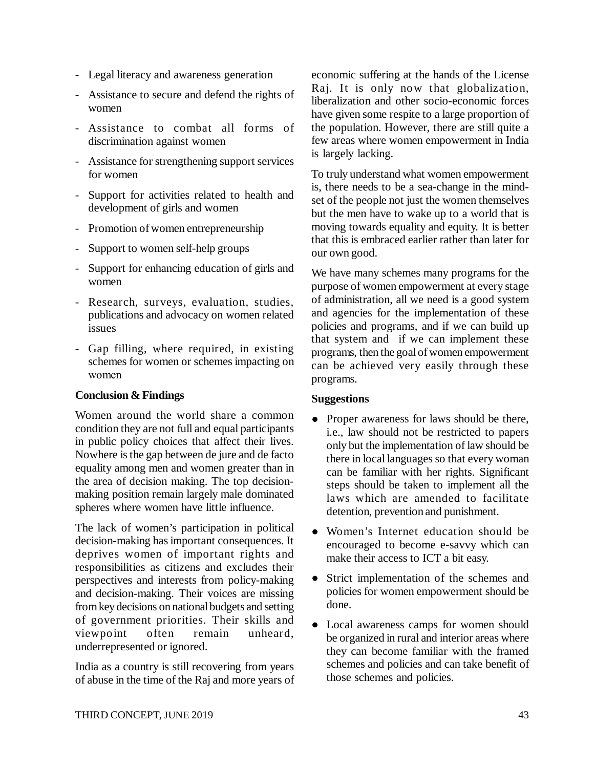- Legal literacy and awareness generation
- Assistance to secure and defend the rights of women
- Assistance to combat all forms of discrimination against women
- Assistance for strengthening support services for women
- Support for activities related to health and development of girls and women
- Promotion of women entrepreneurship
- Support to women self-help groups
- Support for enhancing education of girls and women
- Research, surveys, evaluation, studies, publications and advocacy on women related issues
- Gap filling, where required, in existing schemes for women or schemes impacting on women

**Conclusion & Findings**

Women around the world share a common condition they are not full and equal participants in public policy choices that affect their lives. Nowhere is the gap between de jure and de facto equality among men and women greater than in the area of decision making. The top decision-making position remain largely male dominated spheres where women have little influence.

The lack of women's participation in political decision-making has important consequences. It deprives women of important rights and responsibilities as citizens and excludes their perspectives and interests from policy-making and decision-making. Their voices are missing from key decisions on national budgets and setting of government priorities. Their skills and viewpoint often remain unheard, underrepresented or ignored.

India as a country is still recovering from years of abuse in the time of the Raj and more years of economic suffering at the hands of the License Raj. It is only now that globalization, liberalization and other socio-economic forces have given some respite to a large proportion of the population. However, there are still quite a few areas where women empowerment in India is largely lacking.

To truly understand what women empowerment is, there needs to be a sea-change in the mind-set of the people not just the women themselves but the men have to wake up to a world that is moving towards equality and equity. It is better that this is embraced earlier rather than later for our own good.

We have many schemes many programs for the purpose of women empowerment at every stage of administration, all we need is a good system and agencies for the implementation of these policies and programs, and if we can build up that system and if we can implement these programs, then the goal of women empowerment can be achieved very easily through these programs.

**Suggestions**

- Proper awareness for laws should be there, i.e., law should not be restricted to papers only but the implementation of law should be there in local languages so that every woman can be familiar with her rights. Significant steps should be taken to implement all the laws which are amended to facilitate detention, prevention and punishment.
- Women's Internet education should be encouraged to become e-savvy which can make their access to ICT a bit easy.
- Strict implementation of the schemes and policies for women empowerment should be done.
- Local awareness camps for women should be organized in rural and interior areas where they can become familiar with the framed schemes and policies and can take benefit of those schemes and policies.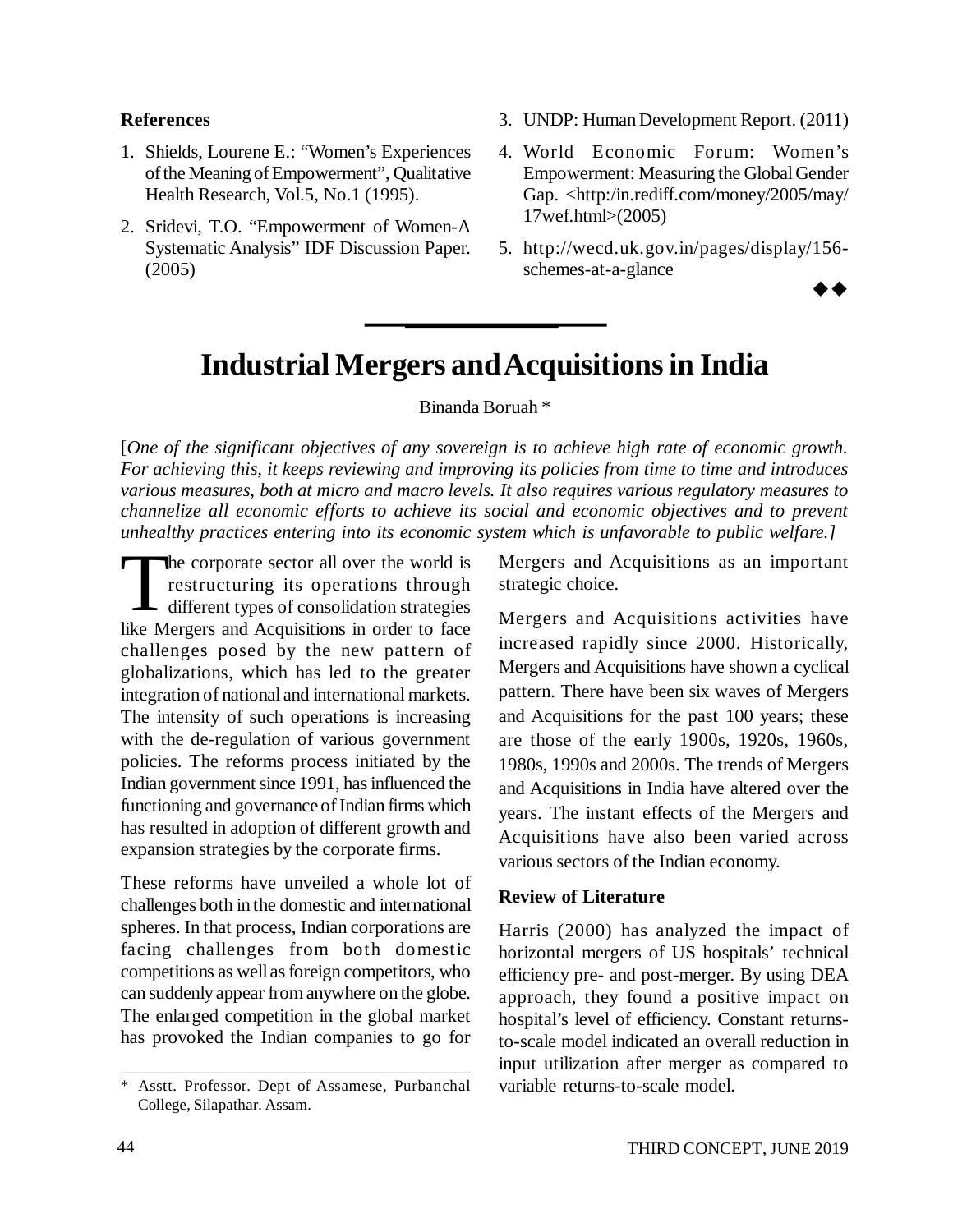**References**

1. Shields, Lourene E.: "Women's Experiences of the Meaning of Empowerment", Qualitative Health Research, Vol.5, No.1 (1995).
2. Sridevi, T.O. "Empowerment of Women-A Systematic Analysis" IDF Discussion Paper. (2005)
3. UNDP: Human Development Report. (2011)
4. World Economic Forum: Women's Empowerment: Measuring the Global Gender Gap. <http:/in.rediff.com/money/2005/may/17wef.html>(2005)
5. http://wecd.uk.gov.in/pages/display/156-schemes-at-a-glance

◆◆

# Industrial Mergers and Acquisitions in India

Binanda Boruah *

[*One of the significant objectives of any sovereign is to achieve high rate of economic growth. For achieving this, it keeps reviewing and improving its policies from time to time and introduces various measures, both at micro and macro levels. It also requires various regulatory measures to channelize all economic efforts to achieve its social and economic objectives and to prevent unhealthy practices entering into its economic system which is unfavorable to public welfare.*]

The corporate sector all over the world is restructuring its operations through different types of consolidation strategies like Mergers and Acquisitions in order to face challenges posed by the new pattern of globalizations, which has led to the greater integration of national and international markets. The intensity of such operations is increasing with the de-regulation of various government policies. The reforms process initiated by the Indian government since 1991, has influenced the functioning and governance of Indian firms which has resulted in adoption of different growth and expansion strategies by the corporate firms.

These reforms have unveiled a whole lot of challenges both in the domestic and international spheres. In that process, Indian corporations are facing challenges from both domestic competitions as well as foreign competitors, who can suddenly appear from anywhere on the globe. The enlarged competition in the global market has provoked the Indian companies to go for Mergers and Acquisitions as an important strategic choice.

Mergers and Acquisitions activities have increased rapidly since 2000. Historically, Mergers and Acquisitions have shown a cyclical pattern. There have been six waves of Mergers and Acquisitions for the past 100 years; these are those of the early 1900s, 1920s, 1960s, 1980s, 1990s and 2000s. The trends of Mergers and Acquisitions in India have altered over the years. The instant effects of the Mergers and Acquisitions have also been varied across various sectors of the Indian economy.

**Review of Literature**

Harris (2000) has analyzed the impact of horizontal mergers of US hospitals' technical efficiency pre- and post-merger. By using DEA approach, they found a positive impact on hospital's level of efficiency. Constant returns-to-scale model indicated an overall reduction in input utilization after merger as compared to variable returns-to-scale model.

* Asstt. Professor. Dept of Assamese, Purbanchal College, Silapathar. Assam.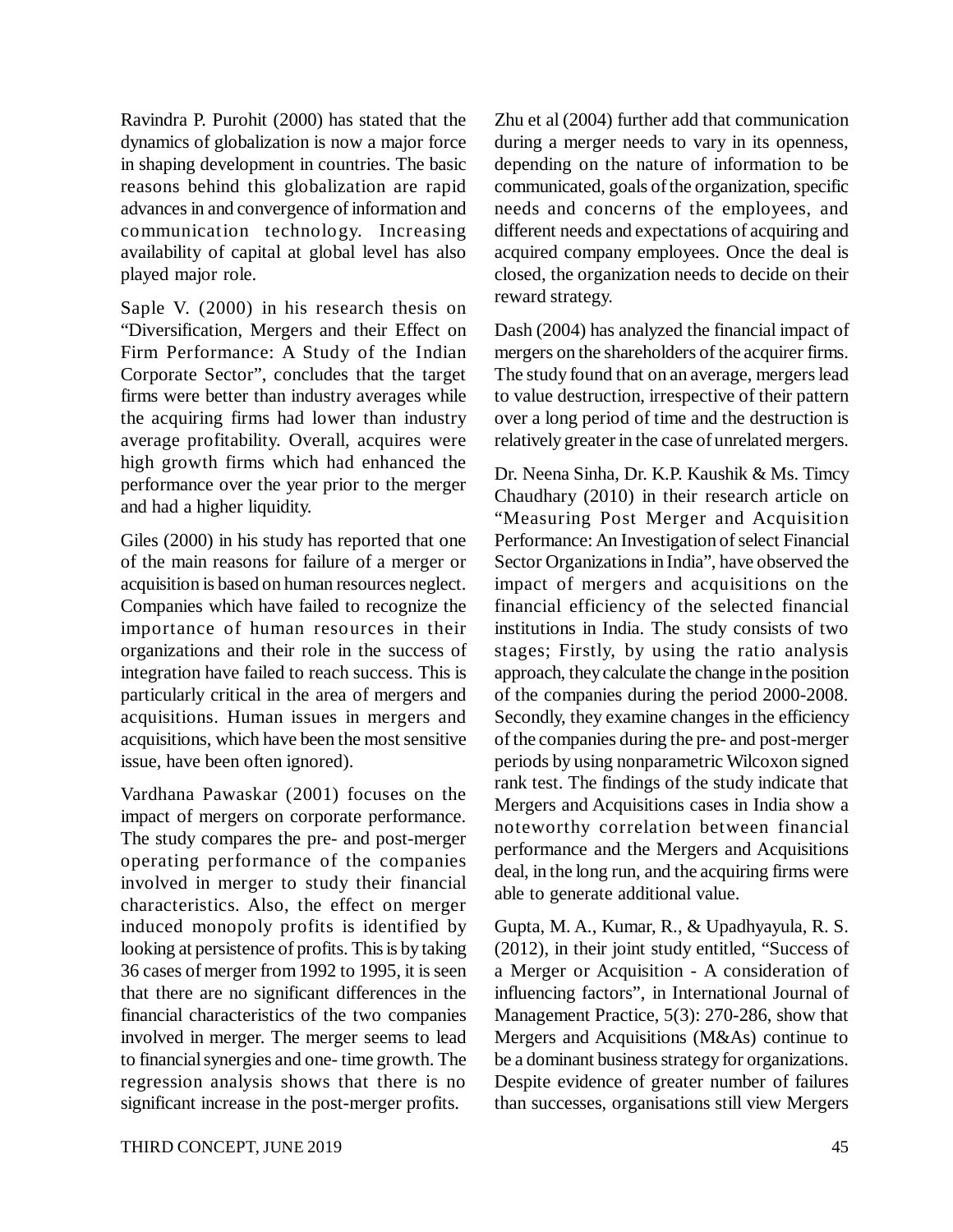Ravindra P. Purohit (2000) has stated that the dynamics of globalization is now a major force in shaping development in countries. The basic reasons behind this globalization are rapid advances in and convergence of information and communication technology. Increasing availability of capital at global level has also played major role.

Saple V. (2000) in his research thesis on "Diversification, Mergers and their Effect on Firm Performance: A Study of the Indian Corporate Sector", concludes that the target firms were better than industry averages while the acquiring firms had lower than industry average profitability. Overall, acquires were high growth firms which had enhanced the performance over the year prior to the merger and had a higher liquidity.

Giles (2000) in his study has reported that one of the main reasons for failure of a merger or acquisition is based on human resources neglect. Companies which have failed to recognize the importance of human resources in their organizations and their role in the success of integration have failed to reach success. This is particularly critical in the area of mergers and acquisitions. Human issues in mergers and acquisitions, which have been the most sensitive issue, have been often ignored).

Vardhana Pawaskar (2001) focuses on the impact of mergers on corporate performance. The study compares the pre- and post-merger operating performance of the companies involved in merger to study their financial characteristics. Also, the effect on merger induced monopoly profits is identified by looking at persistence of profits. This is by taking 36 cases of merger from 1992 to 1995, it is seen that there are no significant differences in the financial characteristics of the two companies involved in merger. The merger seems to lead to financial synergies and one- time growth. The regression analysis shows that there is no significant increase in the post-merger profits.

Zhu et al (2004) further add that communication during a merger needs to vary in its openness, depending on the nature of information to be communicated, goals of the organization, specific needs and concerns of the employees, and different needs and expectations of acquiring and acquired company employees. Once the deal is closed, the organization needs to decide on their reward strategy.

Dash (2004) has analyzed the financial impact of mergers on the shareholders of the acquirer firms. The study found that on an average, mergers lead to value destruction, irrespective of their pattern over a long period of time and the destruction is relatively greater in the case of unrelated mergers.

Dr. Neena Sinha, Dr. K.P. Kaushik & Ms. Timcy Chaudhary (2010) in their research article on "Measuring Post Merger and Acquisition Performance: An Investigation of select Financial Sector Organizations in India", have observed the impact of mergers and acquisitions on the financial efficiency of the selected financial institutions in India. The study consists of two stages; Firstly, by using the ratio analysis approach, they calculate the change in the position of the companies during the period 2000-2008. Secondly, they examine changes in the efficiency of the companies during the pre- and post-merger periods by using nonparametric Wilcoxon signed rank test. The findings of the study indicate that Mergers and Acquisitions cases in India show a noteworthy correlation between financial performance and the Mergers and Acquisitions deal, in the long run, and the acquiring firms were able to generate additional value.

Gupta, M. A., Kumar, R., & Upadhyayula, R. S. (2012), in their joint study entitled, "Success of a Merger or Acquisition - A consideration of influencing factors", in International Journal of Management Practice, 5(3): 270-286, show that Mergers and Acquisitions (M&As) continue to be a dominant business strategy for organizations. Despite evidence of greater number of failures than successes, organisations still view Mergers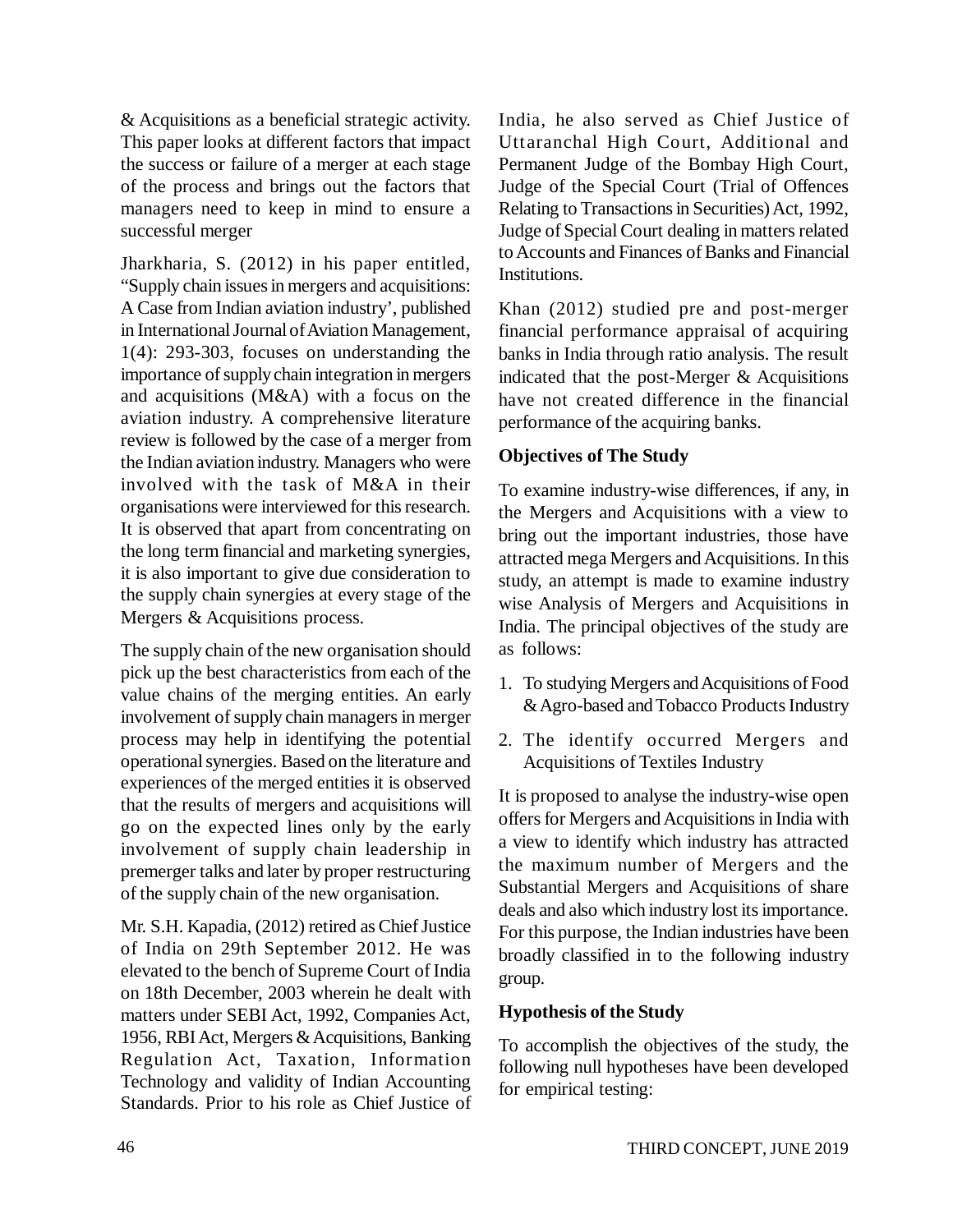& Acquisitions as a beneficial strategic activity. This paper looks at different factors that impact the success or failure of a merger at each stage of the process and brings out the factors that managers need to keep in mind to ensure a successful merger

Jharkharia, S. (2012) in his paper entitled, "Supply chain issues in mergers and acquisitions: A Case from Indian aviation industry', published in International Journal of Aviation Management, 1(4): 293-303, focuses on understanding the importance of supply chain integration in mergers and acquisitions (M&A) with a focus on the aviation industry. A comprehensive literature review is followed by the case of a merger from the Indian aviation industry. Managers who were involved with the task of M&A in their organisations were interviewed for this research. It is observed that apart from concentrating on the long term financial and marketing synergies, it is also important to give due consideration to the supply chain synergies at every stage of the Mergers & Acquisitions process.

The supply chain of the new organisation should pick up the best characteristics from each of the value chains of the merging entities. An early involvement of supply chain managers in merger process may help in identifying the potential operational synergies. Based on the literature and experiences of the merged entities it is observed that the results of mergers and acquisitions will go on the expected lines only by the early involvement of supply chain leadership in premerger talks and later by proper restructuring of the supply chain of the new organisation.

Mr. S.H. Kapadia, (2012) retired as Chief Justice of India on 29th September 2012. He was elevated to the bench of Supreme Court of India on 18th December, 2003 wherein he dealt with matters under SEBI Act, 1992, Companies Act, 1956, RBI Act, Mergers & Acquisitions, Banking Regulation Act, Taxation, Information Technology and validity of Indian Accounting Standards. Prior to his role as Chief Justice of India, he also served as Chief Justice of Uttaranchal High Court, Additional and Permanent Judge of the Bombay High Court, Judge of the Special Court (Trial of Offences Relating to Transactions in Securities) Act, 1992, Judge of Special Court dealing in matters related to Accounts and Finances of Banks and Financial Institutions.

Khan (2012) studied pre and post-merger financial performance appraisal of acquiring banks in India through ratio analysis. The result indicated that the post-Merger & Acquisitions have not created difference in the financial performance of the acquiring banks.

### Objectives of The Study

To examine industry-wise differences, if any, in the Mergers and Acquisitions with a view to bring out the important industries, those have attracted mega Mergers and Acquisitions. In this study, an attempt is made to examine industry wise Analysis of Mergers and Acquisitions in India. The principal objectives of the study are as follows:

1. To studying Mergers and Acquisitions of Food & Agro-based and Tobacco Products Industry
2. The identify occurred Mergers and Acquisitions of Textiles Industry

It is proposed to analyse the industry-wise open offers for Mergers and Acquisitions in India with a view to identify which industry has attracted the maximum number of Mergers and the Substantial Mergers and Acquisitions of share deals and also which industry lost its importance. For this purpose, the Indian industries have been broadly classified in to the following industry group.

### Hypothesis of the Study

To accomplish the objectives of the study, the following null hypotheses have been developed for empirical testing: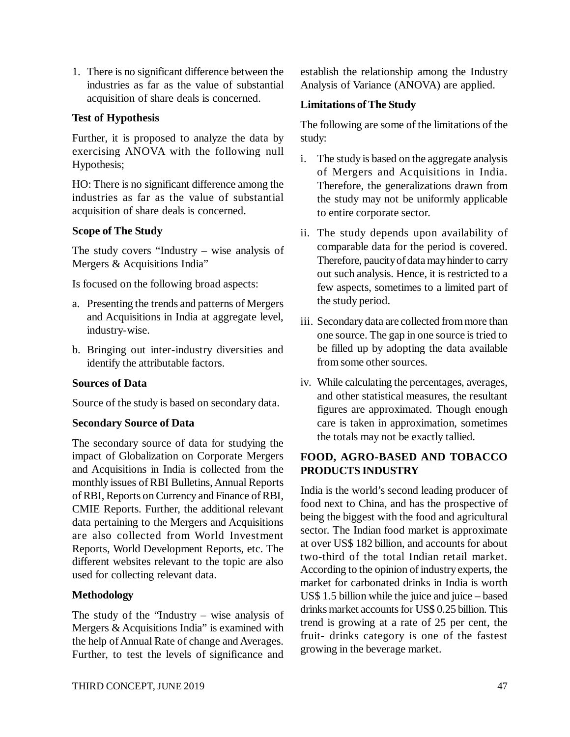1. There is no significant difference between the industries as far as the value of substantial acquisition of share deals is concerned.

### Test of Hypothesis

Further, it is proposed to analyze the data by exercising ANOVA with the following null Hypothesis;

HO: There is no significant difference among the industries as far as the value of substantial acquisition of share deals is concerned.

### Scope of The Study

The study covers "Industry – wise analysis of Mergers & Acquisitions India"

Is focused on the following broad aspects:

a. Presenting the trends and patterns of Mergers and Acquisitions in India at aggregate level, industry-wise.

b. Bringing out inter-industry diversities and identify the attributable factors.

### Sources of Data

Source of the study is based on secondary data.

### Secondary Source of Data

The secondary source of data for studying the impact of Globalization on Corporate Mergers and Acquisitions in India is collected from the monthly issues of RBI Bulletins, Annual Reports of RBI, Reports on Currency and Finance of RBI, CMIE Reports. Further, the additional relevant data pertaining to the Mergers and Acquisitions are also collected from World Investment Reports, World Development Reports, etc. The different websites relevant to the topic are also used for collecting relevant data.

### Methodology

The study of the "Industry – wise analysis of Mergers & Acquisitions India" is examined with the help of Annual Rate of change and Averages. Further, to test the levels of significance and establish the relationship among the Industry Analysis of Variance (ANOVA) are applied.

### Limitations of The Study

The following are some of the limitations of the study:

i. The study is based on the aggregate analysis of Mergers and Acquisitions in India. Therefore, the generalizations drawn from the study may not be uniformly applicable to entire corporate sector.

ii. The study depends upon availability of comparable data for the period is covered. Therefore, paucity of data may hinder to carry out such analysis. Hence, it is restricted to a few aspects, sometimes to a limited part of the study period.

iii. Secondary data are collected from more than one source. The gap in one source is tried to be filled up by adopting the data available from some other sources.

iv. While calculating the percentages, averages, and other statistical measures, the resultant figures are approximated. Though enough care is taken in approximation, sometimes the totals may not be exactly tallied.

## FOOD, AGRO-BASED AND TOBACCO PRODUCTS INDUSTRY

India is the world's second leading producer of food next to China, and has the prospective of being the biggest with the food and agricultural sector. The Indian food market is approximate at over US$ 182 billion, and accounts for about two-third of the total Indian retail market. According to the opinion of industry experts, the market for carbonated drinks in India is worth US$ 1.5 billion while the juice and juice – based drinks market accounts for US$ 0.25 billion. This trend is growing at a rate of 25 per cent, the fruit- drinks category is one of the fastest growing in the beverage market.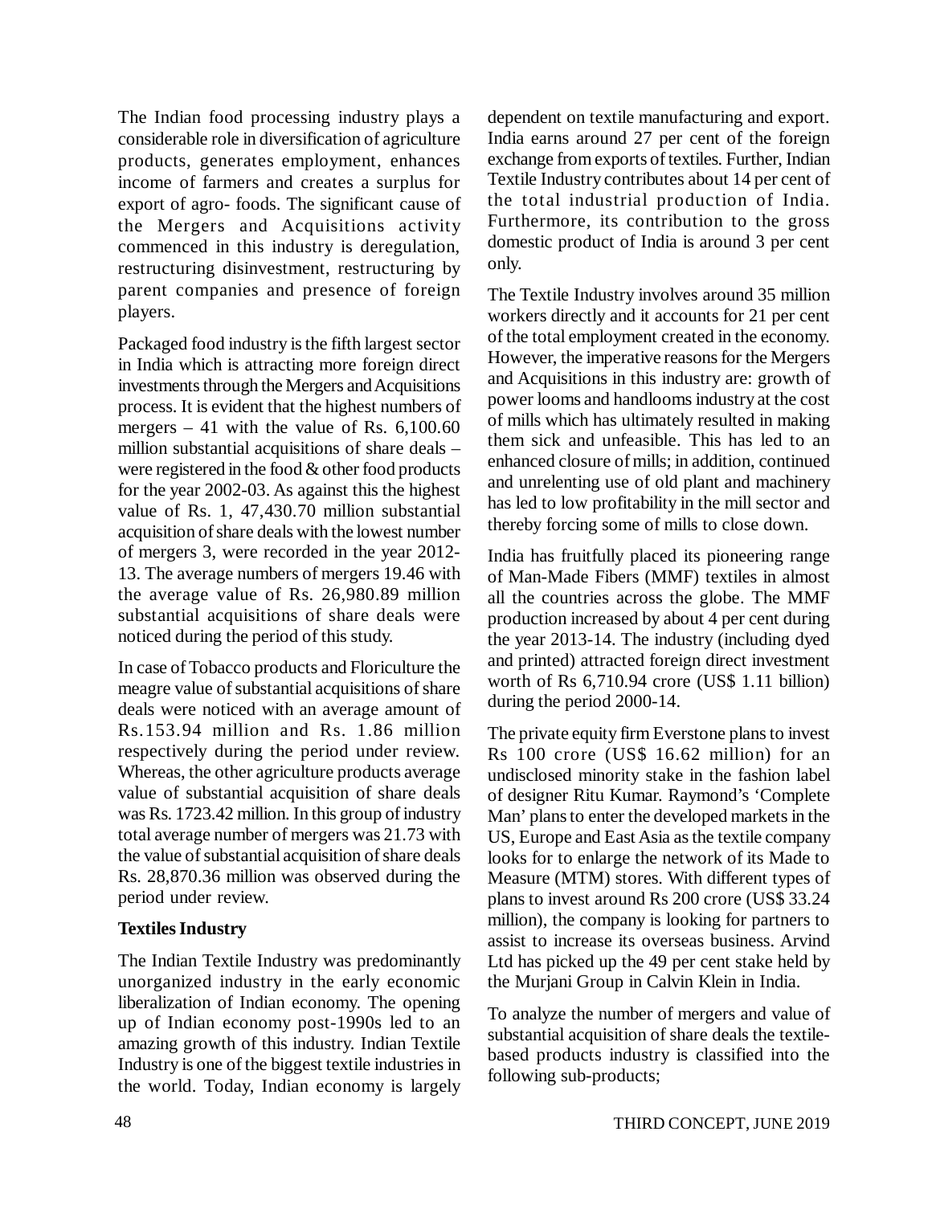The Indian food processing industry plays a considerable role in diversification of agriculture products, generates employment, enhances income of farmers and creates a surplus for export of agro- foods. The significant cause of the Mergers and Acquisitions activity commenced in this industry is deregulation, restructuring disinvestment, restructuring by parent companies and presence of foreign players.

Packaged food industry is the fifth largest sector in India which is attracting more foreign direct investments through the Mergers and Acquisitions process. It is evident that the highest numbers of mergers – 41 with the value of Rs. 6,100.60 million substantial acquisitions of share deals – were registered in the food & other food products for the year 2002-03. As against this the highest value of Rs. 1, 47,430.70 million substantial acquisition of share deals with the lowest number of mergers 3, were recorded in the year 2012-13. The average numbers of mergers 19.46 with the average value of Rs. 26,980.89 million substantial acquisitions of share deals were noticed during the period of this study.

In case of Tobacco products and Floriculture the meagre value of substantial acquisitions of share deals were noticed with an average amount of Rs.153.94 million and Rs. 1.86 million respectively during the period under review. Whereas, the other agriculture products average value of substantial acquisition of share deals was Rs. 1723.42 million. In this group of industry total average number of mergers was 21.73 with the value of substantial acquisition of share deals Rs. 28,870.36 million was observed during the period under review.

**Textiles Industry**

The Indian Textile Industry was predominantly unorganized industry in the early economic liberalization of Indian economy. The opening up of Indian economy post-1990s led to an amazing growth of this industry. Indian Textile Industry is one of the biggest textile industries in the world. Today, Indian economy is largely dependent on textile manufacturing and export. India earns around 27 per cent of the foreign exchange from exports of textiles. Further, Indian Textile Industry contributes about 14 per cent of the total industrial production of India. Furthermore, its contribution to the gross domestic product of India is around 3 per cent only.

The Textile Industry involves around 35 million workers directly and it accounts for 21 per cent of the total employment created in the economy. However, the imperative reasons for the Mergers and Acquisitions in this industry are: growth of power looms and handlooms industry at the cost of mills which has ultimately resulted in making them sick and unfeasible. This has led to an enhanced closure of mills; in addition, continued and unrelenting use of old plant and machinery has led to low profitability in the mill sector and thereby forcing some of mills to close down.

India has fruitfully placed its pioneering range of Man-Made Fibers (MMF) textiles in almost all the countries across the globe. The MMF production increased by about 4 per cent during the year 2013-14. The industry (including dyed and printed) attracted foreign direct investment worth of Rs 6,710.94 crore (US$ 1.11 billion) during the period 2000-14.

The private equity firm Everstone plans to invest Rs 100 crore (US$ 16.62 million) for an undisclosed minority stake in the fashion label of designer Ritu Kumar. Raymond's 'Complete Man' plans to enter the developed markets in the US, Europe and East Asia as the textile company looks for to enlarge the network of its Made to Measure (MTM) stores. With different types of plans to invest around Rs 200 crore (US$ 33.24 million), the company is looking for partners to assist to increase its overseas business. Arvind Ltd has picked up the 49 per cent stake held by the Murjani Group in Calvin Klein in India.

To analyze the number of mergers and value of substantial acquisition of share deals the textile-based products industry is classified into the following sub-products;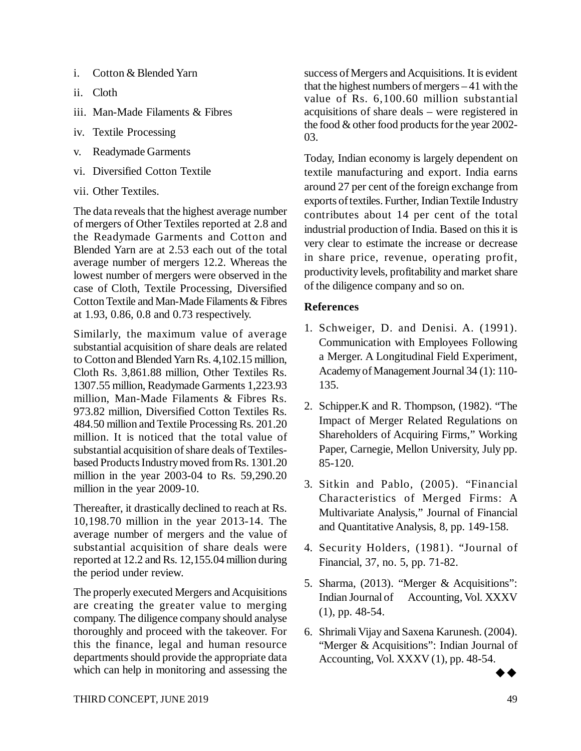i. Cotton & Blended Yarn

ii. Cloth

iii. Man-Made Filaments & Fibres

iv. Textile Processing

v. Readymade Garments

vi. Diversified Cotton Textile

vii. Other Textiles.

The data reveals that the highest average number of mergers of Other Textiles reported at 2.8 and the Readymade Garments and Cotton and Blended Yarn are at 2.53 each out of the total average number of mergers 12.2. Whereas the lowest number of mergers were observed in the case of Cloth, Textile Processing, Diversified Cotton Textile and Man-Made Filaments & Fibres at 1.93, 0.86, 0.8 and 0.73 respectively.

Similarly, the maximum value of average substantial acquisition of share deals are related to Cotton and Blended Yarn Rs. 4,102.15 million, Cloth Rs. 3,861.88 million, Other Textiles Rs. 1307.55 million, Readymade Garments 1,223.93 million, Man-Made Filaments & Fibres Rs. 973.82 million, Diversified Cotton Textiles Rs. 484.50 million and Textile Processing Rs. 201.20 million. It is noticed that the total value of substantial acquisition of share deals of Textiles-based Products Industry moved from Rs. 1301.20 million in the year 2003-04 to Rs. 59,290.20 million in the year 2009-10.

Thereafter, it drastically declined to reach at Rs. 10,198.70 million in the year 2013-14. The average number of mergers and the value of substantial acquisition of share deals were reported at 12.2 and Rs. 12,155.04 million during the period under review.

The properly executed Mergers and Acquisitions are creating the greater value to merging company. The diligence company should analyse thoroughly and proceed with the takeover. For this the finance, legal and human resource departments should provide the appropriate data which can help in monitoring and assessing the success of Mergers and Acquisitions. It is evident that the highest numbers of mergers – 41 with the value of Rs. 6,100.60 million substantial acquisitions of share deals – were registered in the food & other food products for the year 2002-03.

Today, Indian economy is largely dependent on textile manufacturing and export. India earns around 27 per cent of the foreign exchange from exports of textiles. Further, Indian Textile Industry contributes about 14 per cent of the total industrial production of India. Based on this it is very clear to estimate the increase or decrease in share price, revenue, operating profit, productivity levels, profitability and market share of the diligence company and so on.

## References

1. Schweiger, D. and Denisi. A. (1991). Communication with Employees Following a Merger. A Longitudinal Field Experiment, Academy of Management Journal 34 (1): 110-135.

2. Schipper.K and R. Thompson, (1982). "The Impact of Merger Related Regulations on Shareholders of Acquiring Firms," Working Paper, Carnegie, Mellon University, July pp. 85-120.

3. Sitkin and Pablo, (2005). "Financial Characteristics of Merged Firms: A Multivariate Analysis," Journal of Financial and Quantitative Analysis, 8, pp. 149-158.

4. Security Holders, (1981). "Journal of Financial, 37, no. 5, pp. 71-82.

5. Sharma, (2013). "Merger & Acquisitions": Indian Journal of Accounting, Vol. XXXV (1), pp. 48-54.

6. Shrimali Vijay and Saxena Karunesh. (2004). "Merger & Acquisitions": Indian Journal of Accounting, Vol. XXXV (1), pp. 48-54.

◆◆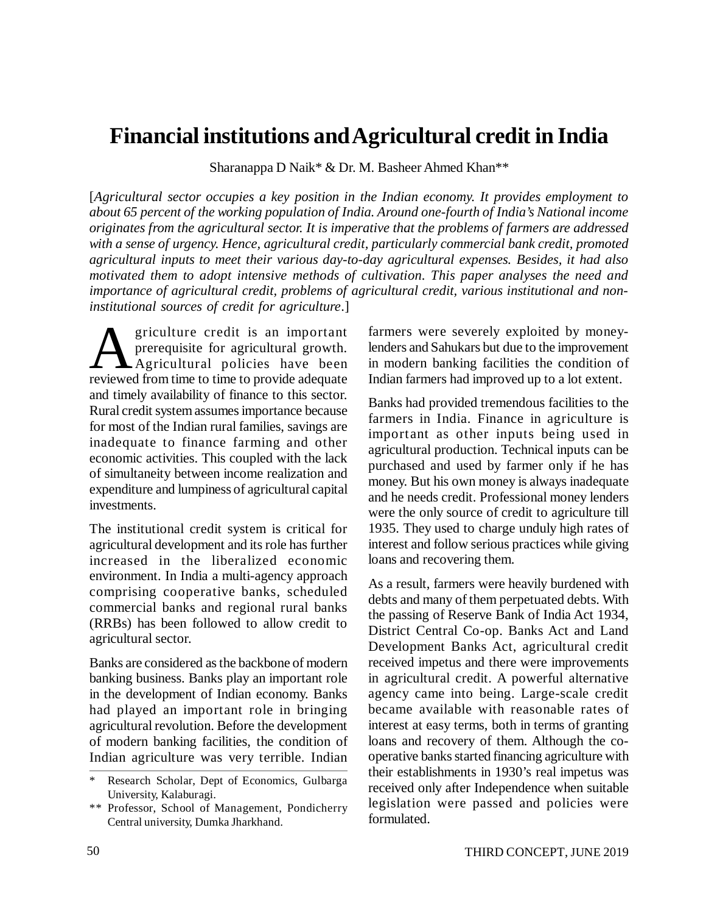# Financial institutions and Agricultural credit in India

Sharanappa D Naik* & Dr. M. Basheer Ahmed Khan**

[*Agricultural sector occupies a key position in the Indian economy. It provides employment to about 65 percent of the working population of India. Around one-fourth of India's National income originates from the agricultural sector. It is imperative that the problems of farmers are addressed with a sense of urgency. Hence, agricultural credit, particularly commercial bank credit, promoted agricultural inputs to meet their various day-to-day agricultural expenses. Besides, it had also motivated them to adopt intensive methods of cultivation. This paper analyses the need and importance of agricultural credit, problems of agricultural credit, various institutional and non-institutional sources of credit for agriculture*.]

Agriculture credit is an important prerequisite for agricultural growth. Agricultural policies have been reviewed from time to time to provide adequate and timely availability of finance to this sector. Rural credit system assumes importance because for most of the Indian rural families, savings are inadequate to finance farming and other economic activities. This coupled with the lack of simultaneity between income realization and expenditure and lumpiness of agricultural capital investments.

The institutional credit system is critical for agricultural development and its role has further increased in the liberalized economic environment. In India a multi-agency approach comprising cooperative banks, scheduled commercial banks and regional rural banks (RRBs) has been followed to allow credit to agricultural sector.

Banks are considered as the backbone of modern banking business. Banks play an important role in the development of Indian economy. Banks had played an important role in bringing agricultural revolution. Before the development of modern banking facilities, the condition of Indian agriculture was very terrible. Indian farmers were severely exploited by money-lenders and Sahukars but due to the improvement in modern banking facilities the condition of Indian farmers had improved up to a lot extent.

Banks had provided tremendous facilities to the farmers in India. Finance in agriculture is important as other inputs being used in agricultural production. Technical inputs can be purchased and used by farmer only if he has money. But his own money is always inadequate and he needs credit. Professional money lenders were the only source of credit to agriculture till 1935. They used to charge unduly high rates of interest and follow serious practices while giving loans and recovering them.

As a result, farmers were heavily burdened with debts and many of them perpetuated debts. With the passing of Reserve Bank of India Act 1934, District Central Co-op. Banks Act and Land Development Banks Act, agricultural credit received impetus and there were improvements in agricultural credit. A powerful alternative agency came into being. Large-scale credit became available with reasonable rates of interest at easy terms, both in terms of granting loans and recovery of them. Although the co-operative banks started financing agriculture with their establishments in 1930's real impetus was received only after Independence when suitable legislation were passed and policies were formulated.

---

\* Research Scholar, Dept of Economics, Gulbarga University, Kalaburagi.

\*\* Professor, School of Management, Pondicherry Central university, Dumka Jharkhand.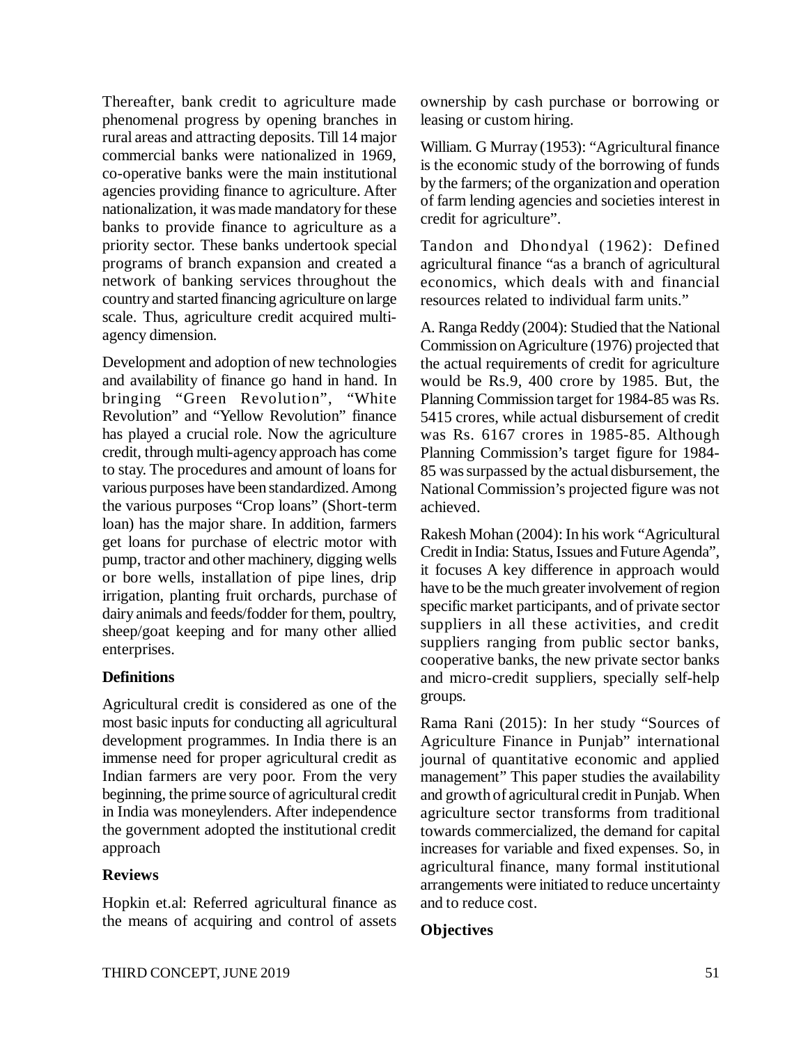Thereafter, bank credit to agriculture made phenomenal progress by opening branches in rural areas and attracting deposits. Till 14 major commercial banks were nationalized in 1969, co-operative banks were the main institutional agencies providing finance to agriculture. After nationalization, it was made mandatory for these banks to provide finance to agriculture as a priority sector. These banks undertook special programs of branch expansion and created a network of banking services throughout the country and started financing agriculture on large scale. Thus, agriculture credit acquired multi-agency dimension.

Development and adoption of new technologies and availability of finance go hand in hand. In bringing "Green Revolution", "White Revolution" and "Yellow Revolution" finance has played a crucial role. Now the agriculture credit, through multi-agency approach has come to stay. The procedures and amount of loans for various purposes have been standardized. Among the various purposes "Crop loans" (Short-term loan) has the major share. In addition, farmers get loans for purchase of electric motor with pump, tractor and other machinery, digging wells or bore wells, installation of pipe lines, drip irrigation, planting fruit orchards, purchase of dairy animals and feeds/fodder for them, poultry, sheep/goat keeping and for many other allied enterprises.

**Definitions**

Agricultural credit is considered as one of the most basic inputs for conducting all agricultural development programmes. In India there is an immense need for proper agricultural credit as Indian farmers are very poor. From the very beginning, the prime source of agricultural credit in India was moneylenders. After independence the government adopted the institutional credit approach

**Reviews**

Hopkin et.al: Referred agricultural finance as the means of acquiring and control of assets ownership by cash purchase or borrowing or leasing or custom hiring.

William. G Murray (1953): "Agricultural finance is the economic study of the borrowing of funds by the farmers; of the organization and operation of farm lending agencies and societies interest in credit for agriculture".

Tandon and Dhondyal (1962): Defined agricultural finance "as a branch of agricultural economics, which deals with and financial resources related to individual farm units."

A. Ranga Reddy (2004): Studied that the National Commission on Agriculture (1976) projected that the actual requirements of credit for agriculture would be Rs.9, 400 crore by 1985. But, the Planning Commission target for 1984-85 was Rs. 5415 crores, while actual disbursement of credit was Rs. 6167 crores in 1985-85. Although Planning Commission's target figure for 1984-85 was surpassed by the actual disbursement, the National Commission's projected figure was not achieved.

Rakesh Mohan (2004): In his work "Agricultural Credit in India: Status, Issues and Future Agenda", it focuses A key difference in approach would have to be the much greater involvement of region specific market participants, and of private sector suppliers in all these activities, and credit suppliers ranging from public sector banks, cooperative banks, the new private sector banks and micro-credit suppliers, specially self-help groups.

Rama Rani (2015): In her study "Sources of Agriculture Finance in Punjab" international journal of quantitative economic and applied management" This paper studies the availability and growth of agricultural credit in Punjab. When agriculture sector transforms from traditional towards commercialized, the demand for capital increases for variable and fixed expenses. So, in agricultural finance, many formal institutional arrangements were initiated to reduce uncertainty and to reduce cost.

**Objectives**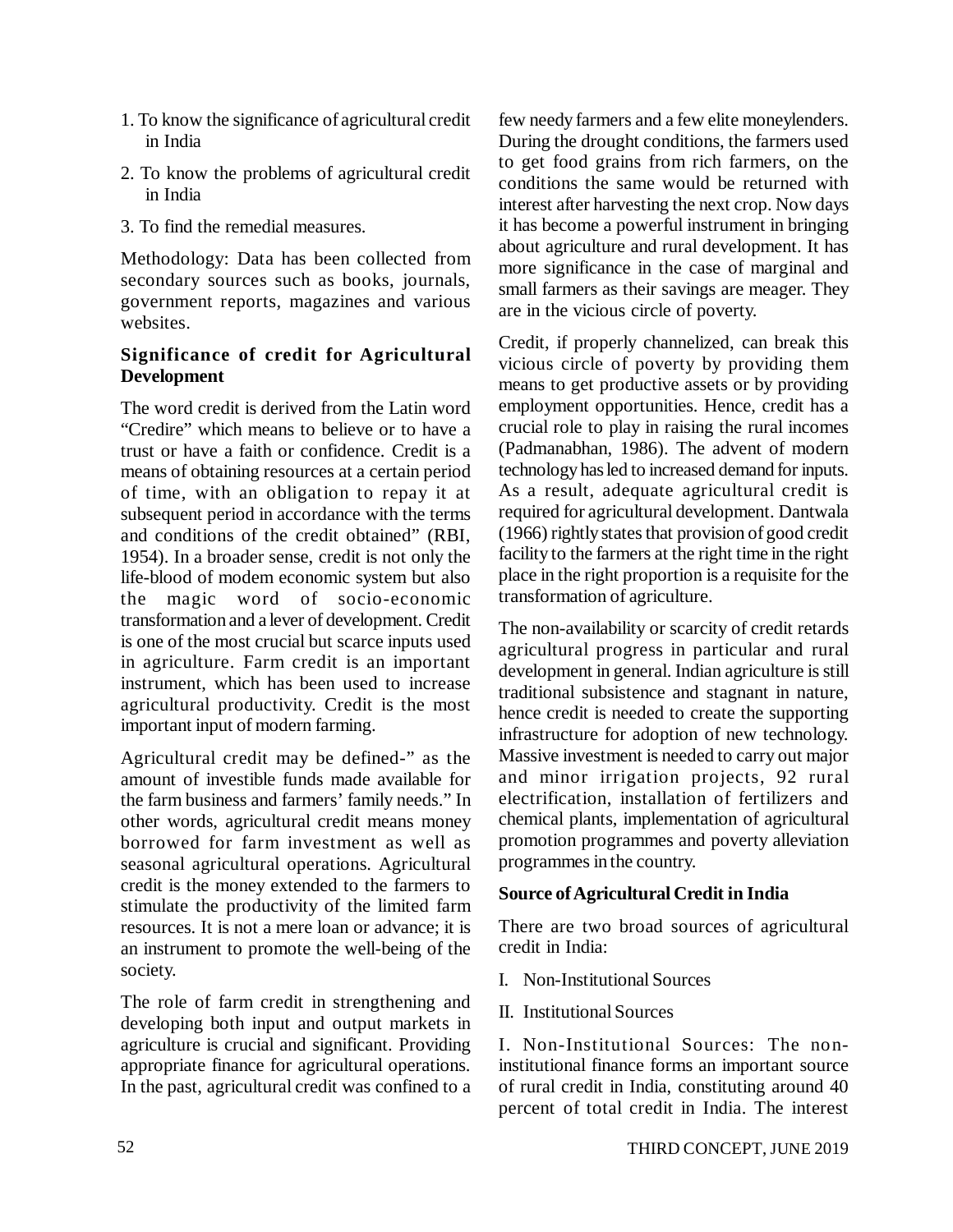1. To know the significance of agricultural credit in India
2. To know the problems of agricultural credit in India
3. To find the remedial measures.

Methodology: Data has been collected from secondary sources such as books, journals, government reports, magazines and various websites.

**Significance of credit for Agricultural Development**

The word credit is derived from the Latin word "Credire" which means to believe or to have a trust or have a faith or confidence. Credit is a means of obtaining resources at a certain period of time, with an obligation to repay it at subsequent period in accordance with the terms and conditions of the credit obtained" (RBI, 1954). In a broader sense, credit is not only the life-blood of modem economic system but also the magic word of socio-economic transformation and a lever of development. Credit is one of the most crucial but scarce inputs used in agriculture. Farm credit is an important instrument, which has been used to increase agricultural productivity. Credit is the most important input of modern farming.

Agricultural credit may be defined-" as the amount of investible funds made available for the farm business and farmers' family needs." In other words, agricultural credit means money borrowed for farm investment as well as seasonal agricultural operations. Agricultural credit is the money extended to the farmers to stimulate the productivity of the limited farm resources. It is not a mere loan or advance; it is an instrument to promote the well-being of the society.

The role of farm credit in strengthening and developing both input and output markets in agriculture is crucial and significant. Providing appropriate finance for agricultural operations. In the past, agricultural credit was confined to a few needy farmers and a few elite moneylenders. During the drought conditions, the farmers used to get food grains from rich farmers, on the conditions the same would be returned with interest after harvesting the next crop. Now days it has become a powerful instrument in bringing about agriculture and rural development. It has more significance in the case of marginal and small farmers as their savings are meager. They are in the vicious circle of poverty.

Credit, if properly channelized, can break this vicious circle of poverty by providing them means to get productive assets or by providing employment opportunities. Hence, credit has a crucial role to play in raising the rural incomes (Padmanabhan, 1986). The advent of modern technology has led to increased demand for inputs. As a result, adequate agricultural credit is required for agricultural development. Dantwala (1966) rightly states that provision of good credit facility to the farmers at the right time in the right place in the right proportion is a requisite for the transformation of agriculture.

The non-availability or scarcity of credit retards agricultural progress in particular and rural development in general. Indian agriculture is still traditional subsistence and stagnant in nature, hence credit is needed to create the supporting infrastructure for adoption of new technology. Massive investment is needed to carry out major and minor irrigation projects, 92 rural electrification, installation of fertilizers and chemical plants, implementation of agricultural promotion programmes and poverty alleviation programmes in the country.

**Source of Agricultural Credit in India**

There are two broad sources of agricultural credit in India:

I. Non-Institutional Sources

II. Institutional Sources

I. Non-Institutional Sources: The non-institutional finance forms an important source of rural credit in India, constituting around 40 percent of total credit in India. The interest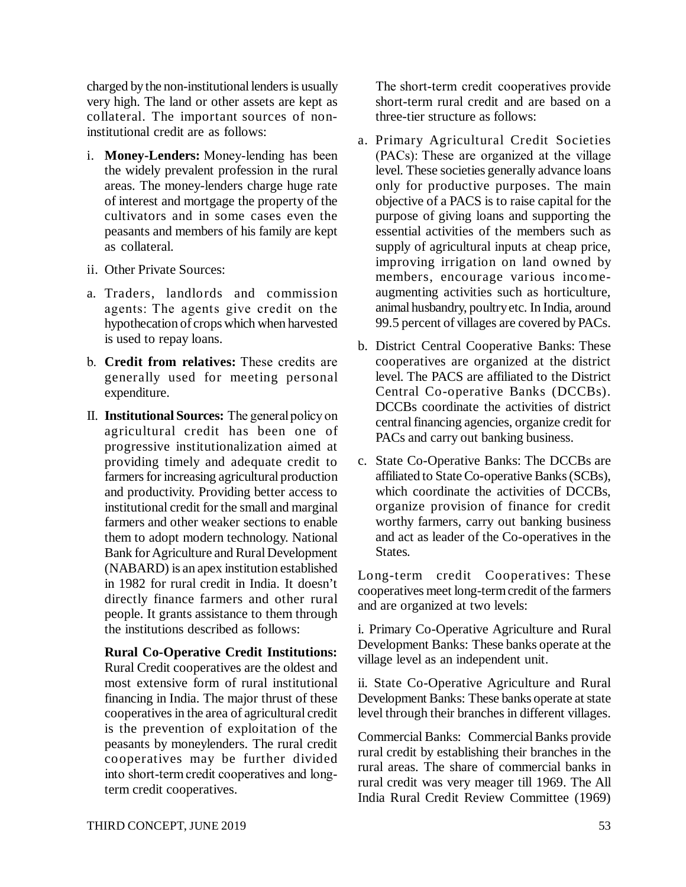charged by the non-institutional lenders is usually very high. The land or other assets are kept as collateral. The important sources of non-institutional credit are as follows:

i. **Money-Lenders:** Money-lending has been the widely prevalent profession in the rural areas. The money-lenders charge huge rate of interest and mortgage the property of the cultivators and in some cases even the peasants and members of his family are kept as collateral.

ii. Other Private Sources:

a. Traders, landlords and commission agents: The agents give credit on the hypothecation of crops which when harvested is used to repay loans.

b. **Credit from relatives:** These credits are generally used for meeting personal expenditure.

II. **Institutional Sources:** The general policy on agricultural credit has been one of progressive institutionalization aimed at providing timely and adequate credit to farmers for increasing agricultural production and productivity. Providing better access to institutional credit for the small and marginal farmers and other weaker sections to enable them to adopt modern technology. National Bank for Agriculture and Rural Development (NABARD) is an apex institution established in 1982 for rural credit in India. It doesn't directly finance farmers and other rural people. It grants assistance to them through the institutions described as follows:

**Rural Co-Operative Credit Institutions:** Rural Credit cooperatives are the oldest and most extensive form of rural institutional financing in India. The major thrust of these cooperatives in the area of agricultural credit is the prevention of exploitation of the peasants by moneylenders. The rural credit cooperatives may be further divided into short-term credit cooperatives and long-term credit cooperatives.

The short-term credit cooperatives provide short-term rural credit and are based on a three-tier structure as follows:

a. Primary Agricultural Credit Societies (PACs): These are organized at the village level. These societies generally advance loans only for productive purposes. The main objective of a PACS is to raise capital for the purpose of giving loans and supporting the essential activities of the members such as supply of agricultural inputs at cheap price, improving irrigation on land owned by members, encourage various income-augmenting activities such as horticulture, animal husbandry, poultry etc. In India, around 99.5 percent of villages are covered by PACs.

b. District Central Cooperative Banks: These cooperatives are organized at the district level. The PACS are affiliated to the District Central Co-operative Banks (DCCBs). DCCBs coordinate the activities of district central financing agencies, organize credit for PACs and carry out banking business.

c. State Co-Operative Banks: The DCCBs are affiliated to State Co-operative Banks (SCBs), which coordinate the activities of DCCBs, organize provision of finance for credit worthy farmers, carry out banking business and act as leader of the Co-operatives in the States.

Long-term credit Cooperatives: These cooperatives meet long-term credit of the farmers and are organized at two levels:

i. Primary Co-Operative Agriculture and Rural Development Banks: These banks operate at the village level as an independent unit.

ii. State Co-Operative Agriculture and Rural Development Banks: These banks operate at state level through their branches in different villages.

Commercial Banks: Commercial Banks provide rural credit by establishing their branches in the rural areas. The share of commercial banks in rural credit was very meager till 1969. The All India Rural Credit Review Committee (1969)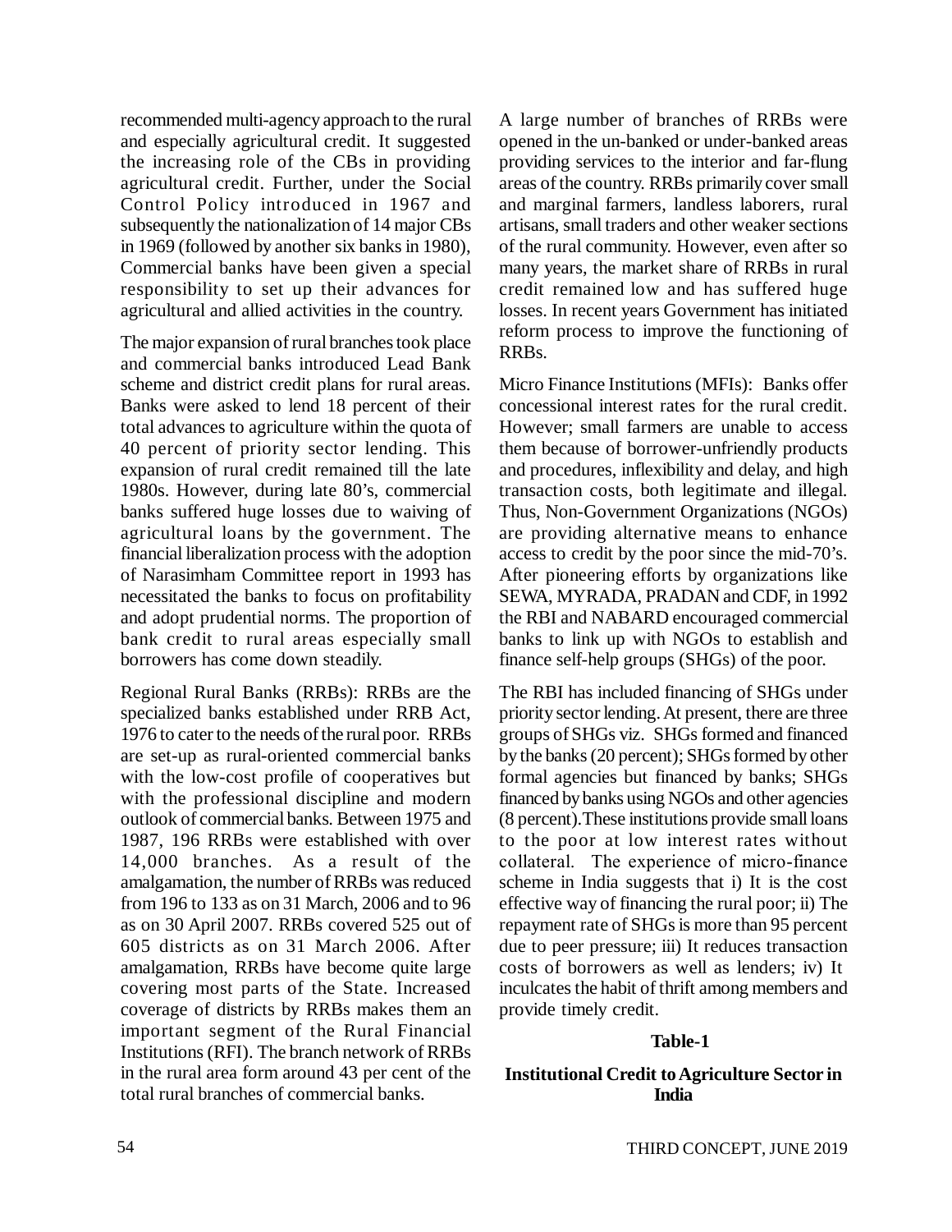recommended multi-agency approach to the rural and especially agricultural credit. It suggested the increasing role of the CBs in providing agricultural credit. Further, under the Social Control Policy introduced in 1967 and subsequently the nationalization of 14 major CBs in 1969 (followed by another six banks in 1980), Commercial banks have been given a special responsibility to set up their advances for agricultural and allied activities in the country.

The major expansion of rural branches took place and commercial banks introduced Lead Bank scheme and district credit plans for rural areas. Banks were asked to lend 18 percent of their total advances to agriculture within the quota of 40 percent of priority sector lending. This expansion of rural credit remained till the late 1980s. However, during late 80's, commercial banks suffered huge losses due to waiving of agricultural loans by the government. The financial liberalization process with the adoption of Narasimham Committee report in 1993 has necessitated the banks to focus on profitability and adopt prudential norms. The proportion of bank credit to rural areas especially small borrowers has come down steadily.

Regional Rural Banks (RRBs): RRBs are the specialized banks established under RRB Act, 1976 to cater to the needs of the rural poor. RRBs are set-up as rural-oriented commercial banks with the low-cost profile of cooperatives but with the professional discipline and modern outlook of commercial banks. Between 1975 and 1987, 196 RRBs were established with over 14,000 branches. As a result of the amalgamation, the number of RRBs was reduced from 196 to 133 as on 31 March, 2006 and to 96 as on 30 April 2007. RRBs covered 525 out of 605 districts as on 31 March 2006. After amalgamation, RRBs have become quite large covering most parts of the State. Increased coverage of districts by RRBs makes them an important segment of the Rural Financial Institutions (RFI). The branch network of RRBs in the rural area form around 43 per cent of the total rural branches of commercial banks.

A large number of branches of RRBs were opened in the un-banked or under-banked areas providing services to the interior and far-flung areas of the country. RRBs primarily cover small and marginal farmers, landless laborers, rural artisans, small traders and other weaker sections of the rural community. However, even after so many years, the market share of RRBs in rural credit remained low and has suffered huge losses. In recent years Government has initiated reform process to improve the functioning of RRBs.

Micro Finance Institutions (MFIs): Banks offer concessional interest rates for the rural credit. However; small farmers are unable to access them because of borrower-unfriendly products and procedures, inflexibility and delay, and high transaction costs, both legitimate and illegal. Thus, Non-Government Organizations (NGOs) are providing alternative means to enhance access to credit by the poor since the mid-70's. After pioneering efforts by organizations like SEWA, MYRADA, PRADAN and CDF, in 1992 the RBI and NABARD encouraged commercial banks to link up with NGOs to establish and finance self-help groups (SHGs) of the poor.

The RBI has included financing of SHGs under priority sector lending. At present, there are three groups of SHGs viz. SHGs formed and financed by the banks (20 percent); SHGs formed by other formal agencies but financed by banks; SHGs financed by banks using NGOs and other agencies (8 percent).These institutions provide small loans to the poor at low interest rates without collateral. The experience of micro-finance scheme in India suggests that i) It is the cost effective way of financing the rural poor; ii) The repayment rate of SHGs is more than 95 percent due to peer pressure; iii) It reduces transaction costs of borrowers as well as lenders; iv) It inculcates the habit of thrift among members and provide timely credit.

**Table-1**

**Institutional Credit to Agriculture Sector in India**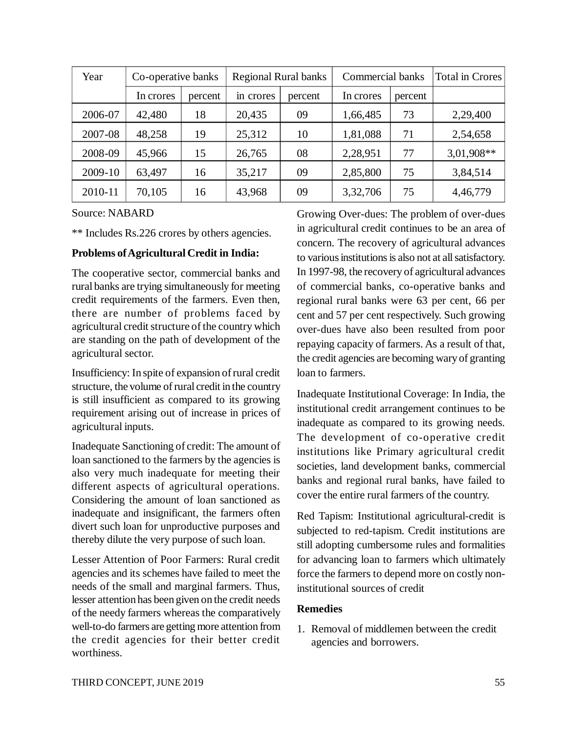| Year | Co-operative banks | | Regional Rural banks | | Commercial banks | | Total in Crores |
|---|---|---|---|---|---|---|---|
| | In crores | percent | in crores | percent | In crores | percent | |
| 2006-07 | 42,480 | 18 | 20,435 | 09 | 1,66,485 | 73 | 2,29,400 |
| 2007-08 | 48,258 | 19 | 25,312 | 10 | 1,81,088 | 71 | 2,54,658 |
| 2008-09 | 45,966 | 15 | 26,765 | 08 | 2,28,951 | 77 | 3,01,908** |
| 2009-10 | 63,497 | 16 | 35,217 | 09 | 2,85,800 | 75 | 3,84,514 |
| 2010-11 | 70,105 | 16 | 43,968 | 09 | 3,32,706 | 75 | 4,46,779 |

Source: NABARD

** Includes Rs.226 crores by others agencies.

**Problems of Agricultural Credit in India:**

The cooperative sector, commercial banks and rural banks are trying simultaneously for meeting credit requirements of the farmers. Even then, there are number of problems faced by agricultural credit structure of the country which are standing on the path of development of the agricultural sector.

Insufficiency: In spite of expansion of rural credit structure, the volume of rural credit in the country is still insufficient as compared to its growing requirement arising out of increase in prices of agricultural inputs.

Inadequate Sanctioning of credit: The amount of loan sanctioned to the farmers by the agencies is also very much inadequate for meeting their different aspects of agricultural operations. Considering the amount of loan sanctioned as inadequate and insignificant, the farmers often divert such loan for unproductive purposes and thereby dilute the very purpose of such loan.

Lesser Attention of Poor Farmers: Rural credit agencies and its schemes have failed to meet the needs of the small and marginal farmers. Thus, lesser attention has been given on the credit needs of the needy farmers whereas the comparatively well-to-do farmers are getting more attention from the credit agencies for their better credit worthiness.

Growing Over-dues: The problem of over-dues in agricultural credit continues to be an area of concern. The recovery of agricultural advances to various institutions is also not at all satisfactory. In 1997-98, the recovery of agricultural advances of commercial banks, co-operative banks and regional rural banks were 63 per cent, 66 per cent and 57 per cent respectively. Such growing over-dues have also been resulted from poor repaying capacity of farmers. As a result of that, the credit agencies are becoming wary of granting loan to farmers.

Inadequate Institutional Coverage: In India, the institutional credit arrangement continues to be inadequate as compared to its growing needs. The development of co-operative credit institutions like Primary agricultural credit societies, land development banks, commercial banks and regional rural banks, have failed to cover the entire rural farmers of the country.

Red Tapism: Institutional agricultural-credit is subjected to red-tapism. Credit institutions are still adopting cumbersome rules and formalities for advancing loan to farmers which ultimately force the farmers to depend more on costly non-institutional sources of credit

**Remedies**

1. Removal of middlemen between the credit agencies and borrowers.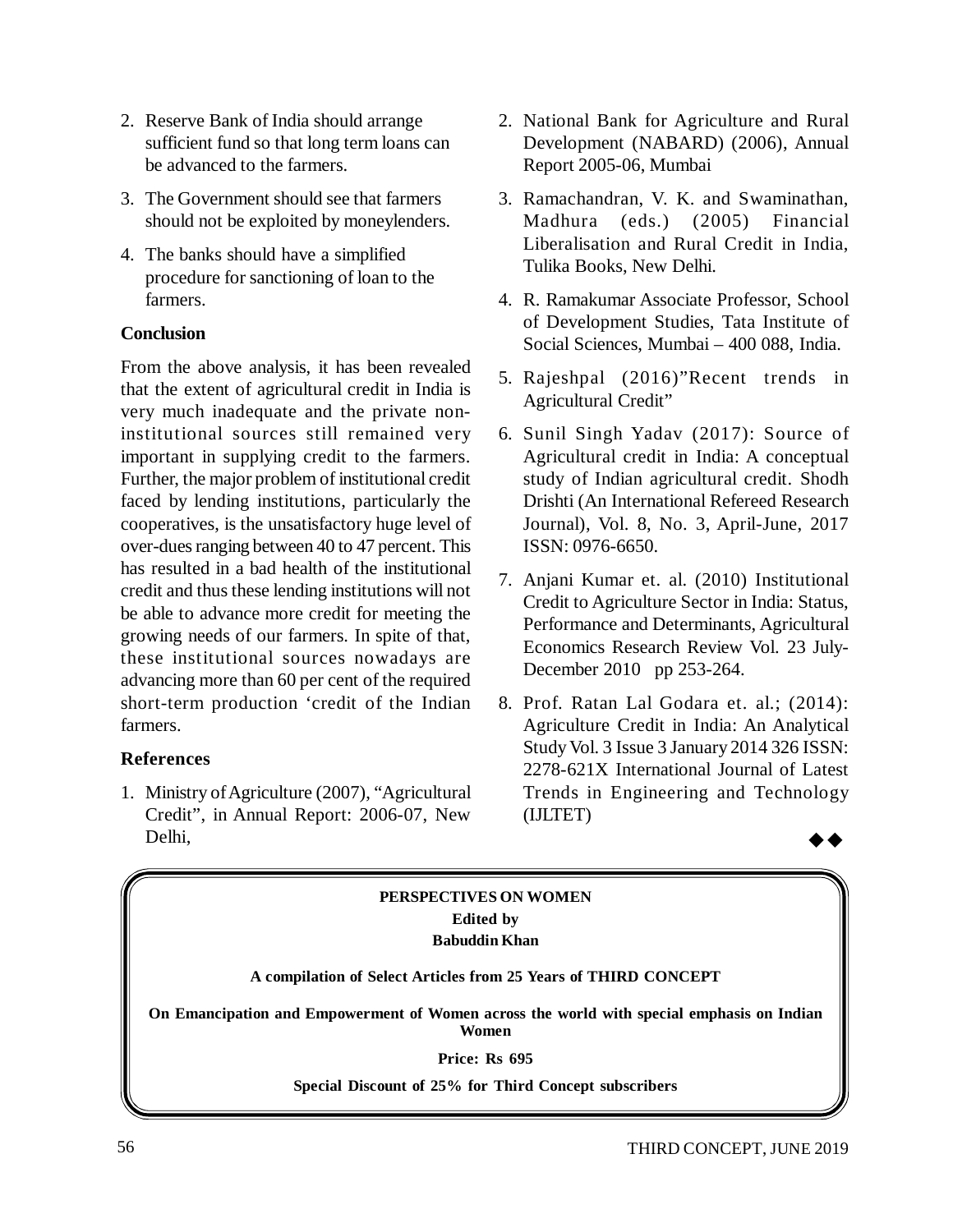2. Reserve Bank of India should arrange sufficient fund so that long term loans can be advanced to the farmers.
3. The Government should see that farmers should not be exploited by moneylenders.
4. The banks should have a simplified procedure for sanctioning of loan to the farmers.

**Conclusion**

From the above analysis, it has been revealed that the extent of agricultural credit in India is very much inadequate and the private non-institutional sources still remained very important in supplying credit to the farmers. Further, the major problem of institutional credit faced by lending institutions, particularly the cooperatives, is the unsatisfactory huge level of over-dues ranging between 40 to 47 percent. This has resulted in a bad health of the institutional credit and thus these lending institutions will not be able to advance more credit for meeting the growing needs of our farmers. In spite of that, these institutional sources nowadays are advancing more than 60 per cent of the required short-term production 'credit of the Indian farmers.

## References

1. Ministry of Agriculture (2007), "Agricultural Credit", in Annual Report: 2006-07, New Delhi,
2. National Bank for Agriculture and Rural Development (NABARD) (2006), Annual Report 2005-06, Mumbai
3. Ramachandran, V. K. and Swaminathan, Madhura (eds.) (2005) Financial Liberalisation and Rural Credit in India, Tulika Books, New Delhi.
4. R. Ramakumar Associate Professor, School of Development Studies, Tata Institute of Social Sciences, Mumbai – 400 088, India.
5. Rajeshpal (2016)"Recent trends in Agricultural Credit"
6. Sunil Singh Yadav (2017): Source of Agricultural credit in India: A conceptual study of Indian agricultural credit. Shodh Drishti (An International Refereed Research Journal), Vol. 8, No. 3, April-June, 2017 ISSN: 0976-6650.
7. Anjani Kumar et. al. (2010) Institutional Credit to Agriculture Sector in India: Status, Performance and Determinants, Agricultural Economics Research Review Vol. 23 July-December 2010 pp 253-264.
8. Prof. Ratan Lal Godara et. al.; (2014): Agriculture Credit in India: An Analytical Study Vol. 3 Issue 3 January 2014 326 ISSN: 2278-621X International Journal of Latest Trends in Engineering and Technology (IJLTET)

◆◆

**PERSPECTIVES ON WOMEN**

**Edited by**

**Babuddin Khan**

**A compilation of Select Articles from 25 Years of THIRD CONCEPT**

**On Emancipation and Empowerment of Women across the world with special emphasis on Indian Women**

**Price: Rs 695**

**Special Discount of 25% for Third Concept subscribers**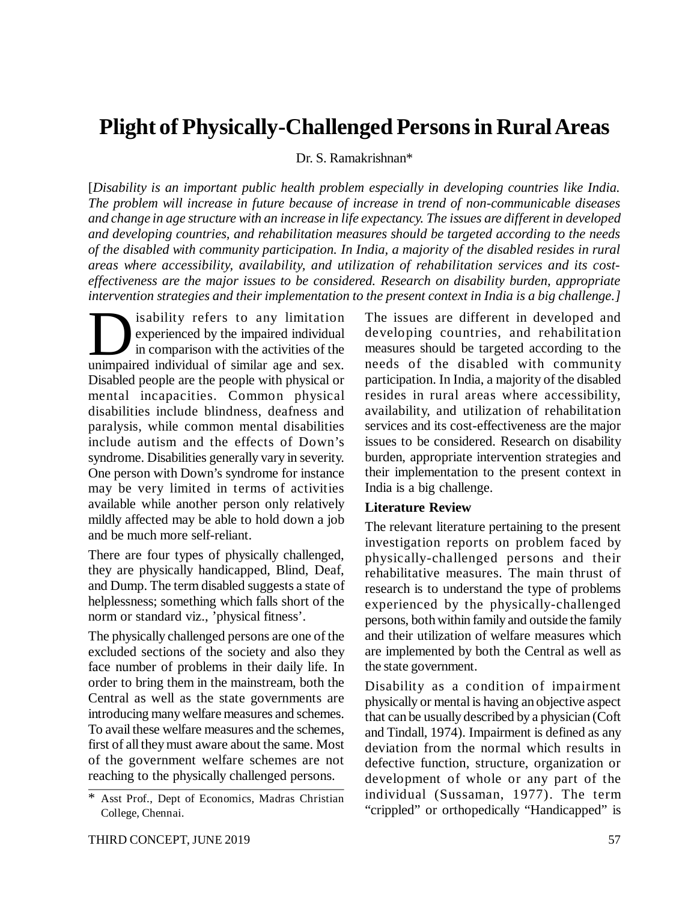# Plight of Physically-Challenged Persons in Rural Areas

Dr. S. Ramakrishnan*

[*Disability is an important public health problem especially in developing countries like India. The problem will increase in future because of increase in trend of non-communicable diseases and change in age structure with an increase in life expectancy. The issues are different in developed and developing countries, and rehabilitation measures should be targeted according to the needs of the disabled with community participation. In India, a majority of the disabled resides in rural areas where accessibility, availability, and utilization of rehabilitation services and its cost-effectiveness are the major issues to be considered. Research on disability burden, appropriate intervention strategies and their implementation to the present context in India is a big challenge.*]

Disability refers to any limitation experienced by the impaired individual in comparison with the activities of the unimpaired individual of similar age and sex. Disabled people are the people with physical or mental incapacities. Common physical disabilities include blindness, deafness and paralysis, while common mental disabilities include autism and the effects of Down's syndrome. Disabilities generally vary in severity. One person with Down's syndrome for instance may be very limited in terms of activities available while another person only relatively mildly affected may be able to hold down a job and be much more self-reliant.

There are four types of physically challenged, they are physically handicapped, Blind, Deaf, and Dump. The term disabled suggests a state of helplessness; something which falls short of the norm or standard viz., 'physical fitness'.

The physically challenged persons are one of the excluded sections of the society and also they face number of problems in their daily life. In order to bring them in the mainstream, both the Central as well as the state governments are introducing many welfare measures and schemes. To avail these welfare measures and the schemes, first of all they must aware about the same. Most of the government welfare schemes are not reaching to the physically challenged persons. The issues are different in developed and developing countries, and rehabilitation measures should be targeted according to the needs of the disabled with community participation. In India, a majority of the disabled resides in rural areas where accessibility, availability, and utilization of rehabilitation services and its cost-effectiveness are the major issues to be considered. Research on disability burden, appropriate intervention strategies and their implementation to the present context in India is a big challenge.

## Literature Review

The relevant literature pertaining to the present investigation reports on problem faced by physically-challenged persons and their rehabilitative measures. The main thrust of research is to understand the type of problems experienced by the physically-challenged persons, both within family and outside the family and their utilization of welfare measures which are implemented by both the Central as well as the state government.

Disability as a condition of impairment physically or mental is having an objective aspect that can be usually described by a physician (Coft and Tindall, 1974). Impairment is defined as any deviation from the normal which results in defective function, structure, organization or development of whole or any part of the individual (Sussaman, 1977). The term "crippled" or orthopedically "Handicapped" is

\* Asst Prof., Dept of Economics, Madras Christian College, Chennai.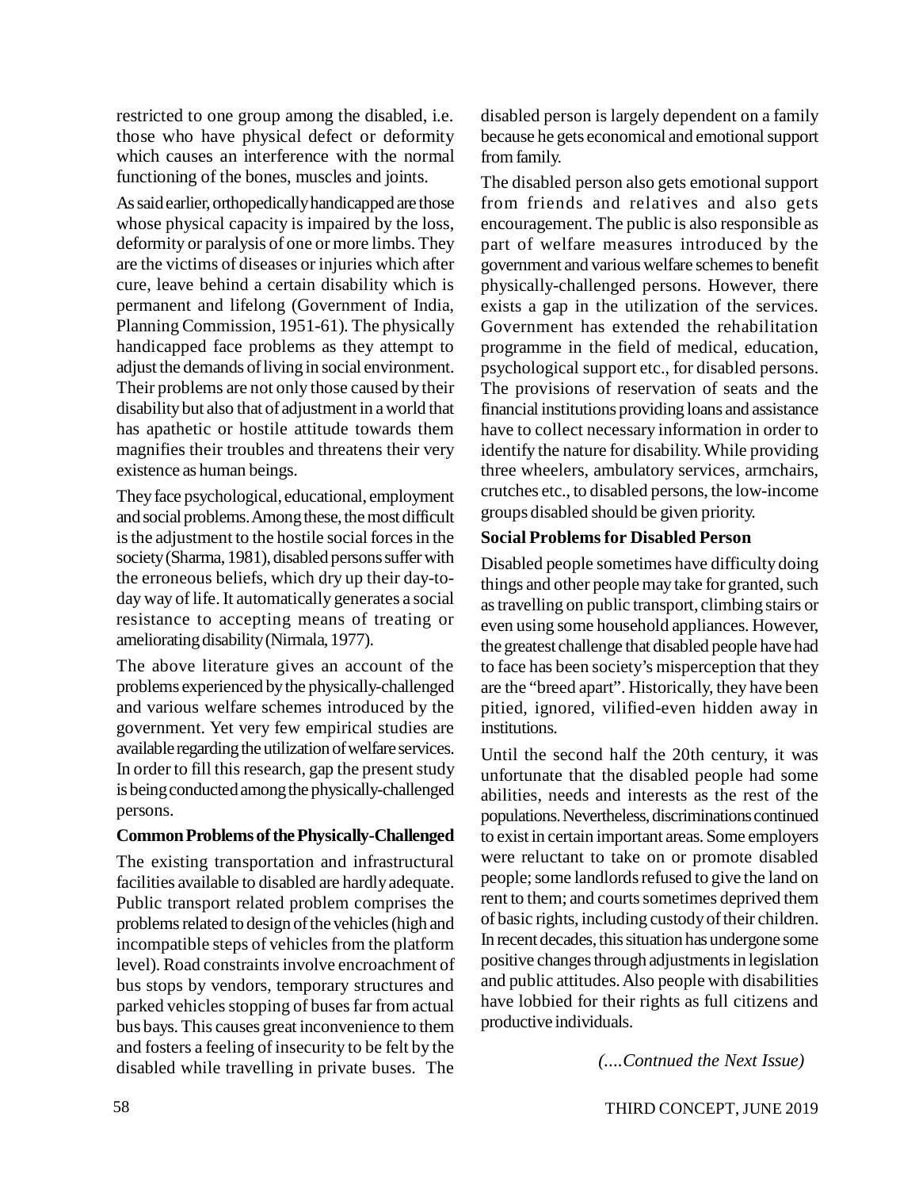restricted to one group among the disabled, i.e. those who have physical defect or deformity which causes an interference with the normal functioning of the bones, muscles and joints.

As said earlier, orthopedically handicapped are those whose physical capacity is impaired by the loss, deformity or paralysis of one or more limbs. They are the victims of diseases or injuries which after cure, leave behind a certain disability which is permanent and lifelong (Government of India, Planning Commission, 1951-61). The physically handicapped face problems as they attempt to adjust the demands of living in social environment. Their problems are not only those caused by their disability but also that of adjustment in a world that has apathetic or hostile attitude towards them magnifies their troubles and threatens their very existence as human beings.

They face psychological, educational, employment and social problems. Among these, the most difficult is the adjustment to the hostile social forces in the society (Sharma, 1981), disabled persons suffer with the erroneous beliefs, which dry up their day-to-day way of life. It automatically generates a social resistance to accepting means of treating or ameliorating disability (Nirmala, 1977).

The above literature gives an account of the problems experienced by the physically-challenged and various welfare schemes introduced by the government. Yet very few empirical studies are available regarding the utilization of welfare services. In order to fill this research, gap the present study is being conducted among the physically-challenged persons.

**Common Problems of the Physically-Challenged**

The existing transportation and infrastructural facilities available to disabled are hardly adequate. Public transport related problem comprises the problems related to design of the vehicles (high and incompatible steps of vehicles from the platform level). Road constraints involve encroachment of bus stops by vendors, temporary structures and parked vehicles stopping of buses far from actual bus bays. This causes great inconvenience to them and fosters a feeling of insecurity to be felt by the disabled while travelling in private buses. The disabled person is largely dependent on a family because he gets economical and emotional support from family.

The disabled person also gets emotional support from friends and relatives and also gets encouragement. The public is also responsible as part of welfare measures introduced by the government and various welfare schemes to benefit physically-challenged persons. However, there exists a gap in the utilization of the services. Government has extended the rehabilitation programme in the field of medical, education, psychological support etc., for disabled persons. The provisions of reservation of seats and the financial institutions providing loans and assistance have to collect necessary information in order to identify the nature for disability. While providing three wheelers, ambulatory services, armchairs, crutches etc., to disabled persons, the low-income groups disabled should be given priority.

**Social Problems for Disabled Person**

Disabled people sometimes have difficulty doing things and other people may take for granted, such as travelling on public transport, climbing stairs or even using some household appliances. However, the greatest challenge that disabled people have had to face has been society's misperception that they are the "breed apart". Historically, they have been pitied, ignored, vilified-even hidden away in institutions.

Until the second half the 20th century, it was unfortunate that the disabled people had some abilities, needs and interests as the rest of the populations. Nevertheless, discriminations continued to exist in certain important areas. Some employers were reluctant to take on or promote disabled people; some landlords refused to give the land on rent to them; and courts sometimes deprived them of basic rights, including custody of their children. In recent decades, this situation has undergone some positive changes through adjustments in legislation and public attitudes. Also people with disabilities have lobbied for their rights as full citizens and productive individuals.

*(....Contnued the Next Issue)*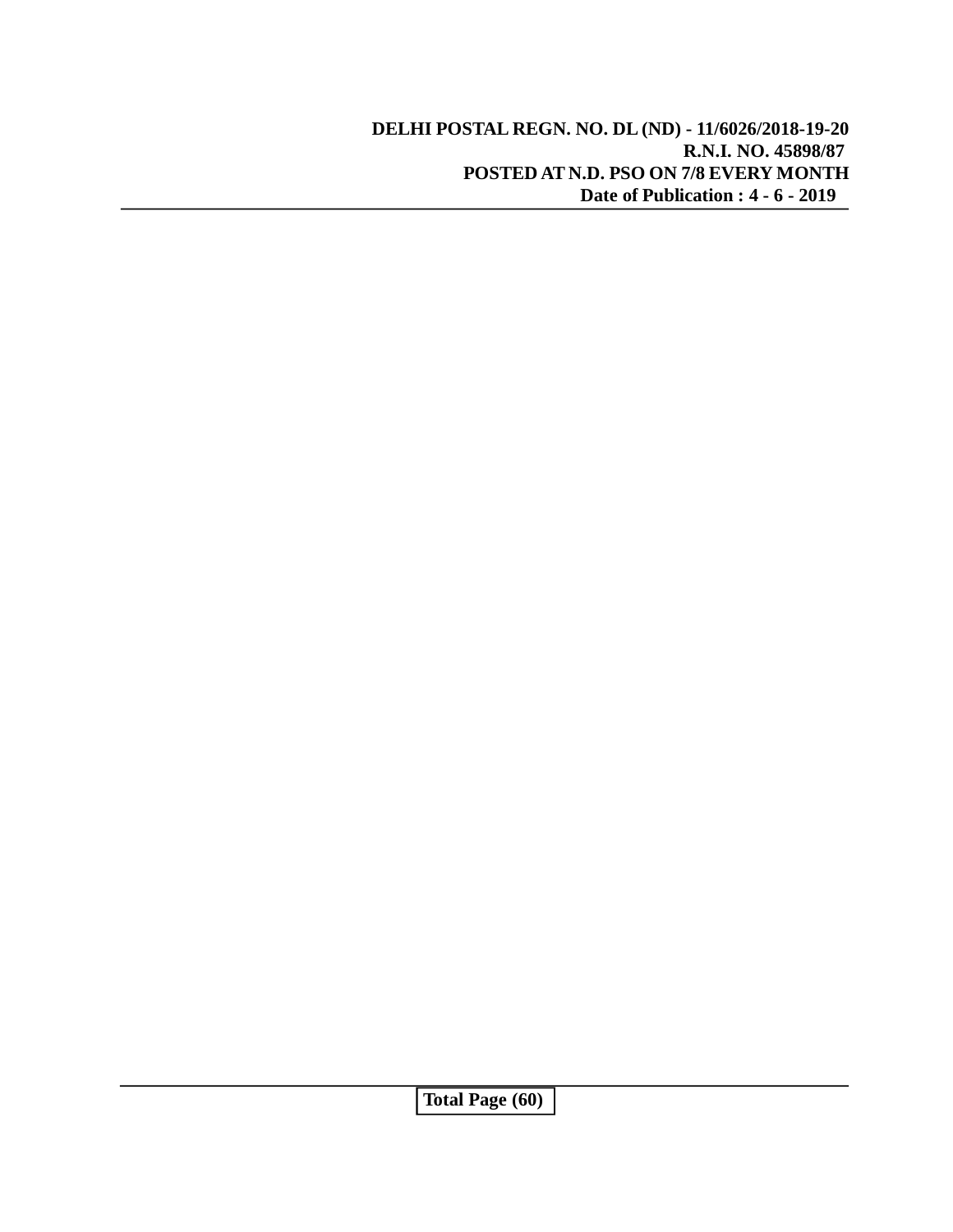**DELHI POSTAL REGN. NO. DL (ND) - 11/6026/2018-19-20**
**R.N.I. NO. 45898/87**
**POSTED AT N.D. PSO ON 7/8 EVERY MONTH**
**Date of Publication : 4 - 6 - 2019**

**Total Page (60)**